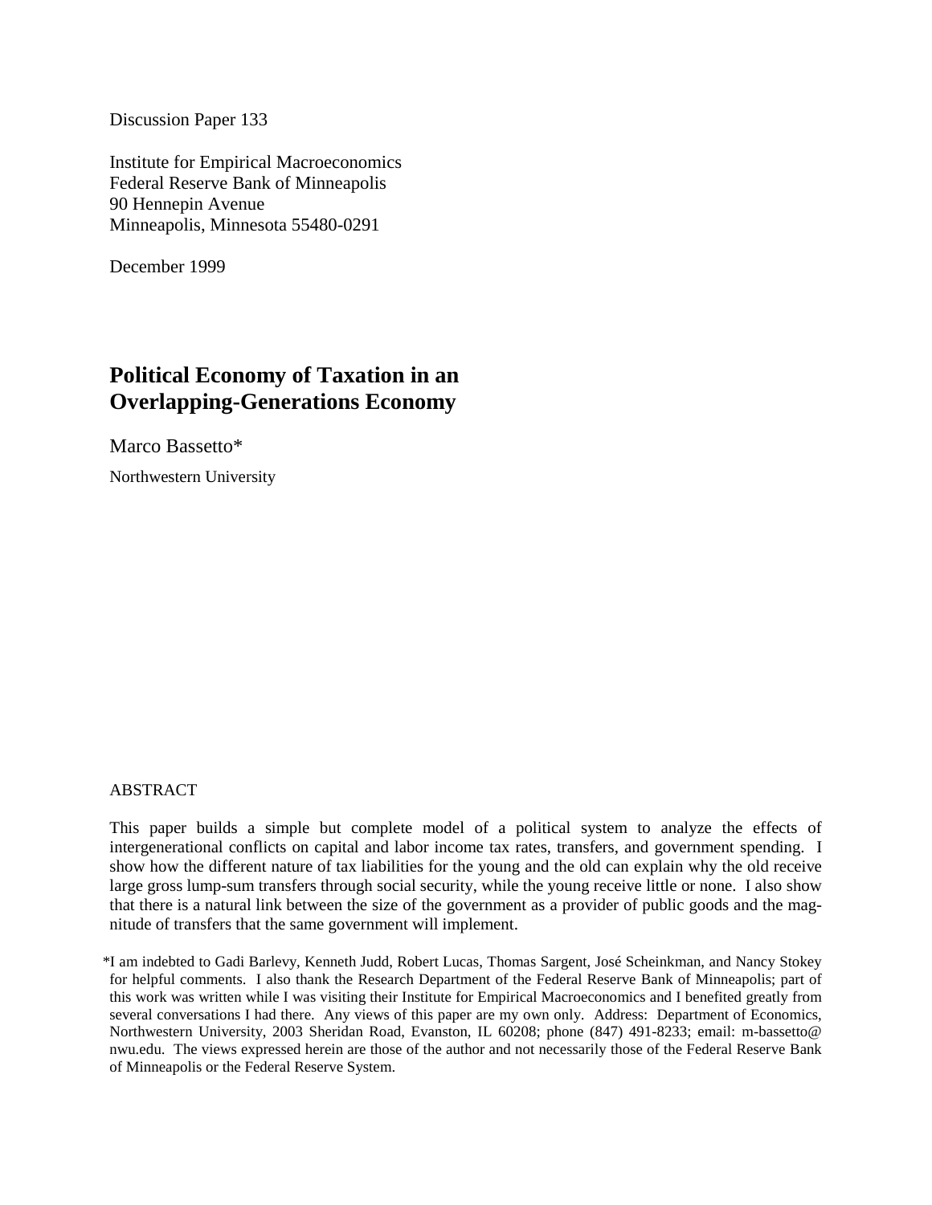Discussion Paper 133

Institute for Empirical Macroeconomics
Federal Reserve Bank of Minneapolis
90 Hennepin Avenue
Minneapolis, Minnesota 55480-0291

December 1999

# Political Economy of Taxation in an Overlapping-Generations Economy

Marco Bassetto*

Northwestern University

ABSTRACT

This paper builds a simple but complete model of a political system to analyze the effects of intergenerational conflicts on capital and labor income tax rates, transfers, and government spending. I show how the different nature of tax liabilities for the young and the old can explain why the old receive large gross lump-sum transfers through social security, while the young receive little or none. I also show that there is a natural link between the size of the government as a provider of public goods and the magnitude of transfers that the same government will implement.

*I am indebted to Gadi Barlevy, Kenneth Judd, Robert Lucas, Thomas Sargent, José Scheinkman, and Nancy Stokey for helpful comments. I also thank the Research Department of the Federal Reserve Bank of Minneapolis; part of this work was written while I was visiting their Institute for Empirical Macroeconomics and I benefited greatly from several conversations I had there. Any views of this paper are my own only. Address: Department of Economics, Northwestern University, 2003 Sheridan Road, Evanston, IL 60208; phone (847) 491-8233; email: m-bassetto@nwu.edu. The views expressed herein are those of the author and not necessarily those of the Federal Reserve Bank of Minneapolis or the Federal Reserve System.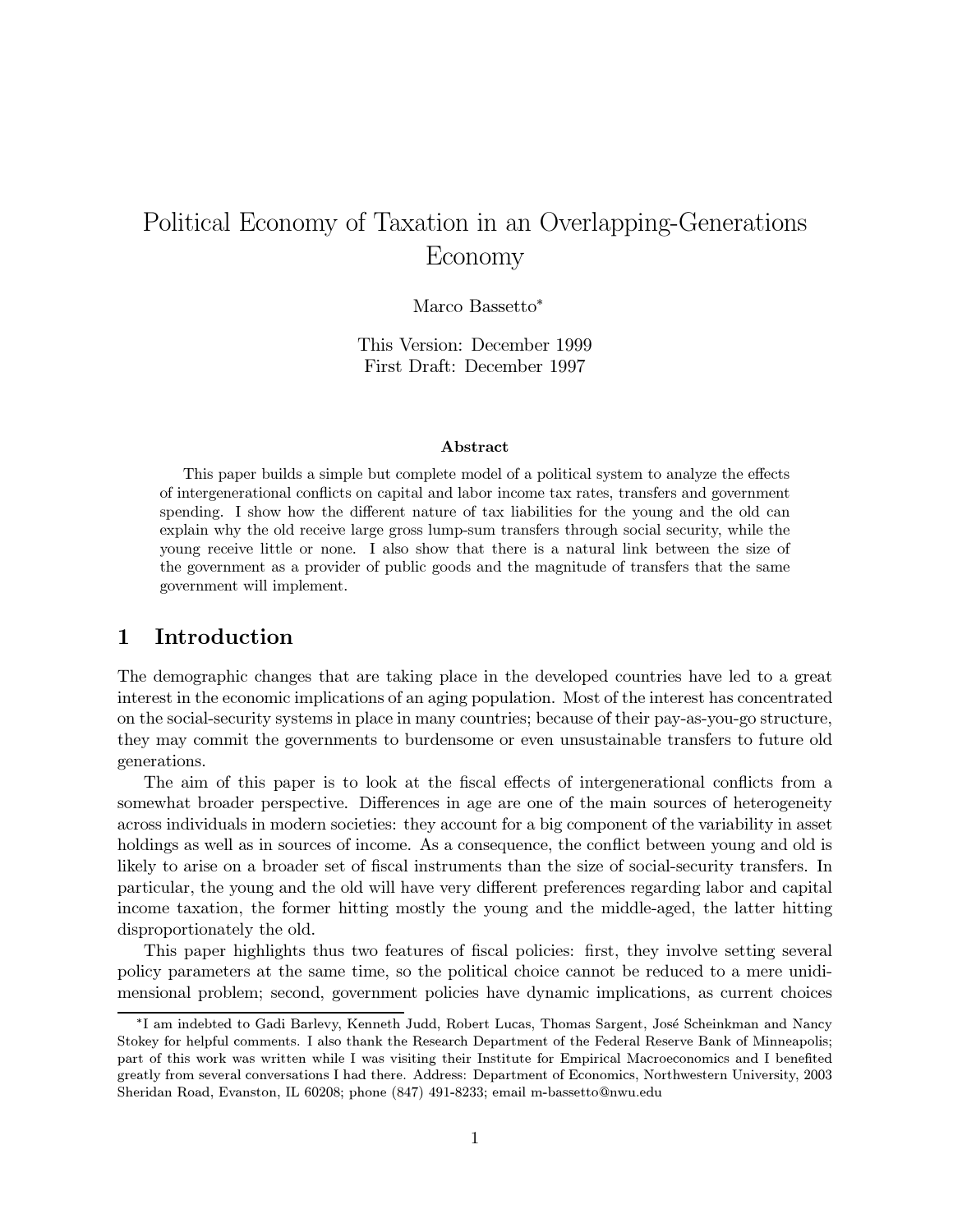# Political Economy of Taxation in an Overlapping-Generations Economy

Marco Bassetto*

This Version: December 1999
First Draft: December 1997

**Abstract**

This paper builds a simple but complete model of a political system to analyze the effects of intergenerational conflicts on capital and labor income tax rates, transfers and government spending. I show how the different nature of tax liabilities for the young and the old can explain why the old receive large gross lump-sum transfers through social security, while the young receive little or none. I also show that there is a natural link between the size of the government as a provider of public goods and the magnitude of transfers that the same government will implement.

## 1 Introduction

The demographic changes that are taking place in the developed countries have led to a great interest in the economic implications of an aging population. Most of the interest has concentrated on the social-security systems in place in many countries; because of their pay-as-you-go structure, they may commit the governments to burdensome or even unsustainable transfers to future old generations.

The aim of this paper is to look at the fiscal effects of intergenerational conflicts from a somewhat broader perspective. Differences in age are one of the main sources of heterogeneity across individuals in modern societies: they account for a big component of the variability in asset holdings as well as in sources of income. As a consequence, the conflict between young and old is likely to arise on a broader set of fiscal instruments than the size of social-security transfers. In particular, the young and the old will have very different preferences regarding labor and capital income taxation, the former hitting mostly the young and the middle-aged, the latter hitting disproportionately the old.

This paper highlights thus two features of fiscal policies: first, they involve setting several policy parameters at the same time, so the political choice cannot be reduced to a mere unidimensional problem; second, government policies have dynamic implications, as current choices

*I am indebted to Gadi Barlevy, Kenneth Judd, Robert Lucas, Thomas Sargent, José Scheinkman and Nancy Stokey for helpful comments. I also thank the Research Department of the Federal Reserve Bank of Minneapolis; part of this work was written while I was visiting their Institute for Empirical Macroeconomics and I benefited greatly from several conversations I had there. Address: Department of Economics, Northwestern University, 2003 Sheridan Road, Evanston, IL 60208; phone (847) 491-8233; email m-bassetto@nwu.edu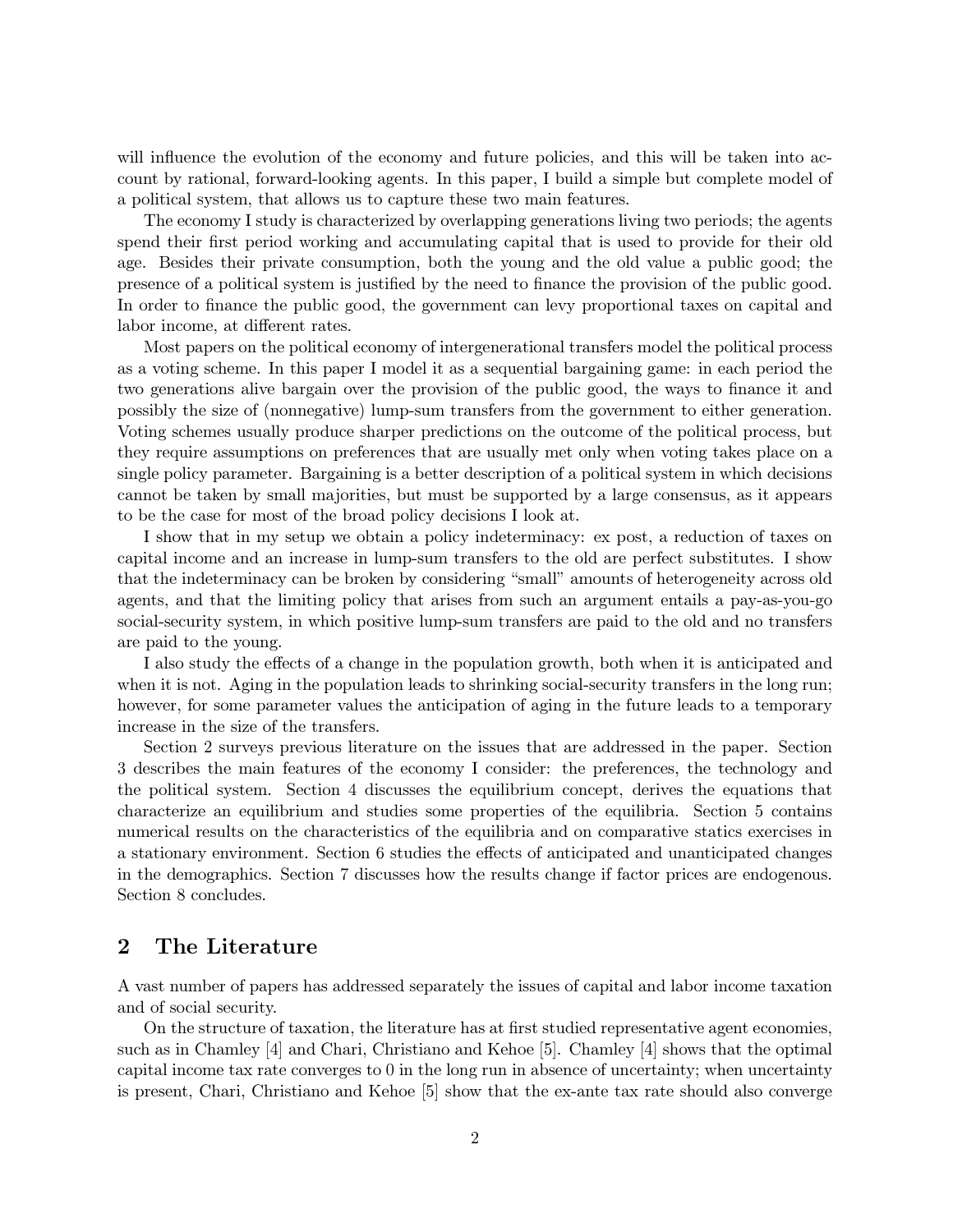will influence the evolution of the economy and future policies, and this will be taken into account by rational, forward-looking agents. In this paper, I build a simple but complete model of a political system, that allows us to capture these two main features.

The economy I study is characterized by overlapping generations living two periods; the agents spend their first period working and accumulating capital that is used to provide for their old age. Besides their private consumption, both the young and the old value a public good; the presence of a political system is justified by the need to finance the provision of the public good. In order to finance the public good, the government can levy proportional taxes on capital and labor income, at different rates.

Most papers on the political economy of intergenerational transfers model the political process as a voting scheme. In this paper I model it as a sequential bargaining game: in each period the two generations alive bargain over the provision of the public good, the ways to finance it and possibly the size of (nonnegative) lump-sum transfers from the government to either generation. Voting schemes usually produce sharper predictions on the outcome of the political process, but they require assumptions on preferences that are usually met only when voting takes place on a single policy parameter. Bargaining is a better description of a political system in which decisions cannot be taken by small majorities, but must be supported by a large consensus, as it appears to be the case for most of the broad policy decisions I look at.

I show that in my setup we obtain a policy indeterminacy: ex post, a reduction of taxes on capital income and an increase in lump-sum transfers to the old are perfect substitutes. I show that the indeterminacy can be broken by considering "small" amounts of heterogeneity across old agents, and that the limiting policy that arises from such an argument entails a pay-as-you-go social-security system, in which positive lump-sum transfers are paid to the old and no transfers are paid to the young.

I also study the effects of a change in the population growth, both when it is anticipated and when it is not. Aging in the population leads to shrinking social-security transfers in the long run; however, for some parameter values the anticipation of aging in the future leads to a temporary increase in the size of the transfers.

Section 2 surveys previous literature on the issues that are addressed in the paper. Section 3 describes the main features of the economy I consider: the preferences, the technology and the political system. Section 4 discusses the equilibrium concept, derives the equations that characterize an equilibrium and studies some properties of the equilibria. Section 5 contains numerical results on the characteristics of the equilibria and on comparative statics exercises in a stationary environment. Section 6 studies the effects of anticipated and unanticipated changes in the demographics. Section 7 discusses how the results change if factor prices are endogenous. Section 8 concludes.

## 2 The Literature

A vast number of papers has addressed separately the issues of capital and labor income taxation and of social security.

On the structure of taxation, the literature has at first studied representative agent economies, such as in Chamley [4] and Chari, Christiano and Kehoe [5]. Chamley [4] shows that the optimal capital income tax rate converges to 0 in the long run in absence of uncertainty; when uncertainty is present, Chari, Christiano and Kehoe [5] show that the ex-ante tax rate should also converge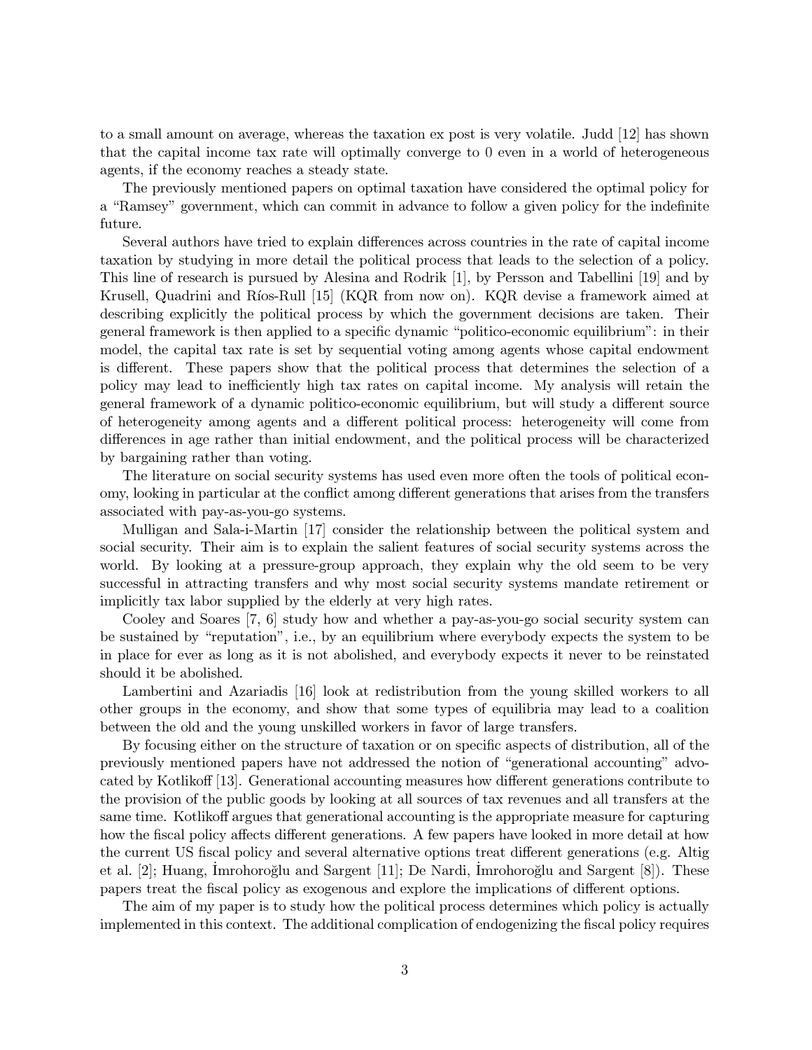to a small amount on average, whereas the taxation ex post is very volatile. Judd [12] has shown that the capital income tax rate will optimally converge to 0 even in a world of heterogeneous agents, if the economy reaches a steady state.

The previously mentioned papers on optimal taxation have considered the optimal policy for a "Ramsey" government, which can commit in advance to follow a given policy for the indefinite future.

Several authors have tried to explain differences across countries in the rate of capital income taxation by studying in more detail the political process that leads to the selection of a policy. This line of research is pursued by Alesina and Rodrik [1], by Persson and Tabellini [19] and by Krusell, Quadrini and Ríos-Rull [15] (KQR from now on). KQR devise a framework aimed at describing explicitly the political process by which the government decisions are taken. Their general framework is then applied to a specific dynamic "politico-economic equilibrium": in their model, the capital tax rate is set by sequential voting among agents whose capital endowment is different. These papers show that the political process that determines the selection of a policy may lead to inefficiently high tax rates on capital income. My analysis will retain the general framework of a dynamic politico-economic equilibrium, but will study a different source of heterogeneity among agents and a different political process: heterogeneity will come from differences in age rather than initial endowment, and the political process will be characterized by bargaining rather than voting.

The literature on social security systems has used even more often the tools of political economy, looking in particular at the conflict among different generations that arises from the transfers associated with pay-as-you-go systems.

Mulligan and Sala-i-Martin [17] consider the relationship between the political system and social security. Their aim is to explain the salient features of social security systems across the world. By looking at a pressure-group approach, they explain why the old seem to be very successful in attracting transfers and why most social security systems mandate retirement or implicitly tax labor supplied by the elderly at very high rates.

Cooley and Soares [7, 6] study how and whether a pay-as-you-go social security system can be sustained by "reputation", i.e., by an equilibrium where everybody expects the system to be in place for ever as long as it is not abolished, and everybody expects it never to be reinstated should it be abolished.

Lambertini and Azariadis [16] look at redistribution from the young skilled workers to all other groups in the economy, and show that some types of equilibria may lead to a coalition between the old and the young unskilled workers in favor of large transfers.

By focusing either on the structure of taxation or on specific aspects of distribution, all of the previously mentioned papers have not addressed the notion of "generational accounting" advocated by Kotlikoff [13]. Generational accounting measures how different generations contribute to the provision of the public goods by looking at all sources of tax revenues and all transfers at the same time. Kotlikoff argues that generational accounting is the appropriate measure for capturing how the fiscal policy affects different generations. A few papers have looked in more detail at how the current US fiscal policy and several alternative options treat different generations (e.g. Altig et al. [2]; Huang, İmrohoroğlu and Sargent [11]; De Nardi, İmrohoroğlu and Sargent [8]). These papers treat the fiscal policy as exogenous and explore the implications of different options.

The aim of my paper is to study how the political process determines which policy is actually implemented in this context. The additional complication of endogenizing the fiscal policy requires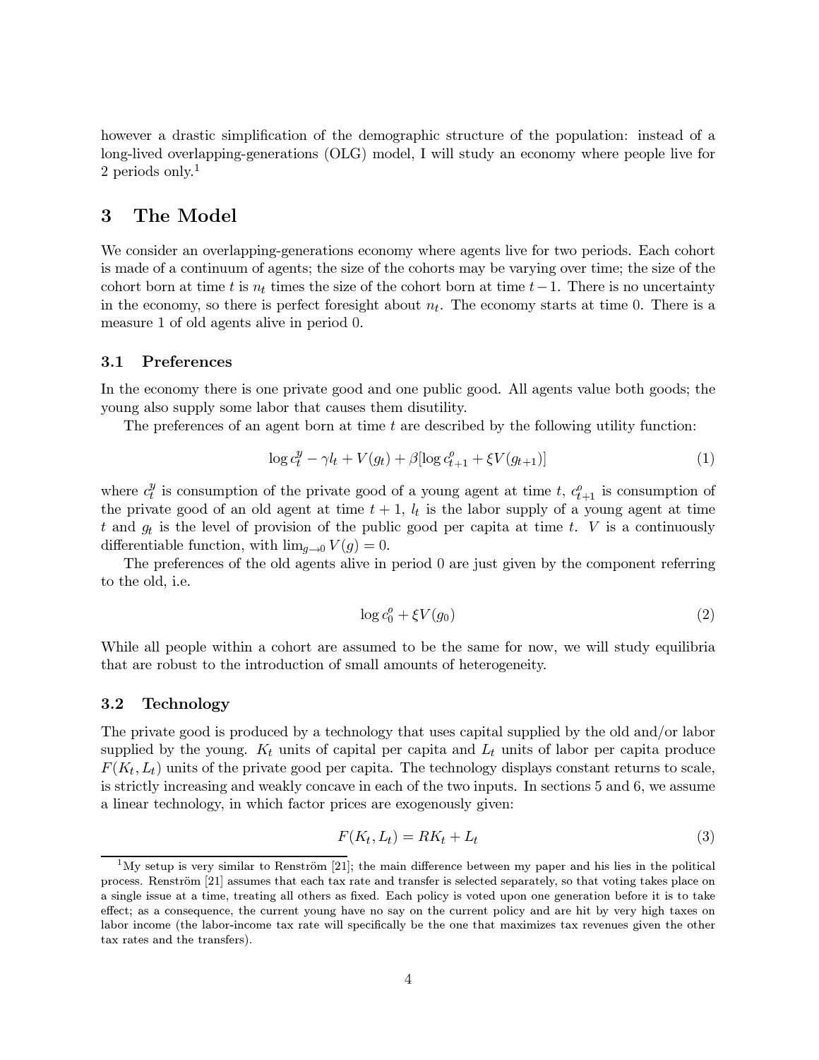however a drastic simplification of the demographic structure of the population: instead of a long-lived overlapping-generations (OLG) model, I will study an economy where people live for 2 periods only.[1]

## 3 The Model

We consider an overlapping-generations economy where agents live for two periods. Each cohort is made of a continuum of agents; the size of the cohorts may be varying over time; the size of the cohort born at time $t$ is $n_t$ times the size of the cohort born at time $t-1$. There is no uncertainty in the economy, so there is perfect foresight about $n_t$. The economy starts at time 0. There is a measure 1 of old agents alive in period 0.

### 3.1 Preferences

In the economy there is one private good and one public good. All agents value both goods; the young also supply some labor that causes them disutility.

The preferences of an agent born at time $t$ are described by the following utility function:

$$\log c_t^y - \gamma l_t + V(g_t) + \beta[\log c_{t+1}^o + \xi V(g_{t+1})] \tag{1}$$

where $c_t^y$ is consumption of the private good of a young agent at time $t$, $c_{t+1}^o$ is consumption of the private good of an old agent at time $t+1$, $l_t$ is the labor supply of a young agent at time $t$ and $g_t$ is the level of provision of the public good per capita at time $t$. $V$ is a continuously differentiable function, with $\lim_{g \to 0} V(g) = 0$.

The preferences of the old agents alive in period 0 are just given by the component referring to the old, i.e.

$$\log c_0^o + \xi V(g_0) \tag{2}$$

While all people within a cohort are assumed to be the same for now, we will study equilibria that are robust to the introduction of small amounts of heterogeneity.

### 3.2 Technology

The private good is produced by a technology that uses capital supplied by the old and/or labor supplied by the young. $K_t$ units of capital per capita and $L_t$ units of labor per capita produce $F(K_t, L_t)$ units of the private good per capita. The technology displays constant returns to scale, is strictly increasing and weakly concave in each of the two inputs. In sections 5 and 6, we assume a linear technology, in which factor prices are exogenously given:

$$F(K_t, L_t) = RK_t + L_t \tag{3}$$

[1] My setup is very similar to Renström [21]; the main difference between my paper and his lies in the political process. Renström [21] assumes that each tax rate and transfer is selected separately, so that voting takes place on a single issue at a time, treating all others as fixed. Each policy is voted upon one generation before it is to take effect; as a consequence, the current young have no say on the current policy and are hit by very high taxes on labor income (the labor-income tax rate will specifically be the one that maximizes tax revenues given the other tax rates and the transfers).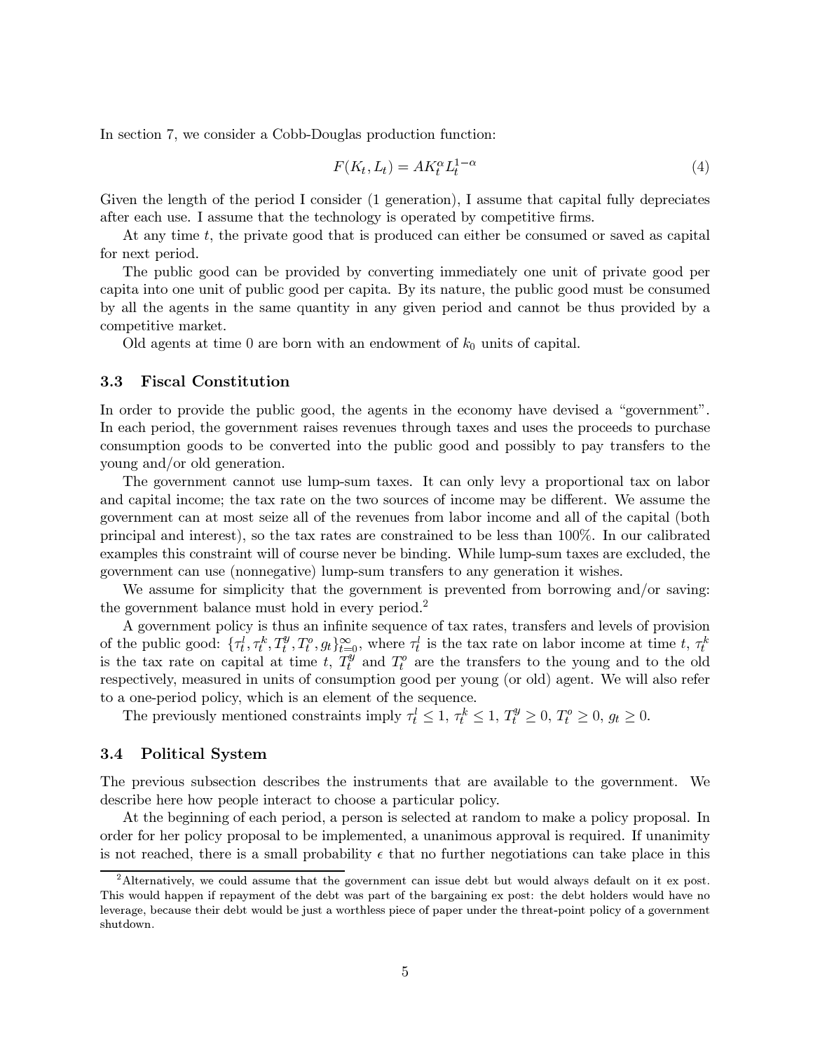In section 7, we consider a Cobb-Douglas production function:

$$F(K_t, L_t) = AK_t^{\alpha} L_t^{1-\alpha} \tag{4}$$

Given the length of the period I consider (1 generation), I assume that capital fully depreciates after each use. I assume that the technology is operated by competitive firms.

At any time $t$, the private good that is produced can either be consumed or saved as capital for next period.

The public good can be provided by converting immediately one unit of private good per capita into one unit of public good per capita. By its nature, the public good must be consumed by all the agents in the same quantity in any given period and cannot be thus provided by a competitive market.

Old agents at time 0 are born with an endowment of $k_0$ units of capital.

### 3.3 Fiscal Constitution

In order to provide the public good, the agents in the economy have devised a "government". In each period, the government raises revenues through taxes and uses the proceeds to purchase consumption goods to be converted into the public good and possibly to pay transfers to the young and/or old generation.

The government cannot use lump-sum taxes. It can only levy a proportional tax on labor and capital income; the tax rate on the two sources of income may be different. We assume the government can at most seize all of the revenues from labor income and all of the capital (both principal and interest), so the tax rates are constrained to be less than 100%. In our calibrated examples this constraint will of course never be binding. While lump-sum taxes are excluded, the government can use (nonnegative) lump-sum transfers to any generation it wishes.

We assume for simplicity that the government is prevented from borrowing and/or saving: the government balance must hold in every period.[2]

A government policy is thus an infinite sequence of tax rates, transfers and levels of provision of the public good: $\{\tau_t^l, \tau_t^k, T_t^y, T_t^o, g_t\}_{t=0}^{\infty}$, where $\tau_t^l$ is the tax rate on labor income at time $t$, $\tau_t^k$ is the tax rate on capital at time $t$, $T_t^y$ and $T_t^o$ are the transfers to the young and to the old respectively, measured in units of consumption good per young (or old) agent. We will also refer to a one-period policy, which is an element of the sequence.

The previously mentioned constraints imply $\tau_t^l \leq 1$, $\tau_t^k \leq 1$, $T_t^y \geq 0$, $T_t^o \geq 0$, $g_t \geq 0$.

### 3.4 Political System

The previous subsection describes the instruments that are available to the government. We describe here how people interact to choose a particular policy.

At the beginning of each period, a person is selected at random to make a policy proposal. In order for her policy proposal to be implemented, a unanimous approval is required. If unanimity is not reached, there is a small probability $\epsilon$ that no further negotiations can take place in this

---

[2] Alternatively, we could assume that the government can issue debt but would always default on it ex post. This would happen if repayment of the debt was part of the bargaining ex post: the debt holders would have no leverage, because their debt would be just a worthless piece of paper under the threat-point policy of a government shutdown.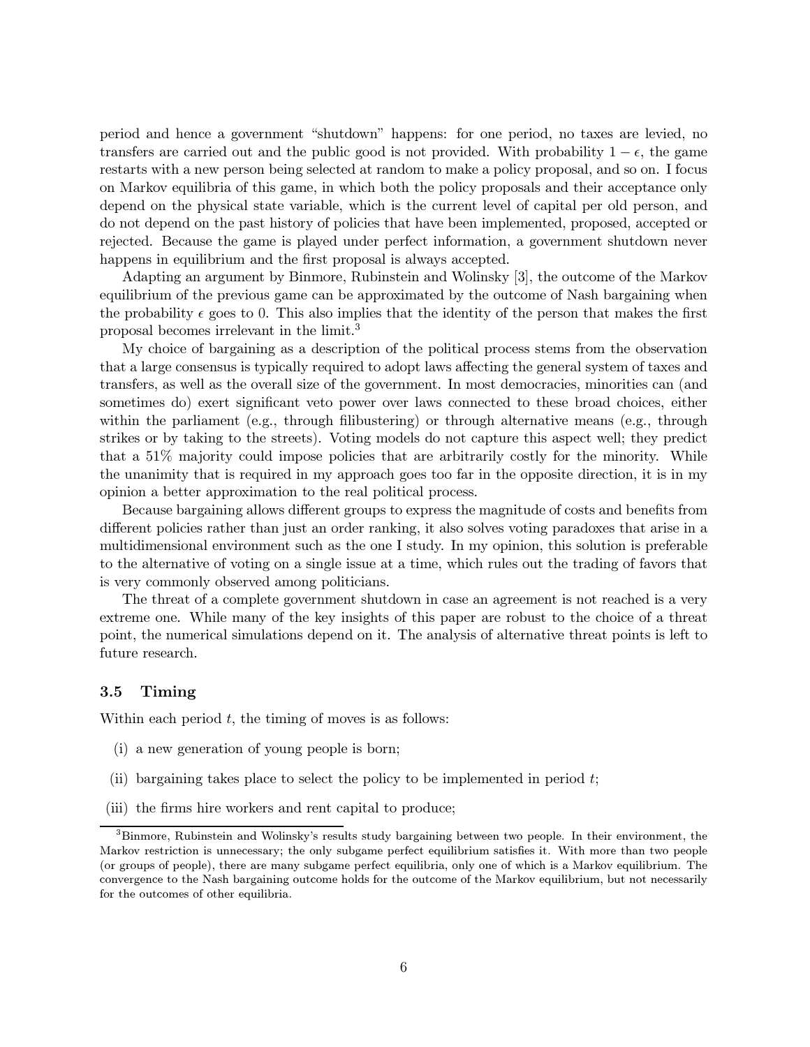period and hence a government "shutdown" happens: for one period, no taxes are levied, no transfers are carried out and the public good is not provided. With probability $1-\epsilon$, the game restarts with a new person being selected at random to make a policy proposal, and so on. I focus on Markov equilibria of this game, in which both the policy proposals and their acceptance only depend on the physical state variable, which is the current level of capital per old person, and do not depend on the past history of policies that have been implemented, proposed, accepted or rejected. Because the game is played under perfect information, a government shutdown never happens in equilibrium and the first proposal is always accepted.

Adapting an argument by Binmore, Rubinstein and Wolinsky [3], the outcome of the Markov equilibrium of the previous game can be approximated by the outcome of Nash bargaining when the probability $\epsilon$ goes to 0. This also implies that the identity of the person that makes the first proposal becomes irrelevant in the limit.[3]

My choice of bargaining as a description of the political process stems from the observation that a large consensus is typically required to adopt laws affecting the general system of taxes and transfers, as well as the overall size of the government. In most democracies, minorities can (and sometimes do) exert significant veto power over laws connected to these broad choices, either within the parliament (e.g., through filibustering) or through alternative means (e.g., through strikes or by taking to the streets). Voting models do not capture this aspect well; they predict that a 51% majority could impose policies that are arbitrarily costly for the minority. While the unanimity that is required in my approach goes too far in the opposite direction, it is in my opinion a better approximation to the real political process.

Because bargaining allows different groups to express the magnitude of costs and benefits from different policies rather than just an order ranking, it also solves voting paradoxes that arise in a multidimensional environment such as the one I study. In my opinion, this solution is preferable to the alternative of voting on a single issue at a time, which rules out the trading of favors that is very commonly observed among politicians.

The threat of a complete government shutdown in case an agreement is not reached is a very extreme one. While many of the key insights of this paper are robust to the choice of a threat point, the numerical simulations depend on it. The analysis of alternative threat points is left to future research.

### 3.5 Timing

Within each period $t$, the timing of moves is as follows:

(i) a new generation of young people is born;

(ii) bargaining takes place to select the policy to be implemented in period $t$;

(iii) the firms hire workers and rent capital to produce;

[3] Binmore, Rubinstein and Wolinsky's results study bargaining between two people. In their environment, the Markov restriction is unnecessary; the only subgame perfect equilibrium satisfies it. With more than two people (or groups of people), there are many subgame perfect equilibria, only one of which is a Markov equilibrium. The convergence to the Nash bargaining outcome holds for the outcome of the Markov equilibrium, but not necessarily for the outcomes of other equilibria.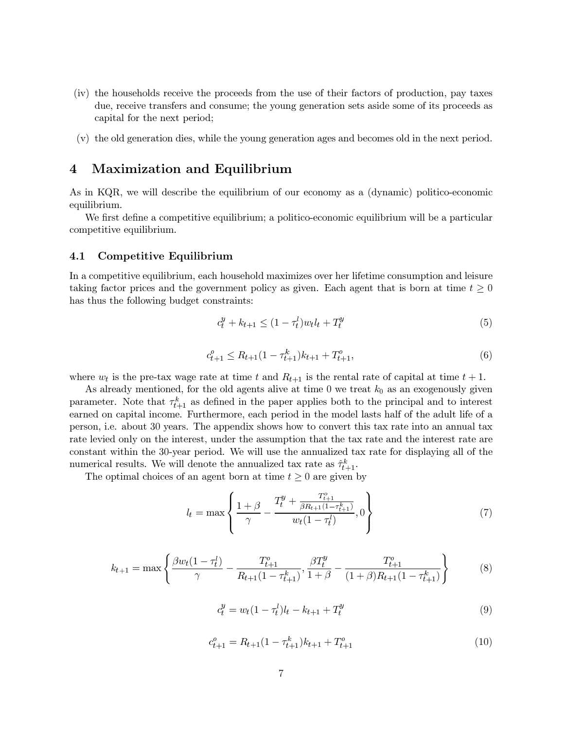(iv) the households receive the proceeds from the use of their factors of production, pay taxes due, receive transfers and consume; the young generation sets aside some of its proceeds as capital for the next period;

(v) the old generation dies, while the young generation ages and becomes old in the next period.

# 4 Maximization and Equilibrium

As in KQR, we will describe the equilibrium of our economy as a (dynamic) politico-economic equilibrium.

We first define a competitive equilibrium; a politico-economic equilibrium will be a particular competitive equilibrium.

## 4.1 Competitive Equilibrium

In a competitive equilibrium, each household maximizes over her lifetime consumption and leisure taking factor prices and the government policy as given. Each agent that is born at time $t \geq 0$ has thus the following budget constraints:

$$c_t^y + k_{t+1} \leq (1 - \tau_t^l) w_t l_t + T_t^y \tag{5}$$

$$c_{t+1}^o \leq R_{t+1}(1 - \tau_{t+1}^k) k_{t+1} + T_{t+1}^o, \tag{6}$$

where $w_t$ is the pre-tax wage rate at time $t$ and $R_{t+1}$ is the rental rate of capital at time $t+1$.

As already mentioned, for the old agents alive at time 0 we treat $k_0$ as an exogenously given parameter. Note that $\tau_{t+1}^k$ as defined in the paper applies both to the principal and to interest earned on capital income. Furthermore, each period in the model lasts half of the adult life of a person, i.e. about 30 years. The appendix shows how to convert this tax rate into an annual tax rate levied only on the interest, under the assumption that the tax rate and the interest rate are constant within the 30-year period. We will use the annualized tax rate for displaying all of the numerical results. We will denote the annualized tax rate as $\hat{\tau}_{t+1}^k$.

The optimal choices of an agent born at time $t \geq 0$ are given by

$$l_t = \max \left\{ \frac{1+\beta}{\gamma} - \frac{T_t^y + \frac{T_{t+1}^o}{\beta R_{t+1}(1-\tau_{t+1}^k)}}{w_t(1-\tau_t^l)}, 0 \right\} \tag{7}$$

$$k_{t+1} = \max \left\{ \frac{\beta w_t (1-\tau_t^l)}{\gamma} - \frac{T_{t+1}^o}{R_{t+1}(1-\tau_{t+1}^k)}, \frac{\beta T_t^y}{1+\beta} - \frac{T_{t+1}^o}{(1+\beta) R_{t+1}(1-\tau_{t+1}^k)} \right\} \tag{8}$$

$$c_t^y = w_t(1 - \tau_t^l) l_t - k_{t+1} + T_t^y \tag{9}$$

$$c_{t+1}^o = R_{t+1}(1 - \tau_{t+1}^k) k_{t+1} + T_{t+1}^o \tag{10}$$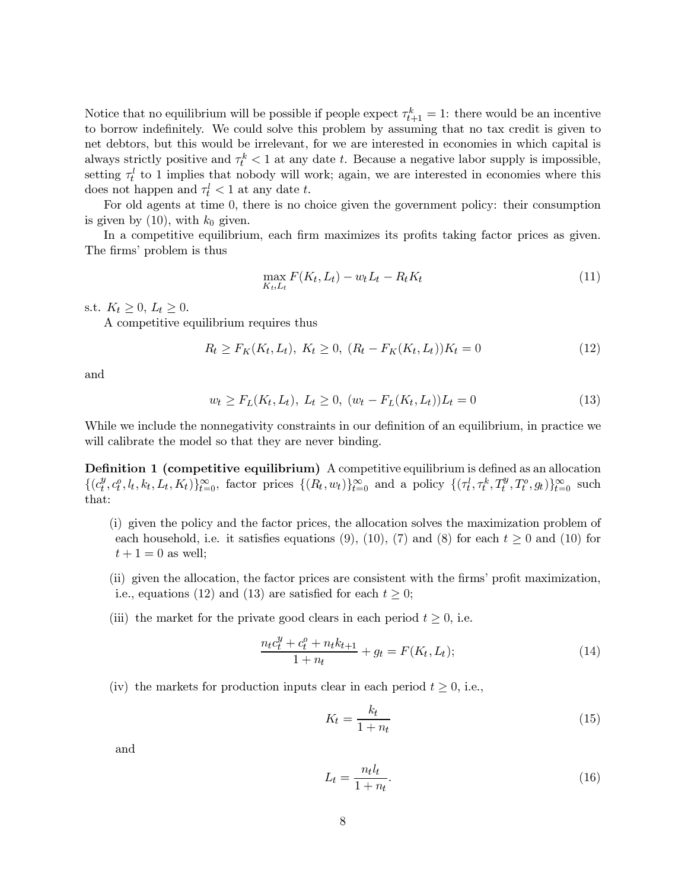Notice that no equilibrium will be possible if people expect $\tau_{t+1}^k = 1$: there would be an incentive to borrow indefinitely. We could solve this problem by assuming that no tax credit is given to net debtors, but this would be irrelevant, for we are interested in economies in which capital is always strictly positive and $\tau_t^k < 1$ at any date $t$. Because a negative labor supply is impossible, setting $\tau_t^l$ to 1 implies that nobody will work; again, we are interested in economies where this does not happen and $\tau_t^l < 1$ at any date $t$.

For old agents at time 0, there is no choice given the government policy: their consumption is given by (10), with $k_0$ given.

In a competitive equilibrium, each firm maximizes its profits taking factor prices as given. The firms' problem is thus

$$\max_{K_t, L_t} F(K_t, L_t) - w_t L_t - R_t K_t \tag{11}$$

s.t. $K_t \geq 0$, $L_t \geq 0$.

A competitive equilibrium requires thus

$$R_t \geq F_K(K_t, L_t),\ K_t \geq 0,\ (R_t - F_K(K_t, L_t))K_t = 0 \tag{12}$$

and

$$w_t \geq F_L(K_t, L_t),\ L_t \geq 0,\ (w_t - F_L(K_t, L_t))L_t = 0 \tag{13}$$

While we include the nonnegativity constraints in our definition of an equilibrium, in practice we will calibrate the model so that they are never binding.

**Definition 1 (competitive equilibrium)** A competitive equilibrium is defined as an allocation $\{(c_t^y, c_t^o, l_t, k_t, L_t, K_t)\}_{t=0}^{\infty}$, factor prices $\{(R_t, w_t)\}_{t=0}^{\infty}$ and a policy $\{(\tau_t^l, \tau_t^k, T_t^y, T_t^o, g_t)\}_{t=0}^{\infty}$ such that:

(i) given the policy and the factor prices, the allocation solves the maximization problem of each household, i.e. it satisfies equations (9), (10), (7) and (8) for each $t \geq 0$ and (10) for $t + 1 = 0$ as well;

(ii) given the allocation, the factor prices are consistent with the firms' profit maximization, i.e., equations (12) and (13) are satisfied for each $t \geq 0$;

(iii) the market for the private good clears in each period $t \geq 0$, i.e.

$$\frac{n_t c_t^y + c_t^o + n_t k_{t+1}}{1 + n_t} + g_t = F(K_t, L_t); \tag{14}$$

(iv) the markets for production inputs clear in each period $t \geq 0$, i.e.,

$$K_t = \frac{k_t}{1 + n_t} \tag{15}$$

and

$$L_t = \frac{n_t l_t}{1 + n_t}. \tag{16}$$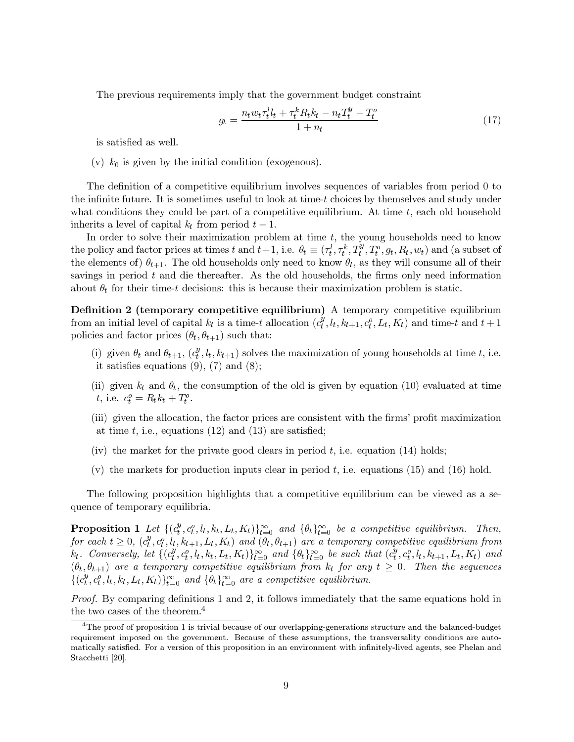The previous requirements imply that the government budget constraint

$$g_t = \frac{n_t w_t \tau_t^l l_t + \tau_t^k R_t k_t - n_t T_t^y - T_t^o}{1 + n_t} \tag{17}$$

is satisfied as well.

(v) $k_0$ is given by the initial condition (exogenous).

The definition of a competitive equilibrium involves sequences of variables from period 0 to the infinite future. It is sometimes useful to look at time-$t$ choices by themselves and study under what conditions they could be part of a competitive equilibrium. At time $t$, each old household inherits a level of capital $k_t$ from period $t-1$.

In order to solve their maximization problem at time $t$, the young households need to know the policy and factor prices at times $t$ and $t+1$, i.e. $\theta_t \equiv (\tau_t^l, \tau_t^k, T_t^y, T_t^o, g_t, R_t, w_t)$ and (a subset of the elements of) $\theta_{t+1}$. The old households only need to know $\theta_t$, as they will consume all of their savings in period $t$ and die thereafter. As the old households, the firms only need information about $\theta_t$ for their time-$t$ decisions: this is because their maximization problem is static.

**Definition 2 (temporary competitive equilibrium)** A temporary competitive equilibrium from an initial level of capital $k_t$ is a time-$t$ allocation $(c_t^y, l_t, k_{t+1}, c_t^o, L_t, K_t)$ and time-$t$ and $t+1$ policies and factor prices $(\theta_t, \theta_{t+1})$ such that:

(i) given $\theta_t$ and $\theta_{t+1}$, $(c_t^y, l_t, k_{t+1})$ solves the maximization of young households at time $t$, i.e. it satisfies equations (9), (7) and (8);

(ii) given $k_t$ and $\theta_t$, the consumption of the old is given by equation (10) evaluated at time $t$, i.e. $c_t^o = R_t k_t + T_t^o$.

(iii) given the allocation, the factor prices are consistent with the firms' profit maximization at time $t$, i.e., equations (12) and (13) are satisfied;

(iv) the market for the private good clears in period $t$, i.e. equation (14) holds;

(v) the markets for production inputs clear in period $t$, i.e. equations (15) and (16) hold.

The following proposition highlights that a competitive equilibrium can be viewed as a sequence of temporary equilibria.

**Proposition 1** *Let $\{(c_t^y, c_t^o, l_t, k_t, L_t, K_t)\}_{t=0}^{\infty}$ and $\{\theta_t\}_{t=0}^{\infty}$ be a competitive equilibrium. Then, for each $t \geq 0$, $(c_t^y, c_t^o, l_t, k_{t+1}, L_t, K_t)$ and $(\theta_t, \theta_{t+1})$ are a temporary competitive equilibrium from $k_t$. Conversely, let $\{(c_t^y, c_t^o, l_t, k_t, L_t, K_t)\}_{t=0}^{\infty}$ and $\{\theta_t\}_{t=0}^{\infty}$ be such that $(c_t^y, c_t^o, l_t, k_{t+1}, L_t, K_t)$ and $(\theta_t, \theta_{t+1})$ are a temporary competitive equilibrium from $k_t$ for any $t \geq 0$. Then the sequences $\{(c_t^y, c_t^o, l_t, k_t, L_t, K_t)\}_{t=0}^{\infty}$ and $\{\theta_t\}_{t=0}^{\infty}$ are a competitive equilibrium.*

*Proof.* By comparing definitions 1 and 2, it follows immediately that the same equations hold in the two cases of the theorem.[4]

[4] The proof of proposition 1 is trivial because of our overlapping-generations structure and the balanced-budget requirement imposed on the government. Because of these assumptions, the transversality conditions are automatically satisfied. For a version of this proposition in an environment with infinitely-lived agents, see Phelan and Stacchetti [20].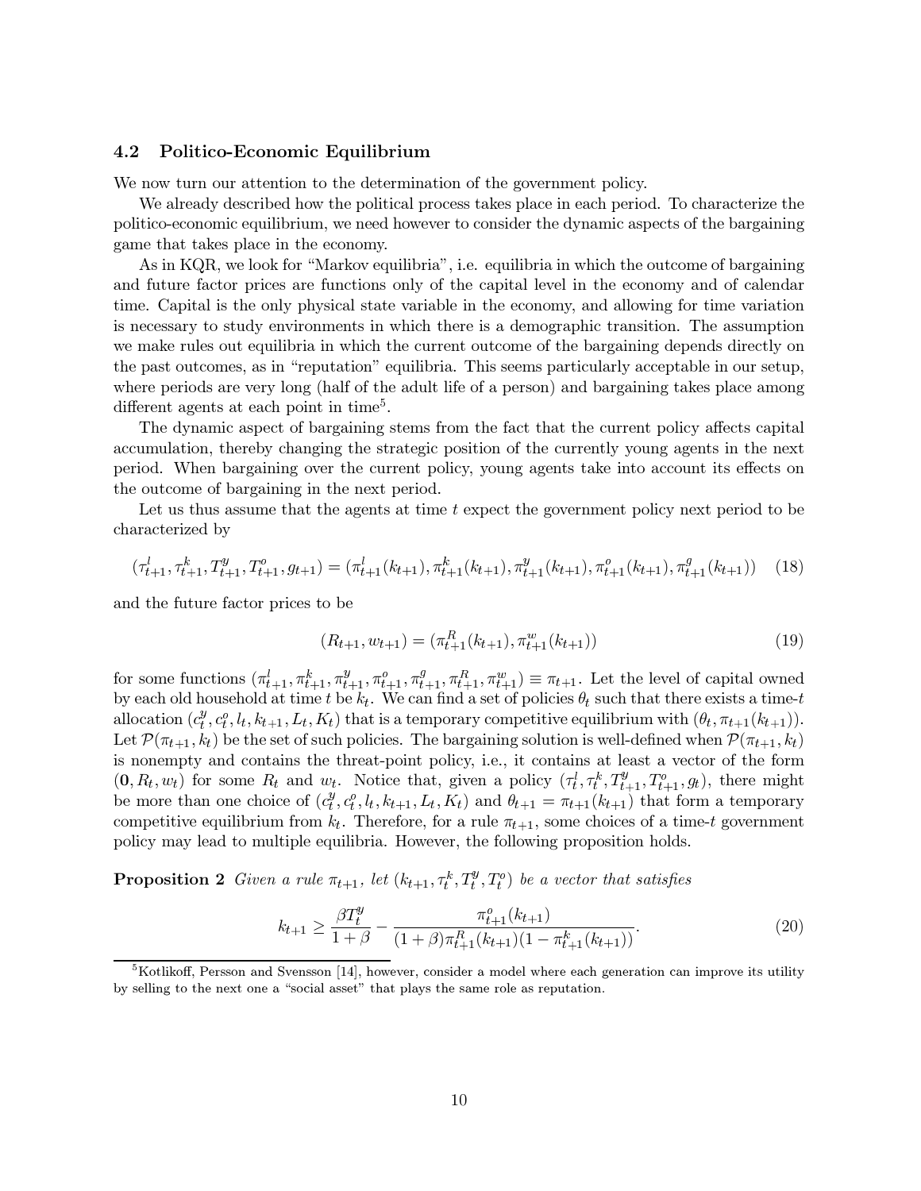### 4.2 Politico-Economic Equilibrium

We now turn our attention to the determination of the government policy.

We already described how the political process takes place in each period. To characterize the politico-economic equilibrium, we need however to consider the dynamic aspects of the bargaining game that takes place in the economy.

As in KQR, we look for "Markov equilibria", i.e. equilibria in which the outcome of bargaining and future factor prices are functions only of the capital level in the economy and of calendar time. Capital is the only physical state variable in the economy, and allowing for time variation is necessary to study environments in which there is a demographic transition. The assumption we make rules out equilibria in which the current outcome of the bargaining depends directly on the past outcomes, as in "reputation" equilibria. This seems particularly acceptable in our setup, where periods are very long (half of the adult life of a person) and bargaining takes place among different agents at each point in time[5].

The dynamic aspect of bargaining stems from the fact that the current policy affects capital accumulation, thereby changing the strategic position of the currently young agents in the next period. When bargaining over the current policy, young agents take into account its effects on the outcome of bargaining in the next period.

Let us thus assume that the agents at time $t$ expect the government policy next period to be characterized by

$$(\tau_{t+1}^l, \tau_{t+1}^k, T_{t+1}^y, T_{t+1}^o, g_{t+1}) = (\pi_{t+1}^l(k_{t+1}), \pi_{t+1}^k(k_{t+1}), \pi_{t+1}^y(k_{t+1}), \pi_{t+1}^o(k_{t+1}), \pi_{t+1}^g(k_{t+1})) \quad (18)$$

and the future factor prices to be

$$(R_{t+1}, w_{t+1}) = (\pi_{t+1}^R(k_{t+1}), \pi_{t+1}^w(k_{t+1})) \quad (19)$$

for some functions $(\pi_{t+1}^l, \pi_{t+1}^k, \pi_{t+1}^y, \pi_{t+1}^o, \pi_{t+1}^g, \pi_{t+1}^R, \pi_{t+1}^w) \equiv \pi_{t+1}$. Let the level of capital owned by each old household at time $t$ be $k_t$. We can find a set of policies $\theta_t$ such that there exists a time-$t$ allocation $(c_t^y, c_t^o, l_t, k_{t+1}, L_t, K_t)$ that is a temporary competitive equilibrium with $(\theta_t, \pi_{t+1}(k_{t+1}))$. Let $\mathcal{P}(\pi_{t+1}, k_t)$ be the set of such policies. The bargaining solution is well-defined when $\mathcal{P}(\pi_{t+1}, k_t)$ is nonempty and contains the threat-point policy, i.e., it contains at least a vector of the form $(\mathbf{0}, R_t, w_t)$ for some $R_t$ and $w_t$. Notice that, given a policy $(\tau_t^l, \tau_t^k, T_{t+1}^y, T_{t+1}^o, g_t)$, there might be more than one choice of $(c_t^y, c_t^o, l_t, k_{t+1}, L_t, K_t)$ and $\theta_{t+1} = \pi_{t+1}(k_{t+1})$ that form a temporary competitive equilibrium from $k_t$. Therefore, for a rule $\pi_{t+1}$, some choices of a time-$t$ government policy may lead to multiple equilibria. However, the following proposition holds.

**Proposition 2** *Given a rule $\pi_{t+1}$, let $(k_{t+1}, \tau_t^k, T_t^y, T_t^o)$ be a vector that satisfies*

$$k_{t+1} \geq \frac{\beta T_t^y}{1+\beta} - \frac{\pi_{t+1}^o(k_{t+1})}{(1+\beta)\pi_{t+1}^R(k_{t+1})(1-\pi_{t+1}^k(k_{t+1}))}. \quad (20)$$

[5] Kotlikoff, Persson and Svensson [14], however, consider a model where each generation can improve its utility by selling to the next one a "social asset" that plays the same role as reputation.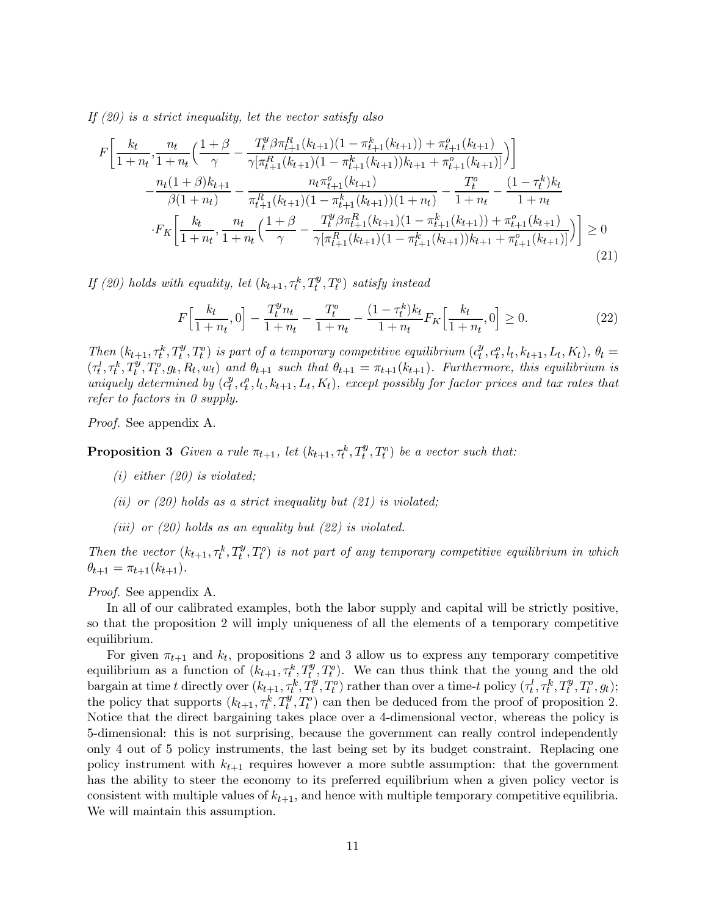*If (20) is a strict inequality, let the vector satisfy also*

$$
\begin{aligned}
F\Big[&\frac{k_t}{1+n_t},\frac{n_t}{1+n_t}\Big(\frac{1+\beta}{\gamma}-\frac{T_t^y\beta\pi_{t+1}^R(k_{t+1})(1-\pi_{t+1}^k(k_{t+1}))+\pi_{t+1}^o(k_{t+1})}{\gamma[\pi_{t+1}^R(k_{t+1})(1-\pi_{t+1}^k(k_{t+1}))k_{t+1}+\pi_{t+1}^o(k_{t+1})]}\Big)\Big]\\
&-\frac{n_t(1+\beta)k_{t+1}}{\beta(1+n_t)}-\frac{n_t\pi_{t+1}^o(k_{t+1})}{\pi_{t+1}^R(k_{t+1})(1-\pi_{t+1}^k(k_{t+1}))(1+n_t)}-\frac{T_t^o}{1+n_t}-\frac{(1-\tau_t^k)k_t}{1+n_t}\\
&\cdot F_K\Big[\frac{k_t}{1+n_t},\frac{n_t}{1+n_t}\Big(\frac{1+\beta}{\gamma}-\frac{T_t^y\beta\pi_{t+1}^R(k_{t+1})(1-\pi_{t+1}^k(k_{t+1}))+\pi_{t+1}^o(k_{t+1})}{\gamma[\pi_{t+1}^R(k_{t+1})(1-\pi_{t+1}^k(k_{t+1}))k_{t+1}+\pi_{t+1}^o(k_{t+1})]}\Big)\Big]\geq 0
\end{aligned}
\tag{21}
$$

*If (20) holds with equality, let $(k_{t+1},\tau_t^k,T_t^y,T_t^o)$ satisfy instead*

$$
F\Big[\frac{k_t}{1+n_t},0\Big]-\frac{T_t^yn_t}{1+n_t}-\frac{T_t^o}{1+n_t}-\frac{(1-\tau_t^k)k_t}{1+n_t}F_K\Big[\frac{k_t}{1+n_t},0\Big]\geq 0. \tag{22}
$$

*Then $(k_{t+1},\tau_t^k,T_t^y,T_t^o)$ is part of a temporary competitive equilibrium $(c_t^y,c_t^o,l_t,k_{t+1},L_t,K_t)$, $\theta_t=(\tau_t^l,\tau_t^k,T_t^y,T_t^o,g_t,R_t,w_t)$ and $\theta_{t+1}$ such that $\theta_{t+1}=\pi_{t+1}(k_{t+1})$. Furthermore, this equilibrium is uniquely determined by $(c_t^y,c_t^o,l_t,k_{t+1},L_t,K_t)$, except possibly for factor prices and tax rates that refer to factors in 0 supply.*

*Proof.* See appendix A.

**Proposition 3** *Given a rule $\pi_{t+1}$, let $(k_{t+1},\tau_t^k,T_t^y,T_t^o)$ be a vector such that:*

- *(i) either (20) is violated;*
- *(ii) or (20) holds as a strict inequality but (21) is violated;*
- *(iii) or (20) holds as an equality but (22) is violated.*

*Then the vector $(k_{t+1},\tau_t^k,T_t^y,T_t^o)$ is not part of any temporary competitive equilibrium in which $\theta_{t+1}=\pi_{t+1}(k_{t+1})$.*

*Proof.* See appendix A.

In all of our calibrated examples, both the labor supply and capital will be strictly positive, so that the proposition 2 will imply uniqueness of all the elements of a temporary competitive equilibrium.

For given $\pi_{t+1}$ and $k_t$, propositions 2 and 3 allow us to express any temporary competitive equilibrium as a function of $(k_{t+1},\tau_t^k,T_t^y,T_t^o)$. We can thus think that the young and the old bargain at time $t$ directly over $(k_{t+1},\tau_t^k,T_t^y,T_t^o)$ rather than over a time-$t$ policy $(\tau_t^l,\tau_t^k,T_t^y,T_t^o,g_t)$; the policy that supports $(k_{t+1},\tau_t^k,T_t^y,T_t^o)$ can then be deduced from the proof of proposition 2. Notice that the direct bargaining takes place over a 4-dimensional vector, whereas the policy is 5-dimensional: this is not surprising, because the government can really control independently only 4 out of 5 policy instruments, the last being set by its budget constraint. Replacing one policy instrument with $k_{t+1}$ requires however a more subtle assumption: that the government has the ability to steer the economy to its preferred equilibrium when a given policy vector is consistent with multiple values of $k_{t+1}$, and hence with multiple temporary competitive equilibria. We will maintain this assumption.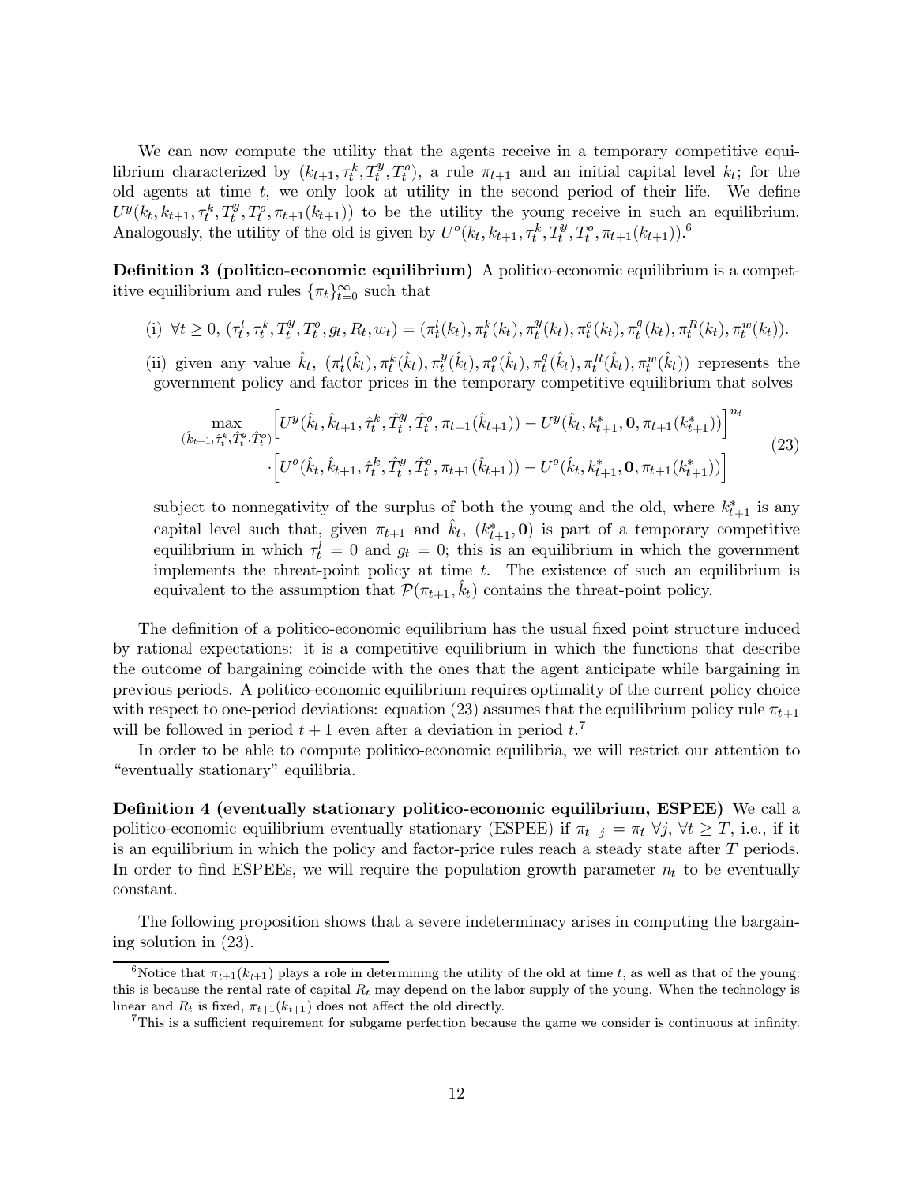We can now compute the utility that the agents receive in a temporary competitive equilibrium characterized by $(k_{t+1}, \tau_t^k, T_t^y, T_t^o)$, a rule $\pi_{t+1}$ and an initial capital level $k_t$; for the old agents at time $t$, we only look at utility in the second period of their life. We define $U^y(k_t, k_{t+1}, \tau_t^k, T_t^y, T_t^o, \pi_{t+1}(k_{t+1}))$ to be the utility the young receive in such an equilibrium. Analogously, the utility of the old is given by $U^o(k_t, k_{t+1}, \tau_t^k, T_t^y, T_t^o, \pi_{t+1}(k_{t+1}))$.[6]

**Definition 3 (politico-economic equilibrium)** A politico-economic equilibrium is a competitive equilibrium and rules $\{\pi_t\}_{t=0}^{\infty}$ such that

(i) $\forall t \geq 0$, $(\tau_t^l, \tau_t^k, T_t^y, T_t^o, g_t, R_t, w_t) = (\pi_t^l(k_t), \pi_t^k(k_t), \pi_t^y(k_t), \pi_t^o(k_t), \pi_t^g(k_t), \pi_t^R(k_t), \pi_t^w(k_t))$.

(ii) given any value $\hat{k}_t$, $(\pi_t^l(\hat{k}_t), \pi_t^k(\hat{k}_t), \pi_t^y(\hat{k}_t), \pi_t^o(\hat{k}_t), \pi_t^g(\hat{k}_t), \pi_t^R(\hat{k}_t), \pi_t^w(\hat{k}_t))$ represents the government policy and factor prices in the temporary competitive equilibrium that solves

$$\max_{(\hat{k}_{t+1}, \hat{\tau}_t^k, \hat{T}_t^y, \hat{T}_t^o)} \left[ U^y(\hat{k}_t, \hat{k}_{t+1}, \hat{\tau}_t^k, \hat{T}_t^y, \hat{T}_t^o, \pi_{t+1}(\hat{k}_{t+1})) - U^y(\hat{k}_t, k_{t+1}^*, \mathbf{0}, \pi_{t+1}(k_{t+1}^*)) \right]^{n_t} \cdot \left[ U^o(\hat{k}_t, \hat{k}_{t+1}, \hat{\tau}_t^k, \hat{T}_t^y, \hat{T}_t^o, \pi_{t+1}(\hat{k}_{t+1})) - U^o(\hat{k}_t, k_{t+1}^*, \mathbf{0}, \pi_{t+1}(k_{t+1}^*)) \right] \tag{23}$$

subject to nonnegativity of the surplus of both the young and the old, where $k_{t+1}^*$ is any capital level such that, given $\pi_{t+1}$ and $\hat{k}_t$, $(k_{t+1}^*, \mathbf{0})$ is part of a temporary competitive equilibrium in which $\tau_t^l = 0$ and $g_t = 0$; this is an equilibrium in which the government implements the threat-point policy at time $t$. The existence of such an equilibrium is equivalent to the assumption that $\mathcal{P}(\pi_{t+1}, \hat{k}_t)$ contains the threat-point policy.

The definition of a politico-economic equilibrium has the usual fixed point structure induced by rational expectations: it is a competitive equilibrium in which the functions that describe the outcome of bargaining coincide with the ones that the agent anticipate while bargaining in previous periods. A politico-economic equilibrium requires optimality of the current policy choice with respect to one-period deviations: equation (23) assumes that the equilibrium policy rule $\pi_{t+1}$ will be followed in period $t+1$ even after a deviation in period $t$.[7]

In order to be able to compute politico-economic equilibria, we will restrict our attention to "eventually stationary" equilibria.

**Definition 4 (eventually stationary politico-economic equilibrium, ESPEE)** We call a politico-economic equilibrium eventually stationary (ESPEE) if $\pi_{t+j} = \pi_t \ \forall j$, $\forall t \geq T$, i.e., if it is an equilibrium in which the policy and factor-price rules reach a steady state after $T$ periods. In order to find ESPEEs, we will require the population growth parameter $n_t$ to be eventually constant.

The following proposition shows that a severe indeterminacy arises in computing the bargaining solution in (23).

[6] Notice that $\pi_{t+1}(k_{t+1})$ plays a role in determining the utility of the old at time $t$, as well as that of the young: this is because the rental rate of capital $R_t$ may depend on the labor supply of the young. When the technology is linear and $R_t$ is fixed, $\pi_{t+1}(k_{t+1})$ does not affect the old directly.

[7] This is a sufficient requirement for subgame perfection because the game we consider is continuous at infinity.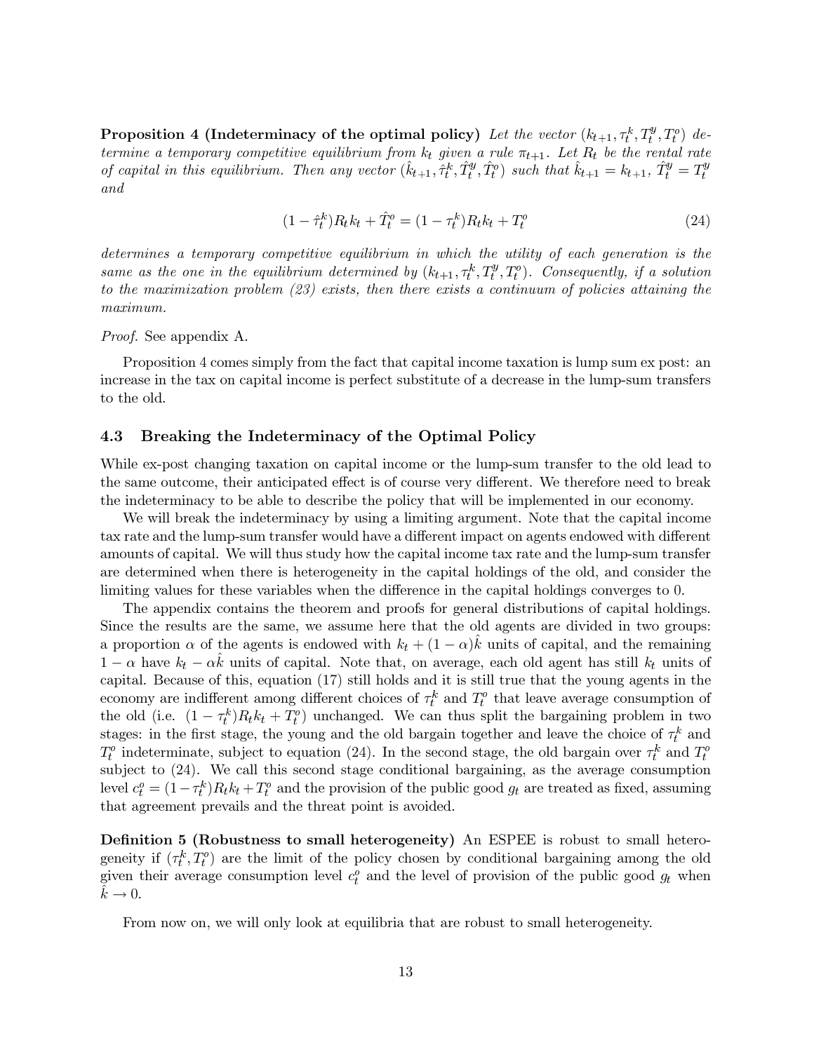**Proposition 4 (Indeterminacy of the optimal policy)** *Let the vector $(k_{t+1}, \tau_t^k, T_t^y, T_t^o)$ determine a temporary competitive equilibrium from $k_t$ given a rule $\pi_{t+1}$. Let $R_t$ be the rental rate of capital in this equilibrium. Then any vector $(\hat{k}_{t+1}, \hat{\tau}_t^k, \hat{T}_t^y, \hat{T}_t^o)$ such that $\hat{k}_{t+1} = k_{t+1}$, $\hat{T}_t^y = T_t^y$ and*

$$(1 - \hat{\tau}_t^k) R_t k_t + \hat{T}_t^o = (1 - \tau_t^k) R_t k_t + T_t^o \tag{24}$$

*determines a temporary competitive equilibrium in which the utility of each generation is the same as the one in the equilibrium determined by $(k_{t+1}, \tau_t^k, T_t^y, T_t^o)$. Consequently, if a solution to the maximization problem (23) exists, then there exists a continuum of policies attaining the maximum.*

*Proof.* See appendix A.

Proposition 4 comes simply from the fact that capital income taxation is lump sum ex post: an increase in the tax on capital income is perfect substitute of a decrease in the lump-sum transfers to the old.

### 4.3 Breaking the Indeterminacy of the Optimal Policy

While ex-post changing taxation on capital income or the lump-sum transfer to the old lead to the same outcome, their anticipated effect is of course very different. We therefore need to break the indeterminacy to be able to describe the policy that will be implemented in our economy.

We will break the indeterminacy by using a limiting argument. Note that the capital income tax rate and the lump-sum transfer would have a different impact on agents endowed with different amounts of capital. We will thus study how the capital income tax rate and the lump-sum transfer are determined when there is heterogeneity in the capital holdings of the old, and consider the limiting values for these variables when the difference in the capital holdings converges to 0.

The appendix contains the theorem and proofs for general distributions of capital holdings. Since the results are the same, we assume here that the old agents are divided in two groups: a proportion $\alpha$ of the agents is endowed with $k_t + (1-\alpha)\hat{k}$ units of capital, and the remaining $1 - \alpha$ have $k_t - \alpha\hat{k}$ units of capital. Note that, on average, each old agent has still $k_t$ units of capital. Because of this, equation (17) still holds and it is still true that the young agents in the economy are indifferent among different choices of $\tau_t^k$ and $T_t^o$ that leave average consumption of the old (i.e. $(1 - \tau_t^k) R_t k_t + T_t^o$) unchanged. We can thus split the bargaining problem in two stages: in the first stage, the young and the old bargain together and leave the choice of $\tau_t^k$ and $T_t^o$ indeterminate, subject to equation (24). In the second stage, the old bargain over $\tau_t^k$ and $T_t^o$ subject to (24). We call this second stage conditional bargaining, as the average consumption level $c_t^o = (1 - \tau_t^k) R_t k_t + T_t^o$ and the provision of the public good $g_t$ are treated as fixed, assuming that agreement prevails and the threat point is avoided.

**Definition 5 (Robustness to small heterogeneity)** An ESPEE is robust to small heterogeneity if $(\tau_t^k, T_t^o)$ are the limit of the policy chosen by conditional bargaining among the old given their average consumption level $c_t^o$ and the level of provision of the public good $g_t$ when $\hat{k} \to 0$.

From now on, we will only look at equilibria that are robust to small heterogeneity.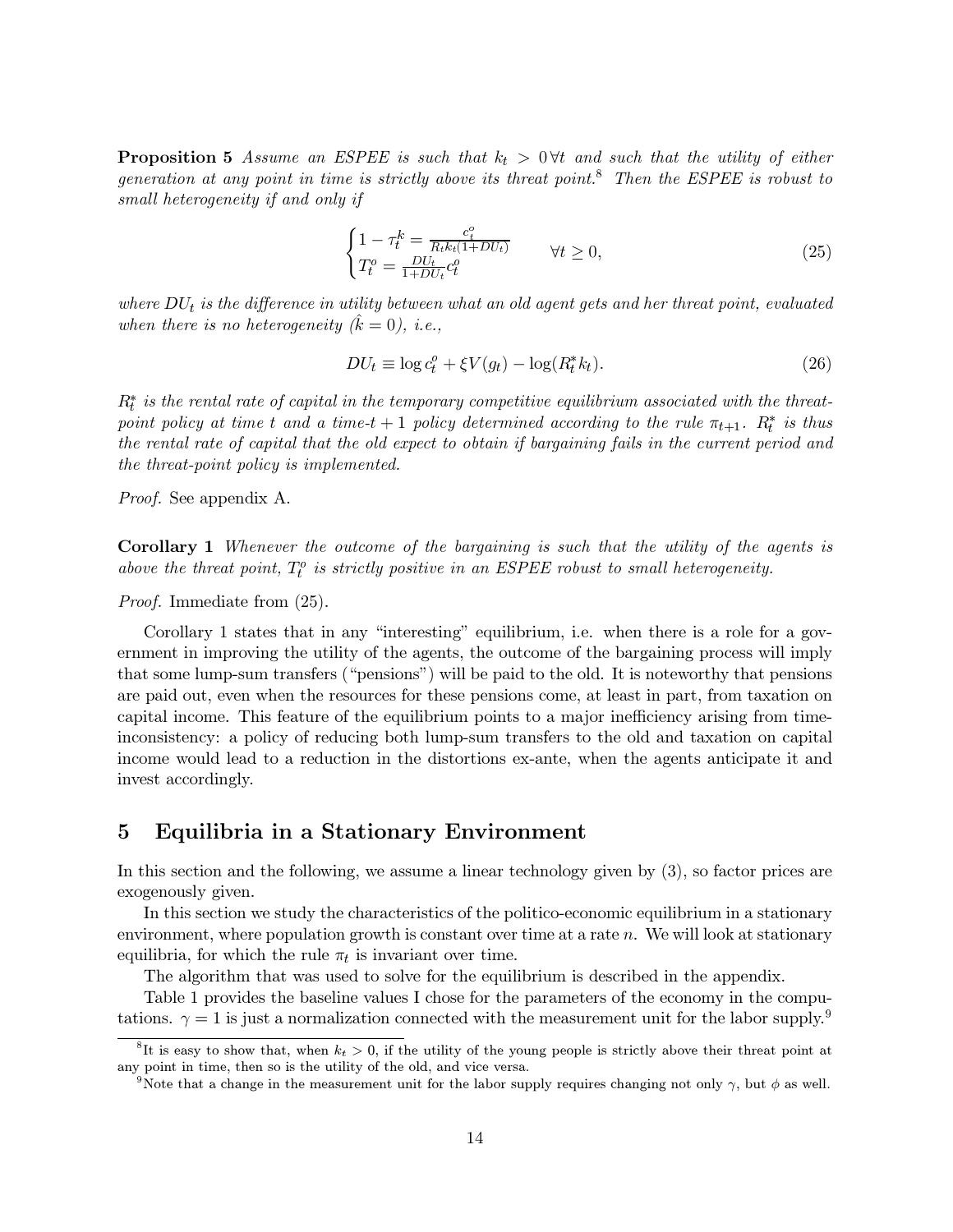**Proposition 5** *Assume an ESPEE is such that $k_t > 0 \, \forall t$ and such that the utility of either generation at any point in time is strictly above its threat point.*[8] *Then the ESPEE is robust to small heterogeneity if and only if*

$$\begin{cases} 1-\tau_t^k = \frac{c_t^o}{R_t k_t (1+DU_t)} \\ T_t^o = \frac{DU_t}{1+DU_t} c_t^o \end{cases} \qquad \forall t \geq 0, \tag{25}$$

*where $DU_t$ is the difference in utility between what an old agent gets and her threat point, evaluated when there is no heterogeneity ($\hat{k} = 0$), i.e.,*

$$DU_t \equiv \log c_t^o + \xi V(g_t) - \log(R_t^* k_t). \tag{26}$$

*$R_t^*$ is the rental rate of capital in the temporary competitive equilibrium associated with the threat-point policy at time $t$ and a time-$t+1$ policy determined according to the rule $\pi_{t+1}$. $R_t^*$ is thus the rental rate of capital that the old expect to obtain if bargaining fails in the current period and the threat-point policy is implemented.*

*Proof.* See appendix A.

**Corollary 1** *Whenever the outcome of the bargaining is such that the utility of the agents is above the threat point, $T_t^o$ is strictly positive in an ESPEE robust to small heterogeneity.*

*Proof.* Immediate from (25).

Corollary 1 states that in any "interesting" equilibrium, i.e. when there is a role for a government in improving the utility of the agents, the outcome of the bargaining process will imply that some lump-sum transfers ("pensions") will be paid to the old. It is noteworthy that pensions are paid out, even when the resources for these pensions come, at least in part, from taxation on capital income. This feature of the equilibrium points to a major inefficiency arising from time-inconsistency: a policy of reducing both lump-sum transfers to the old and taxation on capital income would lead to a reduction in the distortions ex-ante, when the agents anticipate it and invest accordingly.

## 5 Equilibria in a Stationary Environment

In this section and the following, we assume a linear technology given by (3), so factor prices are exogenously given.

In this section we study the characteristics of the politico-economic equilibrium in a stationary environment, where population growth is constant over time at a rate $n$. We will look at stationary equilibria, for which the rule $\pi_t$ is invariant over time.

The algorithm that was used to solve for the equilibrium is described in the appendix.

Table 1 provides the baseline values I chose for the parameters of the economy in the computations. $\gamma = 1$ is just a normalization connected with the measurement unit for the labor supply.[9]

[8] It is easy to show that, when $k_t > 0$, if the utility of the young people is strictly above their threat point at any point in time, then so is the utility of the old, and vice versa.

[9] Note that a change in the measurement unit for the labor supply requires changing not only $\gamma$, but $\phi$ as well.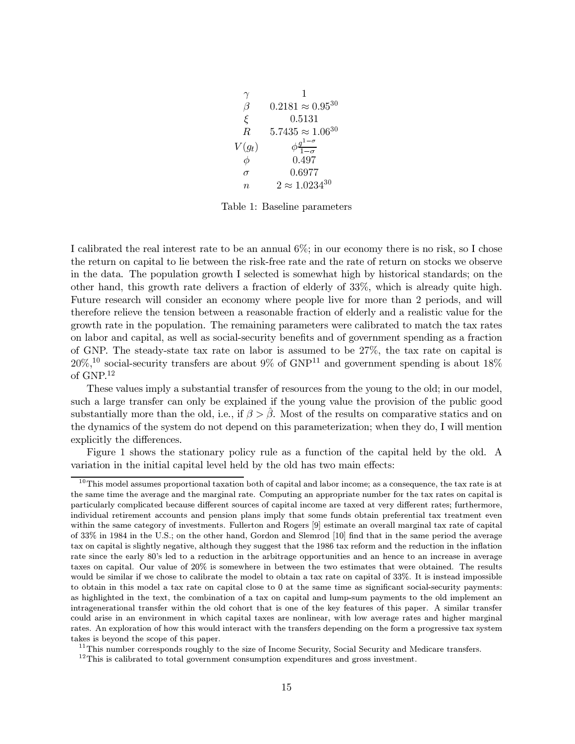| | |
|---|---|
| $\gamma$ | 1 |
| $\beta$ | $0.2181 \approx 0.95^{30}$ |
| $\xi$ | 0.5131 |
| $R$ | $5.7435 \approx 1.06^{30}$ |
| $V(g_t)$ | $\phi \frac{g^{1-\sigma}}{1-\sigma}$ |
| $\phi$ | 0.497 |
| $\sigma$ | 0.6977 |
| $n$ | $2 \approx 1.0234^{30}$ |

Table 1: Baseline parameters

I calibrated the real interest rate to be an annual 6%; in our economy there is no risk, so I chose the return on capital to lie between the risk-free rate and the rate of return on stocks we observe in the data. The population growth I selected is somewhat high by historical standards; on the other hand, this growth rate delivers a fraction of elderly of 33%, which is already quite high. Future research will consider an economy where people live for more than 2 periods, and will therefore relieve the tension between a reasonable fraction of elderly and a realistic value for the growth rate in the population. The remaining parameters were calibrated to match the tax rates on labor and capital, as well as social-security benefits and of government spending as a fraction of GNP. The steady-state tax rate on labor is assumed to be 27%, the tax rate on capital is 20%,[10] social-security transfers are about 9% of GNP[11] and government spending is about 18% of GNP.[12]

These values imply a substantial transfer of resources from the young to the old; in our model, such a large transfer can only be explained if the young value the provision of the public good substantially more than the old, i.e., if $\beta > \hat{\beta}$. Most of the results on comparative statics and on the dynamics of the system do not depend on this parameterization; when they do, I will mention explicitly the differences.

Figure 1 shows the stationary policy rule as a function of the capital held by the old. A variation in the initial capital level held by the old has two main effects:

[10] This model assumes proportional taxation both of capital and labor income; as a consequence, the tax rate is at the same time the average and the marginal rate. Computing an appropriate number for the tax rates on capital is particularly complicated because different sources of capital income are taxed at very different rates; furthermore, individual retirement accounts and pension plans imply that some funds obtain preferential tax treatment even within the same category of investments. Fullerton and Rogers [9] estimate an overall marginal tax rate of capital of 33% in 1984 in the U.S.; on the other hand, Gordon and Slemrod [10] find that in the same period the average tax on capital is slightly negative, although they suggest that the 1986 tax reform and the reduction in the inflation rate since the early 80's led to a reduction in the arbitrage opportunities and an hence to an increase in average taxes on capital. Our value of 20% is somewhere in between the two estimates that were obtained. The results would be similar if we chose to calibrate the model to obtain a tax rate on capital of 33%. It is instead impossible to obtain in this model a tax rate on capital close to 0 at the same time as significant social-security payments: as highlighted in the text, the combination of a tax on capital and lump-sum payments to the old implement an intragenerational transfer within the old cohort that is one of the key features of this paper. A similar transfer could arise in an environment in which capital taxes are nonlinear, with low average rates and higher marginal rates. An exploration of how this would interact with the transfers depending on the form a progressive tax system takes is beyond the scope of this paper.

[11] This number corresponds roughly to the size of Income Security, Social Security and Medicare transfers.

[12] This is calibrated to total government consumption expenditures and gross investment.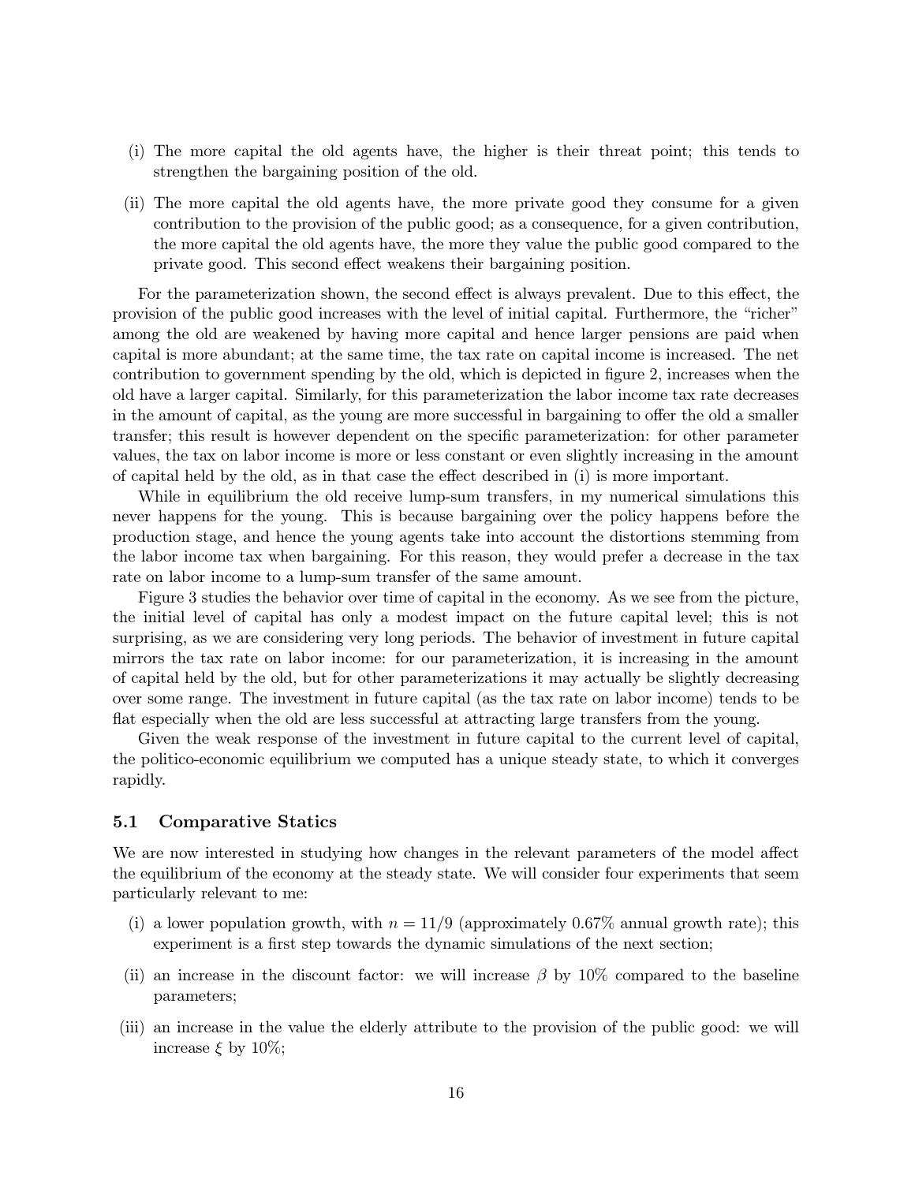(i) The more capital the old agents have, the higher is their threat point; this tends to strengthen the bargaining position of the old.

(ii) The more capital the old agents have, the more private good they consume for a given contribution to the provision of the public good; as a consequence, for a given contribution, the more capital the old agents have, the more they value the public good compared to the private good. This second effect weakens their bargaining position.

For the parameterization shown, the second effect is always prevalent. Due to this effect, the provision of the public good increases with the level of initial capital. Furthermore, the "richer" among the old are weakened by having more capital and hence larger pensions are paid when capital is more abundant; at the same time, the tax rate on capital income is increased. The net contribution to government spending by the old, which is depicted in figure 2, increases when the old have a larger capital. Similarly, for this parameterization the labor income tax rate decreases in the amount of capital, as the young are more successful in bargaining to offer the old a smaller transfer; this result is however dependent on the specific parameterization: for other parameter values, the tax on labor income is more or less constant or even slightly increasing in the amount of capital held by the old, as in that case the effect described in (i) is more important.

While in equilibrium the old receive lump-sum transfers, in my numerical simulations this never happens for the young. This is because bargaining over the policy happens before the production stage, and hence the young agents take into account the distortions stemming from the labor income tax when bargaining. For this reason, they would prefer a decrease in the tax rate on labor income to a lump-sum transfer of the same amount.

Figure 3 studies the behavior over time of capital in the economy. As we see from the picture, the initial level of capital has only a modest impact on the future capital level; this is not surprising, as we are considering very long periods. The behavior of investment in future capital mirrors the tax rate on labor income: for our parameterization, it is increasing in the amount of capital held by the old, but for other parameterizations it may actually be slightly decreasing over some range. The investment in future capital (as the tax rate on labor income) tends to be flat especially when the old are less successful at attracting large transfers from the young.

Given the weak response of the investment in future capital to the current level of capital, the politico-economic equilibrium we computed has a unique steady state, to which it converges rapidly.

### 5.1 Comparative Statics

We are now interested in studying how changes in the relevant parameters of the model affect the equilibrium of the economy at the steady state. We will consider four experiments that seem particularly relevant to me:

(i) a lower population growth, with $n = 11/9$ (approximately 0.67% annual growth rate); this experiment is a first step towards the dynamic simulations of the next section;

(ii) an increase in the discount factor: we will increase $\beta$ by 10% compared to the baseline parameters;

(iii) an increase in the value the elderly attribute to the provision of the public good: we will increase $\xi$ by 10%;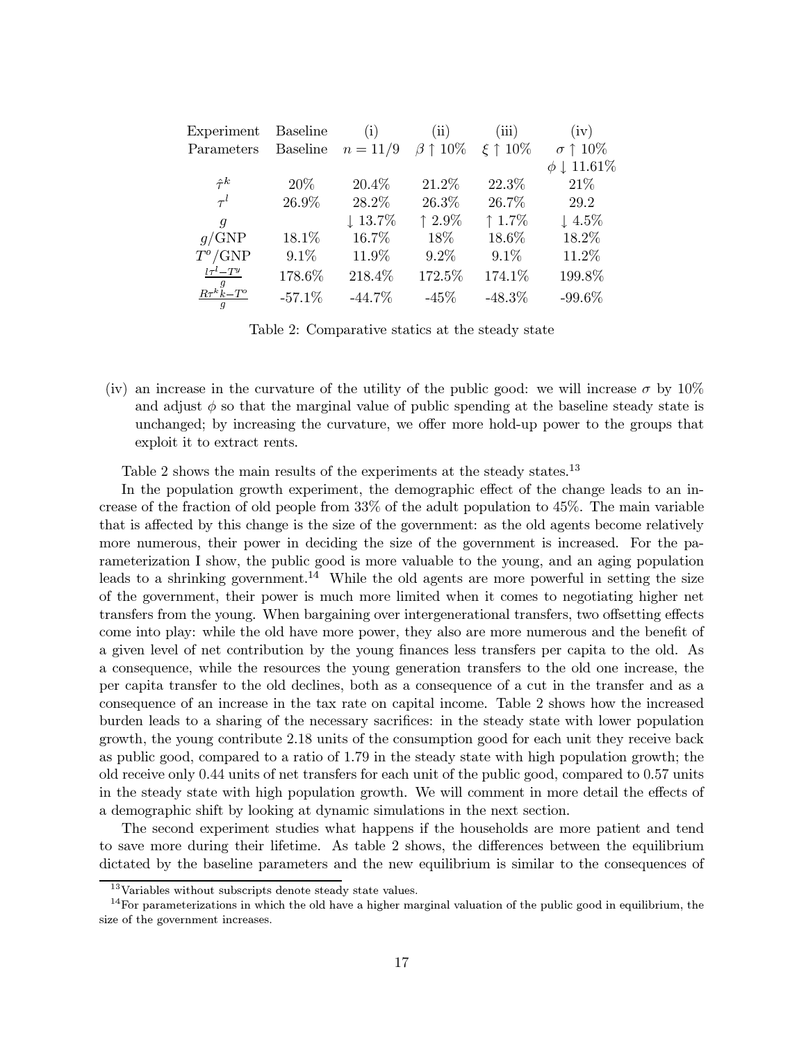| Experiment | Baseline | (i) | (ii) | (iii) | (iv) |
|---|---|---|---|---|---|
| Parameters | Baseline | $n = 11/9$ | $\beta \uparrow 10\%$ | $\xi \uparrow 10\%$ | $\sigma \uparrow 10\%$ |
| | | | | | $\phi \downarrow 11.61\%$ |
| $\hat{\tau}^k$ | 20% | 20.4% | 21.2% | 22.3% | 21% |
| $\tau^l$ | 26.9% | 28.2% | 26.3% | 26.7% | 29.2 |
| $g$ | | $\downarrow 13.7\%$ | $\uparrow 2.9\%$ | $\uparrow 1.7\%$ | $\downarrow 4.5\%$ |
| $g$/GNP | 18.1% | 16.7% | 18% | 18.6% | 18.2% |
| $T^o$/GNP | 9.1% | 11.9% | 9.2% | 9.1% | 11.2% |
| $\frac{l\tau^l - T^y}{g}$ | 178.6% | 218.4% | 172.5% | 174.1% | 199.8% |
| $\frac{R\tau^k k - T^o}{g}$ | -57.1% | -44.7% | -45% | -48.3% | -99.6% |

Table 2: Comparative statics at the steady state

(iv) an increase in the curvature of the utility of the public good: we will increase $\sigma$ by 10% and adjust $\phi$ so that the marginal value of public spending at the baseline steady state is unchanged; by increasing the curvature, we offer more hold-up power to the groups that exploit it to extract rents.

Table 2 shows the main results of the experiments at the steady states.[13]

In the population growth experiment, the demographic effect of the change leads to an increase of the fraction of old people from 33% of the adult population to 45%. The main variable that is affected by this change is the size of the government: as the old agents become relatively more numerous, their power in deciding the size of the government is increased. For the parameterization I show, the public good is more valuable to the young, and an aging population leads to a shrinking government.[14] While the old agents are more powerful in setting the size of the government, their power is much more limited when it comes to negotiating higher net transfers from the young. When bargaining over intergenerational transfers, two offsetting effects come into play: while the old have more power, they also are more numerous and the benefit of a given level of net contribution by the young finances less transfers per capita to the old. As a consequence, while the resources the young generation transfers to the old one increase, the per capita transfer to the old declines, both as a consequence of a cut in the transfer and as a consequence of an increase in the tax rate on capital income. Table 2 shows how the increased burden leads to a sharing of the necessary sacrifices: in the steady state with lower population growth, the young contribute 2.18 units of the consumption good for each unit they receive back as public good, compared to a ratio of 1.79 in the steady state with high population growth; the old receive only 0.44 units of net transfers for each unit of the public good, compared to 0.57 units in the steady state with high population growth. We will comment in more detail the effects of a demographic shift by looking at dynamic simulations in the next section.

The second experiment studies what happens if the households are more patient and tend to save more during their lifetime. As table 2 shows, the differences between the equilibrium dictated by the baseline parameters and the new equilibrium is similar to the consequences of

[13] Variables without subscripts denote steady state values.

[14] For parameterizations in which the old have a higher marginal valuation of the public good in equilibrium, the size of the government increases.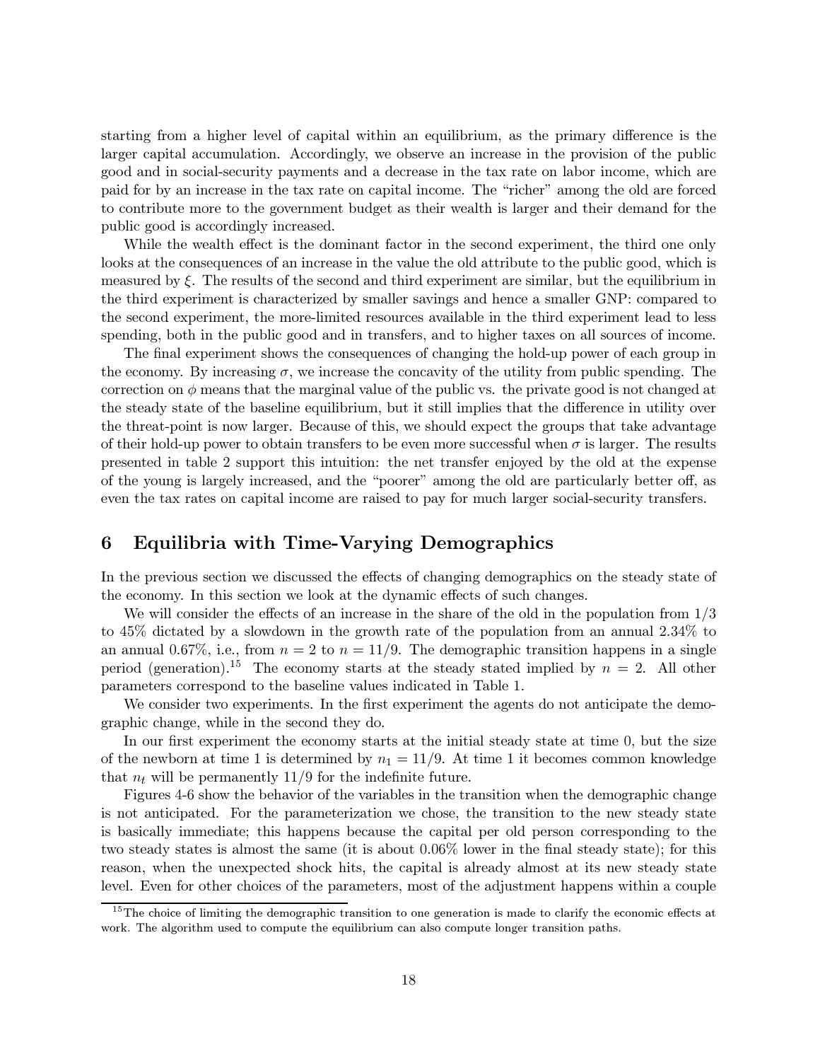starting from a higher level of capital within an equilibrium, as the primary difference is the larger capital accumulation. Accordingly, we observe an increase in the provision of the public good and in social-security payments and a decrease in the tax rate on labor income, which are paid for by an increase in the tax rate on capital income. The "richer" among the old are forced to contribute more to the government budget as their wealth is larger and their demand for the public good is accordingly increased.

While the wealth effect is the dominant factor in the second experiment, the third one only looks at the consequences of an increase in the value the old attribute to the public good, which is measured by $\xi$. The results of the second and third experiment are similar, but the equilibrium in the third experiment is characterized by smaller savings and hence a smaller GNP: compared to the second experiment, the more-limited resources available in the third experiment lead to less spending, both in the public good and in transfers, and to higher taxes on all sources of income.

The final experiment shows the consequences of changing the hold-up power of each group in the economy. By increasing $\sigma$, we increase the concavity of the utility from public spending. The correction on $\phi$ means that the marginal value of the public vs. the private good is not changed at the steady state of the baseline equilibrium, but it still implies that the difference in utility over the threat-point is now larger. Because of this, we should expect the groups that take advantage of their hold-up power to obtain transfers to be even more successful when $\sigma$ is larger. The results presented in table 2 support this intuition: the net transfer enjoyed by the old at the expense of the young is largely increased, and the "poorer" among the old are particularly better off, as even the tax rates on capital income are raised to pay for much larger social-security transfers.

# 6 Equilibria with Time-Varying Demographics

In the previous section we discussed the effects of changing demographics on the steady state of the economy. In this section we look at the dynamic effects of such changes.

We will consider the effects of an increase in the share of the old in the population from 1/3 to 45% dictated by a slowdown in the growth rate of the population from an annual 2.34% to an annual 0.67%, i.e., from $n = 2$ to $n = 11/9$. The demographic transition happens in a single period (generation).[15] The economy starts at the steady stated implied by $n = 2$. All other parameters correspond to the baseline values indicated in Table 1.

We consider two experiments. In the first experiment the agents do not anticipate the demographic change, while in the second they do.

In our first experiment the economy starts at the initial steady state at time 0, but the size of the newborn at time 1 is determined by $n_1 = 11/9$. At time 1 it becomes common knowledge that $n_t$ will be permanently 11/9 for the indefinite future.

Figures 4-6 show the behavior of the variables in the transition when the demographic change is not anticipated. For the parameterization we chose, the transition to the new steady state is basically immediate; this happens because the capital per old person corresponding to the two steady states is almost the same (it is about 0.06% lower in the final steady state); for this reason, when the unexpected shock hits, the capital is already almost at its new steady state level. Even for other choices of the parameters, most of the adjustment happens within a couple

[15] The choice of limiting the demographic transition to one generation is made to clarify the economic effects at work. The algorithm used to compute the equilibrium can also compute longer transition paths.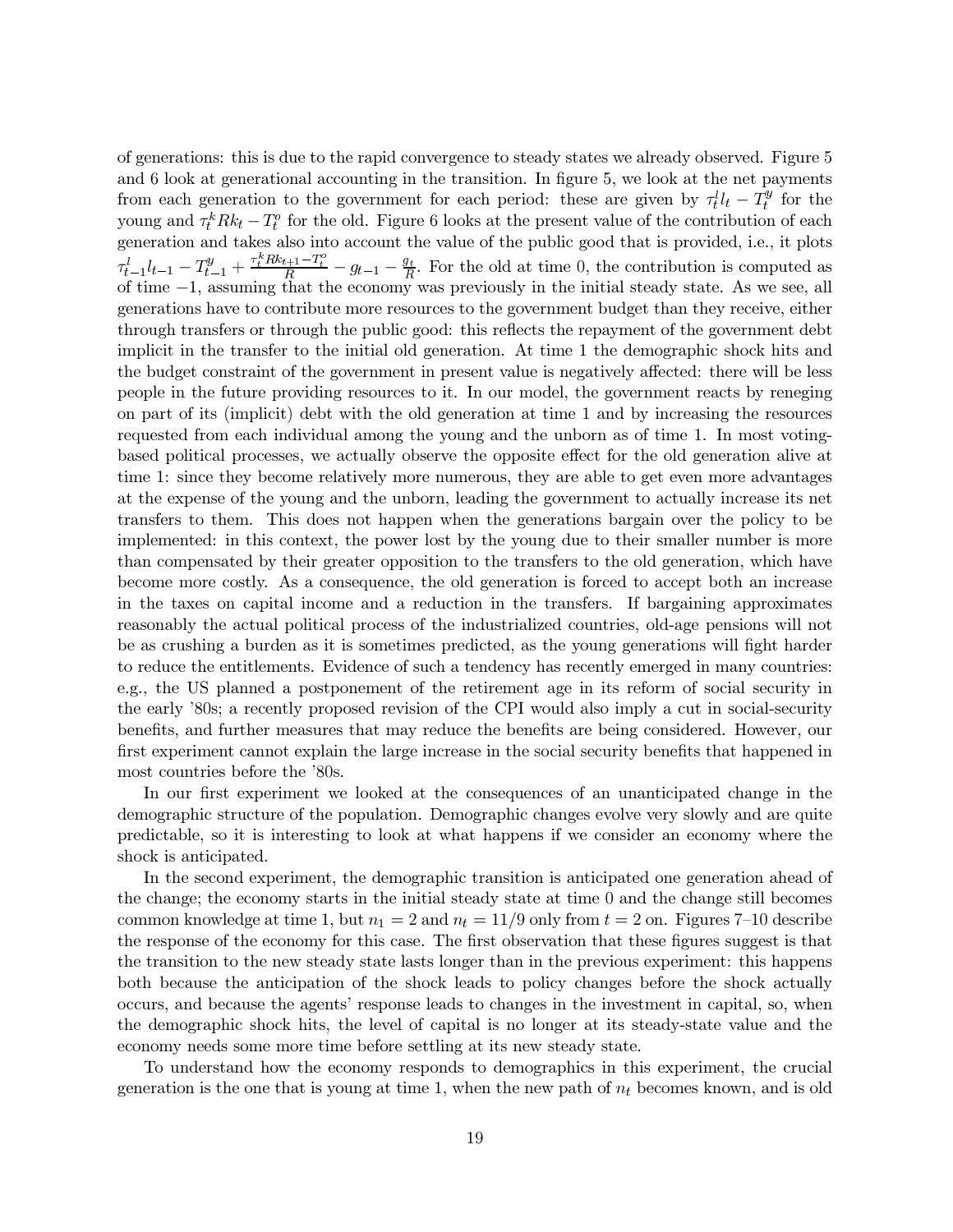of generations: this is due to the rapid convergence to steady states we already observed. Figure 5 and 6 look at generational accounting in the transition. In figure 5, we look at the net payments from each generation to the government for each period: these are given by $\tau_t^l l_t - T_t^y$ for the young and $\tau_t^k R k_t - T_t^o$ for the old. Figure 6 looks at the present value of the contribution of each generation and takes also into account the value of the public good that is provided, i.e., it plots $\tau_{t-1}^l l_{t-1} - T_{t-1}^y + \frac{\tau_t^k R k_{t+1} - T_t^o}{R} - g_{t-1} - \frac{g_t}{R}$. For the old at time 0, the contribution is computed as of time $-1$, assuming that the economy was previously in the initial steady state. As we see, all generations have to contribute more resources to the government budget than they receive, either through transfers or through the public good: this reflects the repayment of the government debt implicit in the transfer to the initial old generation. At time 1 the demographic shock hits and the budget constraint of the government in present value is negatively affected: there will be less people in the future providing resources to it. In our model, the government reacts by reneging on part of its (implicit) debt with the old generation at time 1 and by increasing the resources requested from each individual among the young and the unborn as of time 1. In most voting-based political processes, we actually observe the opposite effect for the old generation alive at time 1: since they become relatively more numerous, they are able to get even more advantages at the expense of the young and the unborn, leading the government to actually increase its net transfers to them. This does not happen when the generations bargain over the policy to be implemented: in this context, the power lost by the young due to their smaller number is more than compensated by their greater opposition to the transfers to the old generation, which have become more costly. As a consequence, the old generation is forced to accept both an increase in the taxes on capital income and a reduction in the transfers. If bargaining approximates reasonably the actual political process of the industrialized countries, old-age pensions will not be as crushing a burden as it is sometimes predicted, as the young generations will fight harder to reduce the entitlements. Evidence of such a tendency has recently emerged in many countries: e.g., the US planned a postponement of the retirement age in its reform of social security in the early '80s; a recently proposed revision of the CPI would also imply a cut in social-security benefits, and further measures that may reduce the benefits are being considered. However, our first experiment cannot explain the large increase in the social security benefits that happened in most countries before the '80s.

In our first experiment we looked at the consequences of an unanticipated change in the demographic structure of the population. Demographic changes evolve very slowly and are quite predictable, so it is interesting to look at what happens if we consider an economy where the shock is anticipated.

In the second experiment, the demographic transition is anticipated one generation ahead of the change; the economy starts in the initial steady state at time 0 and the change still becomes common knowledge at time 1, but $n_1 = 2$ and $n_t = 11/9$ only from $t = 2$ on. Figures 7–10 describe the response of the economy for this case. The first observation that these figures suggest is that the transition to the new steady state lasts longer than in the previous experiment: this happens both because the anticipation of the shock leads to policy changes before the shock actually occurs, and because the agents' response leads to changes in the investment in capital, so, when the demographic shock hits, the level of capital is no longer at its steady-state value and the economy needs some more time before settling at its new steady state.

To understand how the economy responds to demographics in this experiment, the crucial generation is the one that is young at time 1, when the new path of $n_t$ becomes known, and is old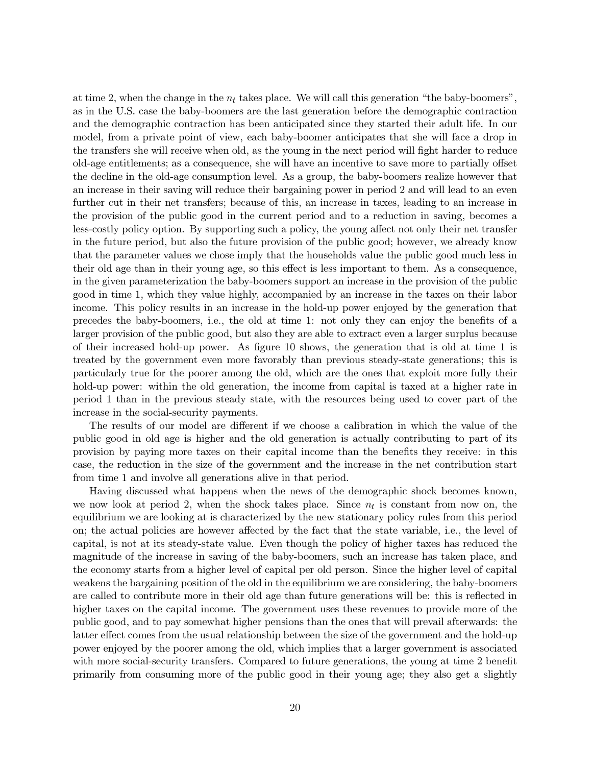at time 2, when the change in the $n_t$ takes place. We will call this generation "the baby-boomers", as in the U.S. case the baby-boomers are the last generation before the demographic contraction and the demographic contraction has been anticipated since they started their adult life. In our model, from a private point of view, each baby-boomer anticipates that she will face a drop in the transfers she will receive when old, as the young in the next period will fight harder to reduce old-age entitlements; as a consequence, she will have an incentive to save more to partially offset the decline in the old-age consumption level. As a group, the baby-boomers realize however that an increase in their saving will reduce their bargaining power in period 2 and will lead to an even further cut in their net transfers; because of this, an increase in taxes, leading to an increase in the provision of the public good in the current period and to a reduction in saving, becomes a less-costly policy option. By supporting such a policy, the young affect not only their net transfer in the future period, but also the future provision of the public good; however, we already know that the parameter values we chose imply that the households value the public good much less in their old age than in their young age, so this effect is less important to them. As a consequence, in the given parameterization the baby-boomers support an increase in the provision of the public good in time 1, which they value highly, accompanied by an increase in the taxes on their labor income. This policy results in an increase in the hold-up power enjoyed by the generation that precedes the baby-boomers, i.e., the old at time 1: not only they can enjoy the benefits of a larger provision of the public good, but also they are able to extract even a larger surplus because of their increased hold-up power. As figure 10 shows, the generation that is old at time 1 is treated by the government even more favorably than previous steady-state generations; this is particularly true for the poorer among the old, which are the ones that exploit more fully their hold-up power: within the old generation, the income from capital is taxed at a higher rate in period 1 than in the previous steady state, with the resources being used to cover part of the increase in the social-security payments.

The results of our model are different if we choose a calibration in which the value of the public good in old age is higher and the old generation is actually contributing to part of its provision by paying more taxes on their capital income than the benefits they receive: in this case, the reduction in the size of the government and the increase in the net contribution start from time 1 and involve all generations alive in that period.

Having discussed what happens when the news of the demographic shock becomes known, we now look at period 2, when the shock takes place. Since $n_t$ is constant from now on, the equilibrium we are looking at is characterized by the new stationary policy rules from this period on; the actual policies are however affected by the fact that the state variable, i.e., the level of capital, is not at its steady-state value. Even though the policy of higher taxes has reduced the magnitude of the increase in saving of the baby-boomers, such an increase has taken place, and the economy starts from a higher level of capital per old person. Since the higher level of capital weakens the bargaining position of the old in the equilibrium we are considering, the baby-boomers are called to contribute more in their old age than future generations will be: this is reflected in higher taxes on the capital income. The government uses these revenues to provide more of the public good, and to pay somewhat higher pensions than the ones that will prevail afterwards: the latter effect comes from the usual relationship between the size of the government and the hold-up power enjoyed by the poorer among the old, which implies that a larger government is associated with more social-security transfers. Compared to future generations, the young at time 2 benefit primarily from consuming more of the public good in their young age; they also get a slightly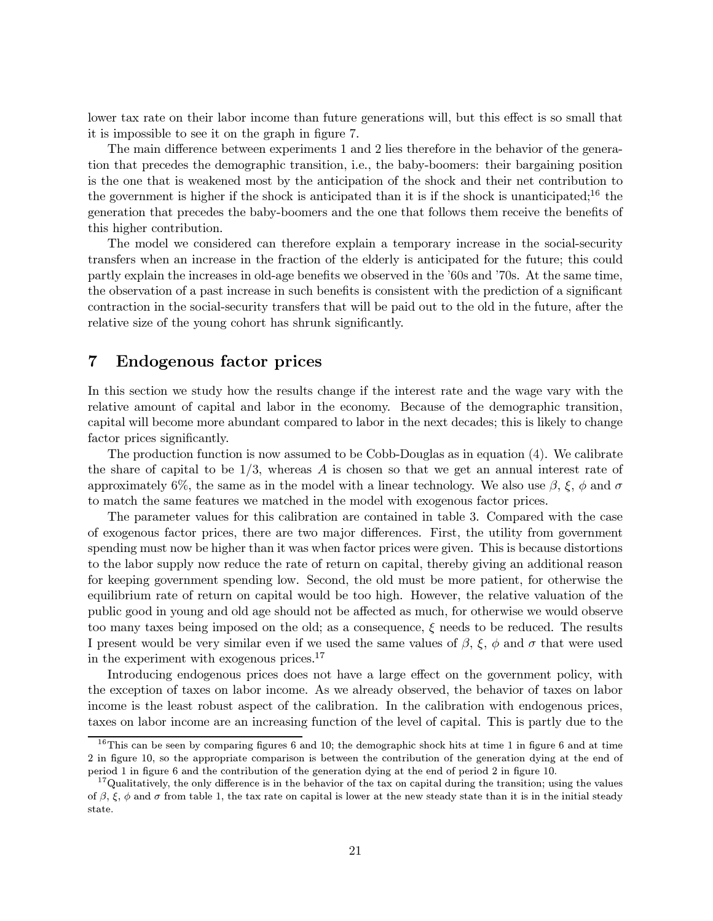lower tax rate on their labor income than future generations will, but this effect is so small that it is impossible to see it on the graph in figure 7.

The main difference between experiments 1 and 2 lies therefore in the behavior of the generation that precedes the demographic transition, i.e., the baby-boomers: their bargaining position is the one that is weakened most by the anticipation of the shock and their net contribution to the government is higher if the shock is anticipated than it is if the shock is unanticipated;[16] the generation that precedes the baby-boomers and the one that follows them receive the benefits of this higher contribution.

The model we considered can therefore explain a temporary increase in the social-security transfers when an increase in the fraction of the elderly is anticipated for the future; this could partly explain the increases in old-age benefits we observed in the '60s and '70s. At the same time, the observation of a past increase in such benefits is consistent with the prediction of a significant contraction in the social-security transfers that will be paid out to the old in the future, after the relative size of the young cohort has shrunk significantly.

## 7 Endogenous factor prices

In this section we study how the results change if the interest rate and the wage vary with the relative amount of capital and labor in the economy. Because of the demographic transition, capital will become more abundant compared to labor in the next decades; this is likely to change factor prices significantly.

The production function is now assumed to be Cobb-Douglas as in equation (4). We calibrate the share of capital to be 1/3, whereas $A$ is chosen so that we get an annual interest rate of approximately 6%, the same as in the model with a linear technology. We also use $\beta$, $\xi$, $\phi$ and $\sigma$ to match the same features we matched in the model with exogenous factor prices.

The parameter values for this calibration are contained in table 3. Compared with the case of exogenous factor prices, there are two major differences. First, the utility from government spending must now be higher than it was when factor prices were given. This is because distortions to the labor supply now reduce the rate of return on capital, thereby giving an additional reason for keeping government spending low. Second, the old must be more patient, for otherwise the equilibrium rate of return on capital would be too high. However, the relative valuation of the public good in young and old age should not be affected as much, for otherwise we would observe too many taxes being imposed on the old; as a consequence, $\xi$ needs to be reduced. The results I present would be very similar even if we used the same values of $\beta$, $\xi$, $\phi$ and $\sigma$ that were used in the experiment with exogenous prices.[17]

Introducing endogenous prices does not have a large effect on the government policy, with the exception of taxes on labor income. As we already observed, the behavior of taxes on labor income is the least robust aspect of the calibration. In the calibration with endogenous prices, taxes on labor income are an increasing function of the level of capital. This is partly due to the

[16] This can be seen by comparing figures 6 and 10; the demographic shock hits at time 1 in figure 6 and at time 2 in figure 10, so the appropriate comparison is between the contribution of the generation dying at the end of period 1 in figure 6 and the contribution of the generation dying at the end of period 2 in figure 10.

[17] Qualitatively, the only difference is in the behavior of the tax on capital during the transition; using the values of $\beta$, $\xi$, $\phi$ and $\sigma$ from table 1, the tax rate on capital is lower at the new steady state than it is in the initial steady state.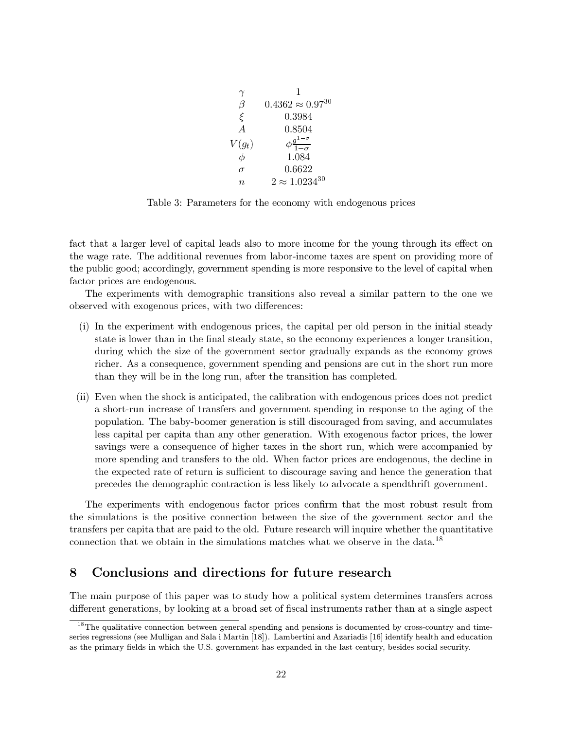| | |
|---|---|
| $\gamma$ | 1 |
| $\beta$ | $0.4362 \approx 0.97^{30}$ |
| $\xi$ | 0.3984 |
| $A$ | 0.8504 |
| $V(g_t)$ | $\phi \frac{g^{1-\sigma}}{1-\sigma}$ |
| $\phi$ | 1.084 |
| $\sigma$ | 0.6622 |
| $n$ | $2 \approx 1.0234^{30}$ |

Table 3: Parameters for the economy with endogenous prices

fact that a larger level of capital leads also to more income for the young through its effect on the wage rate. The additional revenues from labor-income taxes are spent on providing more of the public good; accordingly, government spending is more responsive to the level of capital when factor prices are endogenous.

The experiments with demographic transitions also reveal a similar pattern to the one we observed with exogenous prices, with two differences:

(i) In the experiment with endogenous prices, the capital per old person in the initial steady state is lower than in the final steady state, so the economy experiences a longer transition, during which the size of the government sector gradually expands as the economy grows richer. As a consequence, government spending and pensions are cut in the short run more than they will be in the long run, after the transition has completed.

(ii) Even when the shock is anticipated, the calibration with endogenous prices does not predict a short-run increase of transfers and government spending in response to the aging of the population. The baby-boomer generation is still discouraged from saving, and accumulates less capital per capita than any other generation. With exogenous factor prices, the lower savings were a consequence of higher taxes in the short run, which were accompanied by more spending and transfers to the old. When factor prices are endogenous, the decline in the expected rate of return is sufficient to discourage saving and hence the generation that precedes the demographic contraction is less likely to advocate a spendthrift government.

The experiments with endogenous factor prices confirm that the most robust result from the simulations is the positive connection between the size of the government sector and the transfers per capita that are paid to the old. Future research will inquire whether the quantitative connection that we obtain in the simulations matches what we observe in the data.[18]

# 8 Conclusions and directions for future research

The main purpose of this paper was to study how a political system determines transfers across different generations, by looking at a broad set of fiscal instruments rather than at a single aspect

[18] The qualitative connection between general spending and pensions is documented by cross-country and time-series regressions (see Mulligan and Sala i Martin [18]). Lambertini and Azariadis [16] identify health and education as the primary fields in which the U.S. government has expanded in the last century, besides social security.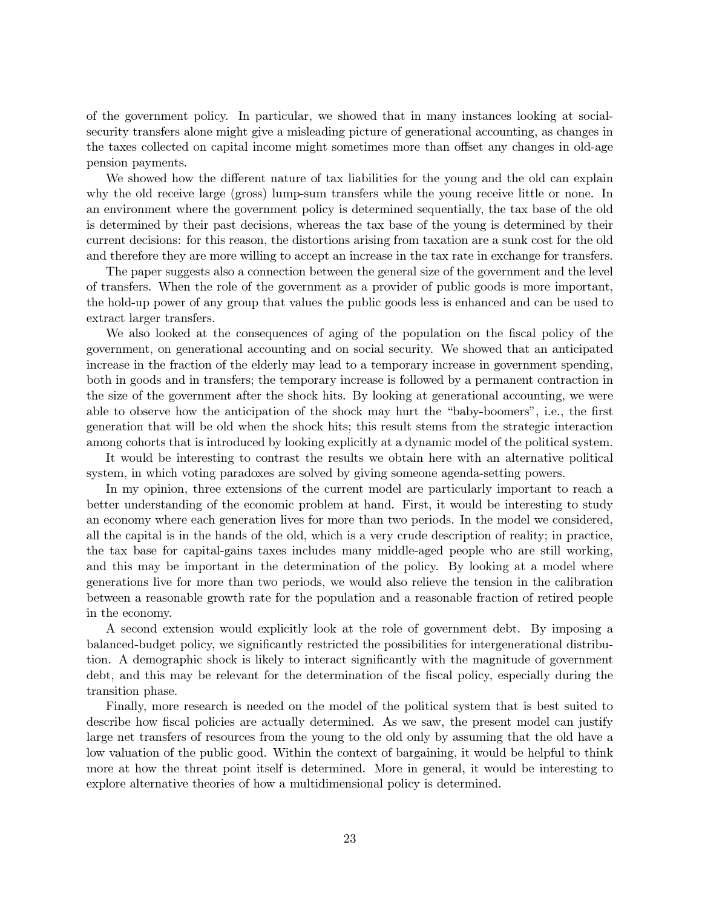of the government policy. In particular, we showed that in many instances looking at social-security transfers alone might give a misleading picture of generational accounting, as changes in the taxes collected on capital income might sometimes more than offset any changes in old-age pension payments.

We showed how the different nature of tax liabilities for the young and the old can explain why the old receive large (gross) lump-sum transfers while the young receive little or none. In an environment where the government policy is determined sequentially, the tax base of the old is determined by their past decisions, whereas the tax base of the young is determined by their current decisions: for this reason, the distortions arising from taxation are a sunk cost for the old and therefore they are more willing to accept an increase in the tax rate in exchange for transfers.

The paper suggests also a connection between the general size of the government and the level of transfers. When the role of the government as a provider of public goods is more important, the hold-up power of any group that values the public goods less is enhanced and can be used to extract larger transfers.

We also looked at the consequences of aging of the population on the fiscal policy of the government, on generational accounting and on social security. We showed that an anticipated increase in the fraction of the elderly may lead to a temporary increase in government spending, both in goods and in transfers; the temporary increase is followed by a permanent contraction in the size of the government after the shock hits. By looking at generational accounting, we were able to observe how the anticipation of the shock may hurt the "baby-boomers", i.e., the first generation that will be old when the shock hits; this result stems from the strategic interaction among cohorts that is introduced by looking explicitly at a dynamic model of the political system.

It would be interesting to contrast the results we obtain here with an alternative political system, in which voting paradoxes are solved by giving someone agenda-setting powers.

In my opinion, three extensions of the current model are particularly important to reach a better understanding of the economic problem at hand. First, it would be interesting to study an economy where each generation lives for more than two periods. In the model we considered, all the capital is in the hands of the old, which is a very crude description of reality; in practice, the tax base for capital-gains taxes includes many middle-aged people who are still working, and this may be important in the determination of the policy. By looking at a model where generations live for more than two periods, we would also relieve the tension in the calibration between a reasonable growth rate for the population and a reasonable fraction of retired people in the economy.

A second extension would explicitly look at the role of government debt. By imposing a balanced-budget policy, we significantly restricted the possibilities for intergenerational distribution. A demographic shock is likely to interact significantly with the magnitude of government debt, and this may be relevant for the determination of the fiscal policy, especially during the transition phase.

Finally, more research is needed on the model of the political system that is best suited to describe how fiscal policies are actually determined. As we saw, the present model can justify large net transfers of resources from the young to the old only by assuming that the old have a low valuation of the public good. Within the context of bargaining, it would be helpful to think more at how the threat point itself is determined. More in general, it would be interesting to explore alternative theories of how a multidimensional policy is determined.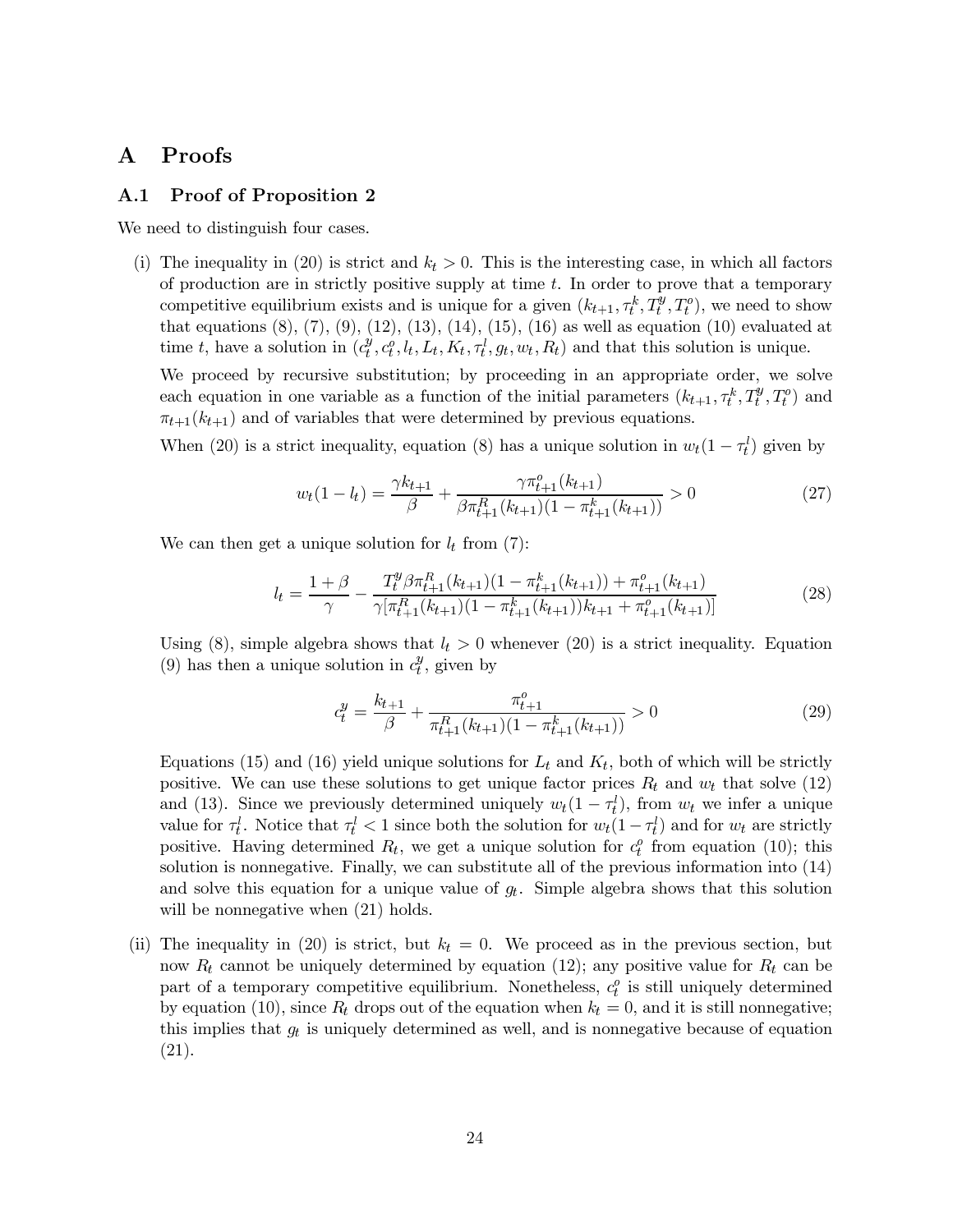# A Proofs

## A.1 Proof of Proposition 2

We need to distinguish four cases.

(i) The inequality in (20) is strict and $k_t > 0$. This is the interesting case, in which all factors of production are in strictly positive supply at time $t$. In order to prove that a temporary competitive equilibrium exists and is unique for a given $(k_{t+1}, \tau_t^k, T_t^y, T_t^o)$, we need to show that equations (8), (7), (9), (12), (13), (14), (15), (16) as well as equation (10) evaluated at time $t$, have a solution in $(c_t^y, c_t^o, l_t, L_t, K_t, \tau_t^l, g_t, w_t, R_t)$ and that this solution is unique.

We proceed by recursive substitution; by proceeding in an appropriate order, we solve each equation in one variable as a function of the initial parameters $(k_{t+1}, \tau_t^k, T_t^y, T_t^o)$ and $\pi_{t+1}(k_{t+1})$ and of variables that were determined by previous equations.

When (20) is a strict inequality, equation (8) has a unique solution in $w_t(1-\tau_t^l)$ given by

$$w_t(1-l_t) = \frac{\gamma k_{t+1}}{\beta} + \frac{\gamma \pi_{t+1}^o(k_{t+1})}{\beta \pi_{t+1}^R(k_{t+1})(1-\pi_{t+1}^k(k_{t+1}))} > 0 \tag{27}$$

We can then get a unique solution for $l_t$ from (7):

$$l_t = \frac{1+\beta}{\gamma} - \frac{T_t^y \beta \pi_{t+1}^R(k_{t+1})(1-\pi_{t+1}^k(k_{t+1})) + \pi_{t+1}^o(k_{t+1})}{\gamma[\pi_{t+1}^R(k_{t+1})(1-\pi_{t+1}^k(k_{t+1}))k_{t+1} + \pi_{t+1}^o(k_{t+1})]} \tag{28}$$

Using (8), simple algebra shows that $l_t > 0$ whenever (20) is a strict inequality. Equation (9) has then a unique solution in $c_t^y$, given by

$$c_t^y = \frac{k_{t+1}}{\beta} + \frac{\pi_{t+1}^o}{\pi_{t+1}^R(k_{t+1})(1-\pi_{t+1}^k(k_{t+1}))} > 0 \tag{29}$$

Equations (15) and (16) yield unique solutions for $L_t$ and $K_t$, both of which will be strictly positive. We can use these solutions to get unique factor prices $R_t$ and $w_t$ that solve (12) and (13). Since we previously determined uniquely $w_t(1-\tau_t^l)$, from $w_t$ we infer a unique value for $\tau_t^l$. Notice that $\tau_t^l < 1$ since both the solution for $w_t(1-\tau_t^l)$ and for $w_t$ are strictly positive. Having determined $R_t$, we get a unique solution for $c_t^o$ from equation (10); this solution is nonnegative. Finally, we can substitute all of the previous information into (14) and solve this equation for a unique value of $g_t$. Simple algebra shows that this solution will be nonnegative when (21) holds.

(ii) The inequality in (20) is strict, but $k_t = 0$. We proceed as in the previous section, but now $R_t$ cannot be uniquely determined by equation (12); any positive value for $R_t$ can be part of a temporary competitive equilibrium. Nonetheless, $c_t^o$ is still uniquely determined by equation (10), since $R_t$ drops out of the equation when $k_t = 0$, and it is still nonnegative; this implies that $g_t$ is uniquely determined as well, and is nonnegative because of equation (21).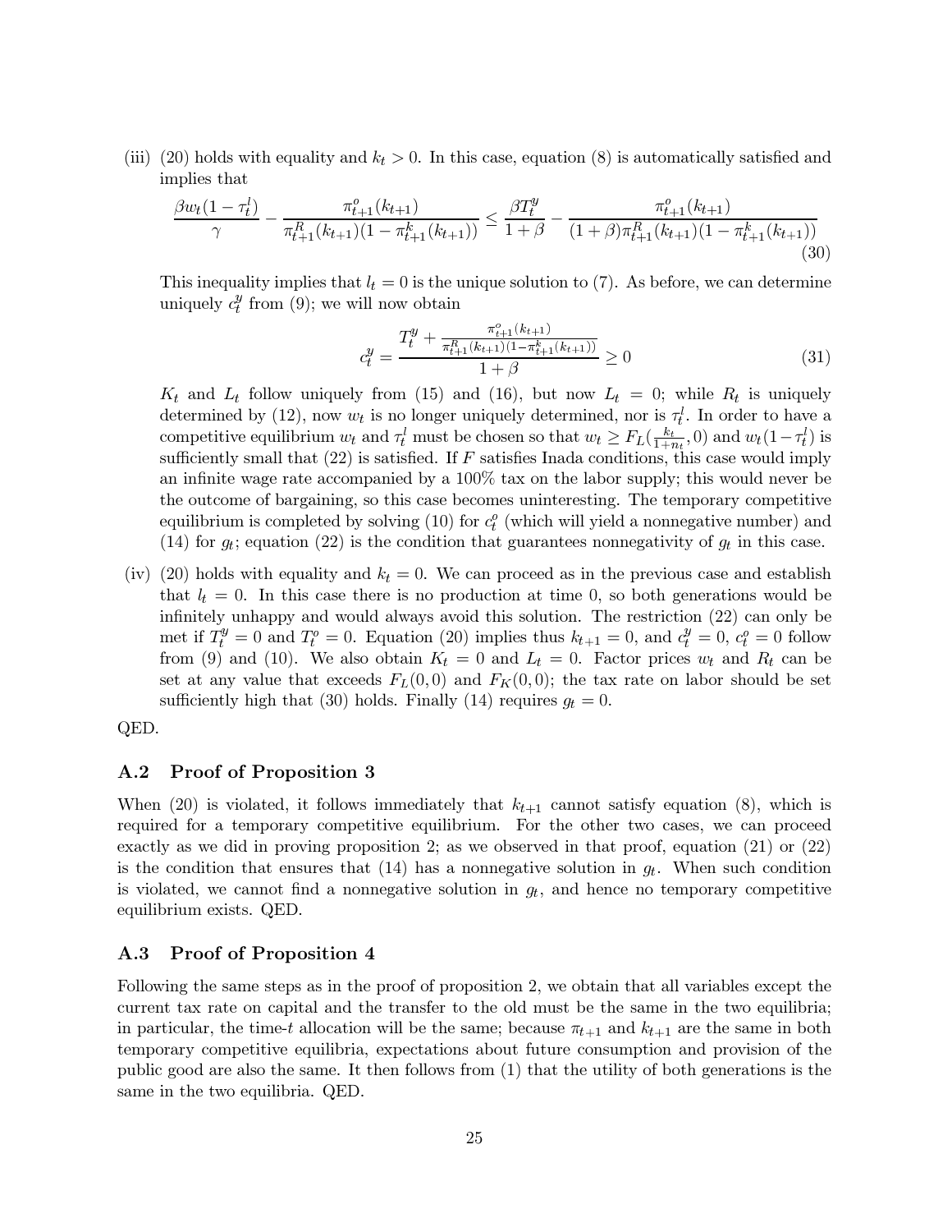(iii) (20) holds with equality and $k_t > 0$. In this case, equation (8) is automatically satisfied and implies that

$$\frac{\beta w_t(1-\tau_t^l)}{\gamma} - \frac{\pi_{t+1}^o(k_{t+1})}{\pi_{t+1}^R(k_{t+1})(1-\pi_{t+1}^k(k_{t+1}))} \leq \frac{\beta T_t^y}{1+\beta} - \frac{\pi_{t+1}^o(k_{t+1})}{(1+\beta)\pi_{t+1}^R(k_{t+1})(1-\pi_{t+1}^k(k_{t+1}))} \tag{30}$$

This inequality implies that $l_t = 0$ is the unique solution to (7). As before, we can determine uniquely $c_t^y$ from (9); we will now obtain

$$c_t^y = \frac{T_t^y + \frac{\pi_{t+1}^o(k_{t+1})}{\pi_{t+1}^R(k_{t+1})(1-\pi_{t+1}^k(k_{t+1}))}}{1+\beta} \geq 0 \tag{31}$$

$K_t$ and $L_t$ follow uniquely from (15) and (16), but now $L_t = 0$; while $R_t$ is uniquely determined by (12), now $w_t$ is no longer uniquely determined, nor is $\tau_t^l$. In order to have a competitive equilibrium $w_t$ and $\tau_t^l$ must be chosen so that $w_t \geq F_L(\frac{k_t}{1+n_t}, 0)$ and $w_t(1-\tau_t^l)$ is sufficiently small that (22) is satisfied. If $F$ satisfies Inada conditions, this case would imply an infinite wage rate accompanied by a 100% tax on the labor supply; this would never be the outcome of bargaining, so this case becomes uninteresting. The temporary competitive equilibrium is completed by solving (10) for $c_t^o$ (which will yield a nonnegative number) and (14) for $g_t$; equation (22) is the condition that guarantees nonnegativity of $g_t$ in this case.

(iv) (20) holds with equality and $k_t = 0$. We can proceed as in the previous case and establish that $l_t = 0$. In this case there is no production at time 0, so both generations would be infinitely unhappy and would always avoid this solution. The restriction (22) can only be met if $T_t^y = 0$ and $T_t^o = 0$. Equation (20) implies thus $k_{t+1} = 0$, and $c_t^y = 0$, $c_t^o = 0$ follow from (9) and (10). We also obtain $K_t = 0$ and $L_t = 0$. Factor prices $w_t$ and $R_t$ can be set at any value that exceeds $F_L(0,0)$ and $F_K(0,0)$; the tax rate on labor should be set sufficiently high that (30) holds. Finally (14) requires $g_t = 0$.

QED.

### A.2 Proof of Proposition 3

When (20) is violated, it follows immediately that $k_{t+1}$ cannot satisfy equation (8), which is required for a temporary competitive equilibrium. For the other two cases, we can proceed exactly as we did in proving proposition 2; as we observed in that proof, equation (21) or (22) is the condition that ensures that (14) has a nonnegative solution in $g_t$. When such condition is violated, we cannot find a nonnegative solution in $g_t$, and hence no temporary competitive equilibrium exists. QED.

### A.3 Proof of Proposition 4

Following the same steps as in the proof of proposition 2, we obtain that all variables except the current tax rate on capital and the transfer to the old must be the same in the two equilibria; in particular, the time-$t$ allocation will be the same; because $\pi_{t+1}$ and $k_{t+1}$ are the same in both temporary competitive equilibria, expectations about future consumption and provision of the public good are also the same. It then follows from (1) that the utility of both generations is the same in the two equilibria. QED.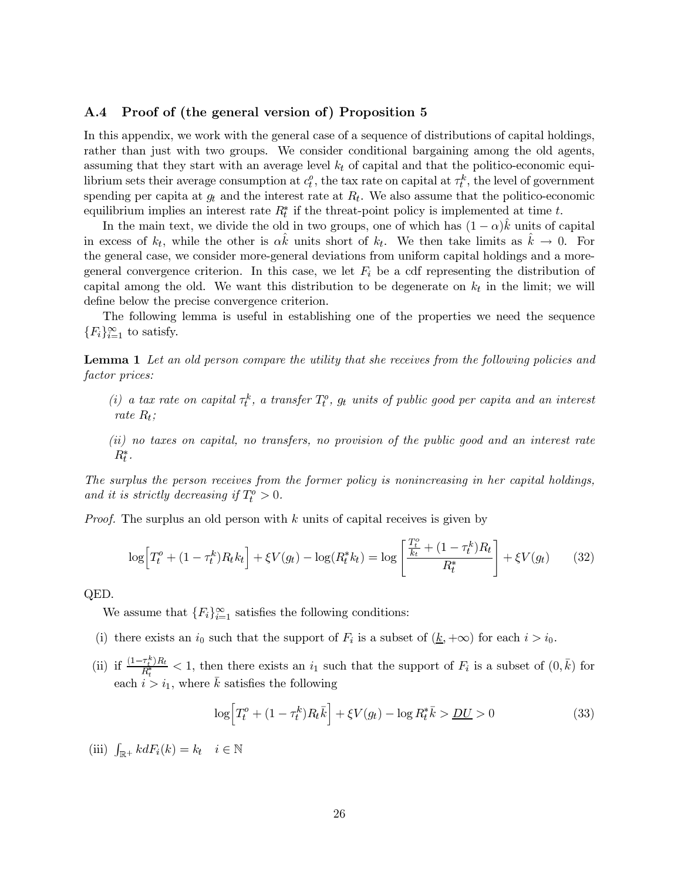### A.4 Proof of (the general version of) Proposition 5

In this appendix, we work with the general case of a sequence of distributions of capital holdings, rather than just with two groups. We consider conditional bargaining among the old agents, assuming that they start with an average level $k_t$ of capital and that the politico-economic equilibrium sets their average consumption at $c_t^o$, the tax rate on capital at $\tau_t^k$, the level of government spending per capita at $g_t$ and the interest rate at $R_t$. We also assume that the politico-economic equilibrium implies an interest rate $R_t^*$ if the threat-point policy is implemented at time $t$.

In the main text, we divide the old in two groups, one of which has $(1-\alpha)\hat{k}$ units of capital in excess of $k_t$, while the other is $\alpha\hat{k}$ units short of $k_t$. We then take limits as $\hat{k} \to 0$. For the general case, we consider more-general deviations from uniform capital holdings and a more-general convergence criterion. In this case, we let $F_i$ be a cdf representing the distribution of capital among the old. We want this distribution to be degenerate on $k_t$ in the limit; we will define below the precise convergence criterion.

The following lemma is useful in establishing one of the properties we need the sequence $\{F_i\}_{i=1}^{\infty}$ to satisfy.

**Lemma 1** *Let an old person compare the utility that she receives from the following policies and factor prices:*

*(i) a tax rate on capital $\tau_t^k$, a transfer $T_t^o$, $g_t$ units of public good per capita and an interest rate $R_t$;*

*(ii) no taxes on capital, no transfers, no provision of the public good and an interest rate $R_t^*$.*

*The surplus the person receives from the former policy is nonincreasing in her capital holdings, and it is strictly decreasing if $T_t^o > 0$.*

*Proof.* The surplus an old person with $k$ units of capital receives is given by

$$\log\Big[T_t^o + (1-\tau_t^k)R_t k_t\Big] + \xi V(g_t) - \log(R_t^* k_t) = \log\left[\frac{\frac{T_t^o}{k_t} + (1-\tau_t^k)R_t}{R_t^*}\right] + \xi V(g_t) \qquad (32)$$

QED.

We assume that $\{F_i\}_{i=1}^{\infty}$ satisfies the following conditions:

(i) there exists an $i_0$ such that the support of $F_i$ is a subset of $(\underline{k}, +\infty)$ for each $i > i_0$.

(ii) if $\frac{(1-\tau_t^k)R_t}{R_t^*} < 1$, then there exists an $i_1$ such that the support of $F_i$ is a subset of $(0, \bar{k})$ for each $i > i_1$, where $\bar{k}$ satisfies the following

$$\log\Big[T_t^o + (1-\tau_t^k)R_t\bar{k}\Big] + \xi V(g_t) - \log R_t^*\bar{k} > \underline{DU} > 0 \qquad (33)$$

(iii) $\int_{\mathbb{R}^+} k dF_i(k) = k_t \quad i \in \mathbb{N}$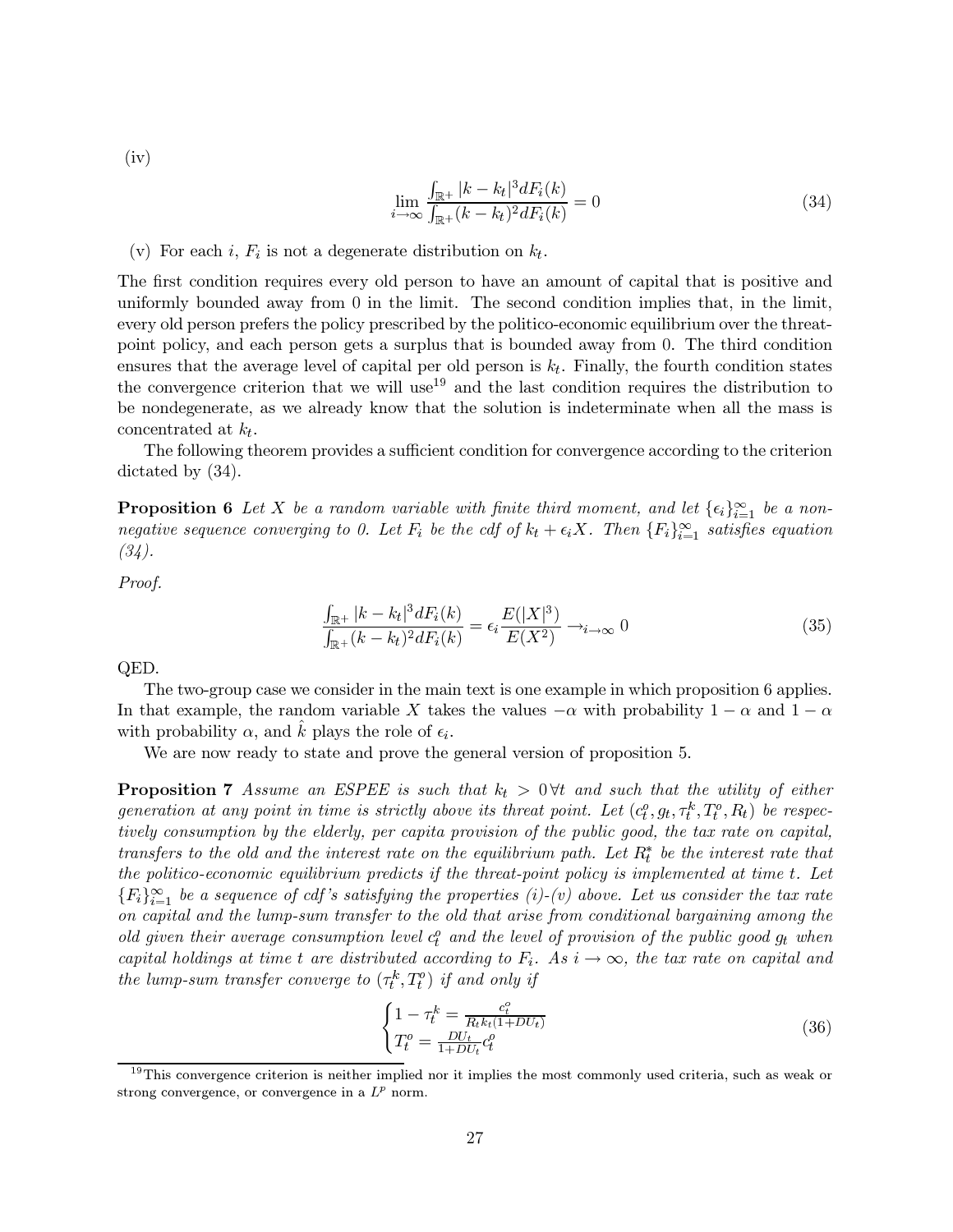(iv)

$$\lim_{i \to \infty} \frac{\int_{\mathbb{R}^+} |k - k_t|^3 dF_i(k)}{\int_{\mathbb{R}^+} (k - k_t)^2 dF_i(k)} = 0 \tag{34}$$

(v) For each $i$, $F_i$ is not a degenerate distribution on $k_t$.

The first condition requires every old person to have an amount of capital that is positive and uniformly bounded away from 0 in the limit. The second condition implies that, in the limit, every old person prefers the policy prescribed by the politico-economic equilibrium over the threat-point policy, and each person gets a surplus that is bounded away from 0. The third condition ensures that the average level of capital per old person is $k_t$. Finally, the fourth condition states the convergence criterion that we will use[19] and the last condition requires the distribution to be nondegenerate, as we already know that the solution is indeterminate when all the mass is concentrated at $k_t$.

The following theorem provides a sufficient condition for convergence according to the criterion dictated by (34).

**Proposition 6** *Let $X$ be a random variable with finite third moment, and let $\{\epsilon_i\}_{i=1}^{\infty}$ be a non-negative sequence converging to 0. Let $F_i$ be the cdf of $k_t + \epsilon_i X$. Then $\{F_i\}_{i=1}^{\infty}$ satisfies equation (34).*

*Proof.*

$$\frac{\int_{\mathbb{R}^+} |k - k_t|^3 dF_i(k)}{\int_{\mathbb{R}^+} (k - k_t)^2 dF_i(k)} = \epsilon_i \frac{E(|X|^3)}{E(X^2)} \to_{i \to \infty} 0 \tag{35}$$

QED.

The two-group case we consider in the main text is one example in which proposition 6 applies. In that example, the random variable $X$ takes the values $-\alpha$ with probability $1 - \alpha$ and $1 - \alpha$ with probability $\alpha$, and $\hat{k}$ plays the role of $\epsilon_i$.

We are now ready to state and prove the general version of proposition 5.

**Proposition 7** *Assume an ESPEE is such that $k_t > 0 \, \forall t$ and such that the utility of either generation at any point in time is strictly above its threat point. Let $(c_t^o, g_t, \tau_t^k, T_t^o, R_t)$ be respectively consumption by the elderly, per capita provision of the public good, the tax rate on capital, transfers to the old and the interest rate on the equilibrium path. Let $R_t^*$ be the interest rate that the politico-economic equilibrium predicts if the threat-point policy is implemented at time $t$. Let $\{F_i\}_{i=1}^{\infty}$ be a sequence of cdf's satisfying the properties (i)-(v) above. Let us consider the tax rate on capital and the lump-sum transfer to the old that arise from conditional bargaining among the old given their average consumption level $c_t^o$ and the level of provision of the public good $g_t$ when capital holdings at time $t$ are distributed according to $F_i$. As $i \to \infty$, the tax rate on capital and the lump-sum transfer converge to $(\tau_t^k, T_t^o)$ if and only if*

$$\begin{cases} 1 - \tau_t^k = \frac{c_t^o}{R_t k_t (1 + DU_t)} \\ T_t^o = \frac{DU_t}{1 + DU_t} c_t^o \end{cases} \tag{36}$$

[19] This convergence criterion is neither implied nor it implies the most commonly used criteria, such as weak or strong convergence, or convergence in a $L^p$ norm.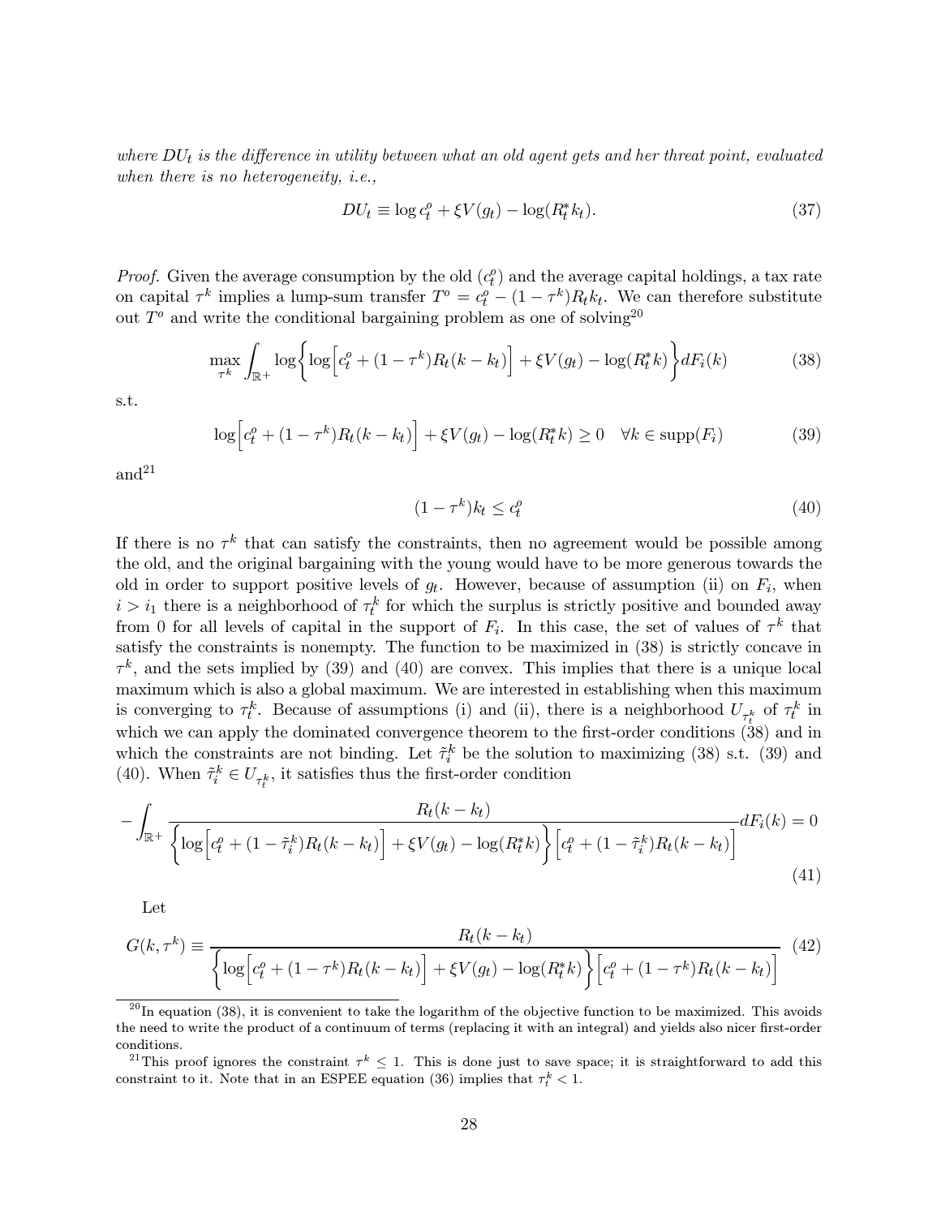*where $DU_t$ is the difference in utility between what an old agent gets and her threat point, evaluated when there is no heterogeneity, i.e.,*

$$DU_t \equiv \log c_t^o + \xi V(g_t) - \log(R_t^* k_t). \tag{37}$$

*Proof.* Given the average consumption by the old ($c_t^o$) and the average capital holdings, a tax rate on capital $\tau^k$ implies a lump-sum transfer $T^o = c_t^o - (1-\tau^k)R_t k_t$. We can therefore substitute out $T^o$ and write the conditional bargaining problem as one of solving[20]

$$\max_{\tau^k} \int_{\mathbb{R}+} \log\left\{ \log\left[ c_t^o + (1-\tau^k)R_t(k-k_t)\right] + \xi V(g_t) - \log(R_t^* k)\right\} dF_i(k) \tag{38}$$

s.t.

$$\log\left[ c_t^o + (1-\tau^k)R_t(k-k_t)\right] + \xi V(g_t) - \log(R_t^* k) \geq 0 \quad \forall k \in \operatorname{supp}(F_i) \tag{39}$$

and[21]

$$(1-\tau^k)k_t \leq c_t^o \tag{40}$$

If there is no $\tau^k$ that can satisfy the constraints, then no agreement would be possible among the old, and the original bargaining with the young would have to be more generous towards the old in order to support positive levels of $g_t$. However, because of assumption (ii) on $F_i$, when $i > i_1$ there is a neighborhood of $\tau_t^k$ for which the surplus is strictly positive and bounded away from 0 for all levels of capital in the support of $F_i$. In this case, the set of values of $\tau^k$ that satisfy the constraints is nonempty. The function to be maximized in (38) is strictly concave in $\tau^k$, and the sets implied by (39) and (40) are convex. This implies that there is a unique local maximum which is also a global maximum. We are interested in establishing when this maximum is converging to $\tau_t^k$. Because of assumptions (i) and (ii), there is a neighborhood $U_{\tau_t^k}$ of $\tau_t^k$ in which we can apply the dominated convergence theorem to the first-order conditions (38) and in which the constraints are not binding. Let $\tilde{\tau}_i^k$ be the solution to maximizing (38) s.t. (39) and (40). When $\tilde{\tau}_i^k \in U_{\tau_t^k}$, it satisfies thus the first-order condition

$$-\int_{\mathbb{R}+} \frac{R_t(k-k_t)}{\left\{\log\left[c_t^o + (1-\tilde{\tau}_i^k)R_t(k-k_t)\right] + \xi V(g_t) - \log(R_t^* k)\right\}\left[c_t^o + (1-\tilde{\tau}_i^k)R_t(k-k_t)\right]} dF_i(k) = 0 \tag{41}$$

Let

$$G(k,\tau^k) \equiv \frac{R_t(k-k_t)}{\left\{\log\left[c_t^o + (1-\tau^k)R_t(k-k_t)\right] + \xi V(g_t) - \log(R_t^* k)\right\}\left[c_t^o + (1-\tau^k)R_t(k-k_t)\right]} \tag{42}$$

[20] In equation (38), it is convenient to take the logarithm of the objective function to be maximized. This avoids the need to write the product of a continuum of terms (replacing it with an integral) and yields also nicer first-order conditions.

[21] This proof ignores the constraint $\tau^k \leq 1$. This is done just to save space; it is straightforward to add this constraint to it. Note that in an ESPEE equation (36) implies that $\tau_t^k < 1$.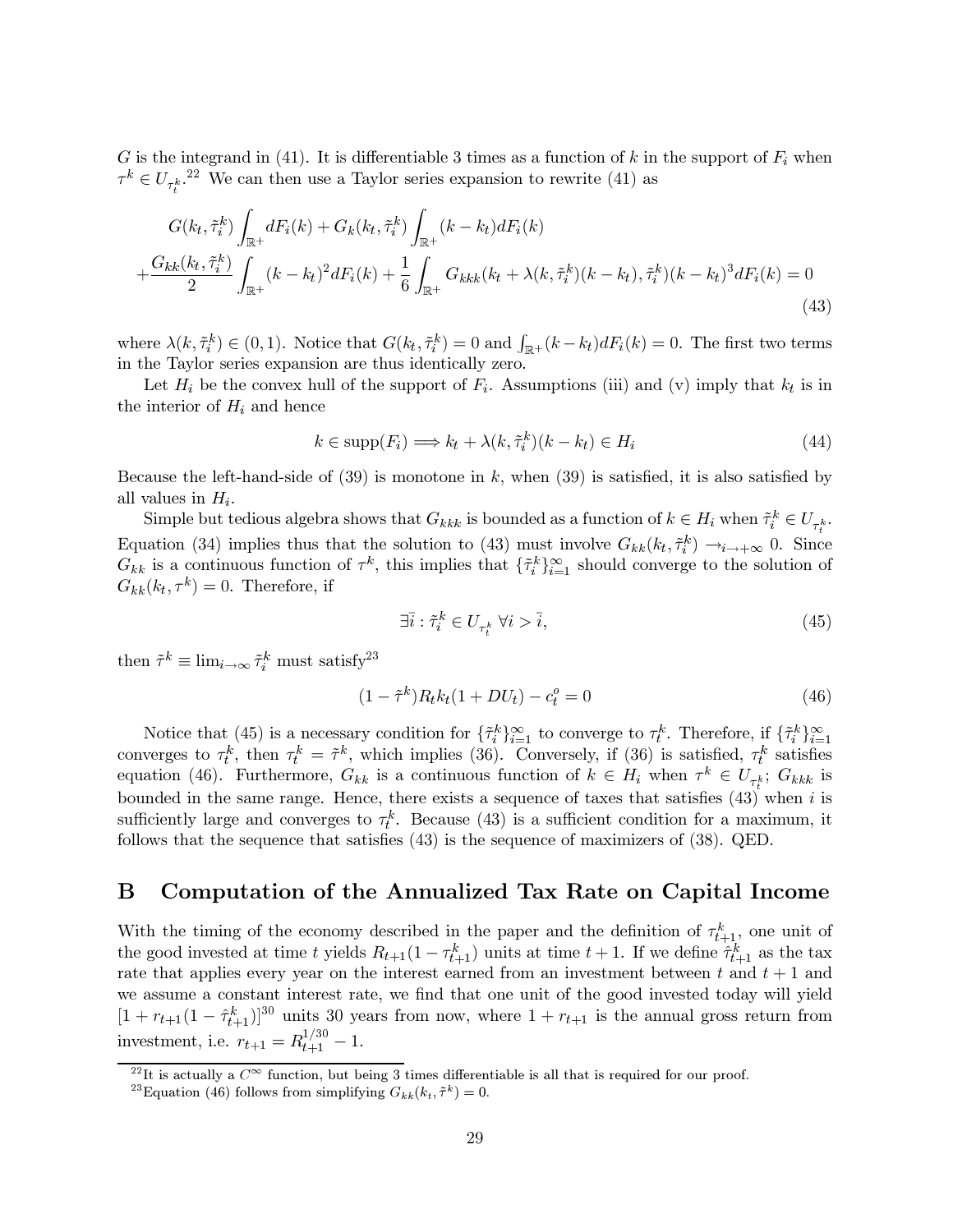$G$ is the integrand in (41). It is differentiable 3 times as a function of $k$ in the support of $F_i$ when $\tau^k \in U_{\tau_t^k}$.[22] We can then use a Taylor series expansion to rewrite (41) as

$$G(k_t, \tilde{\tau}_i^k) \int_{\mathbb{R}^+} dF_i(k) + G_k(k_t, \tilde{\tau}_i^k) \int_{\mathbb{R}^+} (k - k_t) dF_i(k)$$
$$+ \frac{G_{kk}(k_t, \tilde{\tau}_i^k)}{2} \int_{\mathbb{R}^+} (k - k_t)^2 dF_i(k) + \frac{1}{6} \int_{\mathbb{R}^+} G_{kkk}(k_t + \lambda(k, \tilde{\tau}_i^k)(k - k_t), \tilde{\tau}_i^k)(k - k_t)^3 dF_i(k) = 0 \tag{43}$$

where $\lambda(k, \tilde{\tau}_i^k) \in (0, 1)$. Notice that $G(k_t, \tilde{\tau}_i^k) = 0$ and $\int_{\mathbb{R}^+} (k - k_t) dF_i(k) = 0$. The first two terms in the Taylor series expansion are thus identically zero.

Let $H_i$ be the convex hull of the support of $F_i$. Assumptions (iii) and (v) imply that $k_t$ is in the interior of $H_i$ and hence

$$k \in \text{supp}(F_i) \Longrightarrow k_t + \lambda(k, \tilde{\tau}_i^k)(k - k_t) \in H_i \tag{44}$$

Because the left-hand-side of (39) is monotone in $k$, when (39) is satisfied, it is also satisfied by all values in $H_i$.

Simple but tedious algebra shows that $G_{kkk}$ is bounded as a function of $k \in H_i$ when $\tilde{\tau}_i^k \in U_{\tau_t^k}$. Equation (34) implies thus that the solution to (43) must involve $G_{kk}(k_t, \tilde{\tau}_i^k) \to_{i \to +\infty} 0$. Since $G_{kk}$ is a continuous function of $\tau^k$, this implies that $\{\tilde{\tau}_i^k\}_{i=1}^{\infty}$ should converge to the solution of $G_{kk}(k_t, \tau^k) = 0$. Therefore, if

$$\exists \bar{i} : \tilde{\tau}_i^k \in U_{\tau_t^k} \; \forall i > \bar{i}, \tag{45}$$

then $\tilde{\tau}^k \equiv \lim_{i \to \infty} \tilde{\tau}_i^k$ must satisfy[23]

$$(1 - \tilde{\tau}^k) R_t k_t (1 + DU_t) - c_t^o = 0 \tag{46}$$

Notice that (45) is a necessary condition for $\{\tilde{\tau}_i^k\}_{i=1}^{\infty}$ to converge to $\tau_t^k$. Therefore, if $\{\tilde{\tau}_i^k\}_{i=1}^{\infty}$ converges to $\tau_t^k$, then $\tau_t^k = \tilde{\tau}^k$, which implies (36). Conversely, if (36) is satisfied, $\tau_t^k$ satisfies equation (46). Furthermore, $G_{kk}$ is a continuous function of $k \in H_i$ when $\tau^k \in U_{\tau_t^k}$; $G_{kkk}$ is bounded in the same range. Hence, there exists a sequence of taxes that satisfies (43) when $i$ is sufficiently large and converges to $\tau_t^k$. Because (43) is a sufficient condition for a maximum, it follows that the sequence that satisfies (43) is the sequence of maximizers of (38). QED.

# B Computation of the Annualized Tax Rate on Capital Income

With the timing of the economy described in the paper and the definition of $\tau_{t+1}^k$, one unit of the good invested at time $t$ yields $R_{t+1}(1 - \tau_{t+1}^k)$ units at time $t + 1$. If we define $\hat{\tau}_{t+1}^k$ as the tax rate that applies every year on the interest earned from an investment between $t$ and $t + 1$ and we assume a constant interest rate, we find that one unit of the good invested today will yield $[1 + r_{t+1}(1 - \hat{\tau}_{t+1}^k)]^{30}$ units 30 years from now, where $1 + r_{t+1}$ is the annual gross return from investment, i.e. $r_{t+1} = R_{t+1}^{1/30} - 1$.

[22] It is actually a $C^\infty$ function, but being 3 times differentiable is all that is required for our proof.

[23] Equation (46) follows from simplifying $G_{kk}(k_t, \tilde{\tau}^k) = 0$.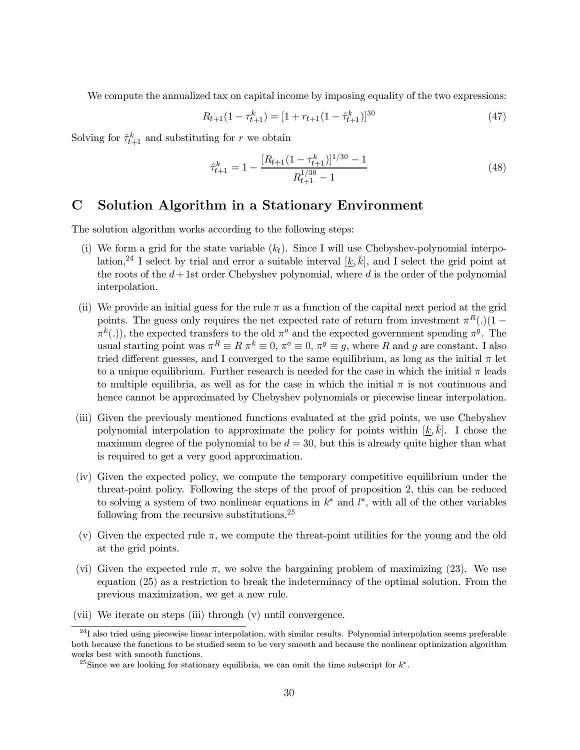We compute the annualized tax on capital income by imposing equality of the two expressions:

$$R_{t+1}(1-\tau_{t+1}^k) = [1 + r_{t+1}(1-\hat{\tau}_{t+1}^k)]^{30} \tag{47}$$

Solving for $\hat{\tau}_{t+1}^k$ and substituting for $r$ we obtain

$$\hat{\tau}_{t+1}^k = 1 - \frac{[R_{t+1}(1-\tau_{t+1}^k)]^{1/30} - 1}{R_{t+1}^{1/30} - 1} \tag{48}$$

## C Solution Algorithm in a Stationary Environment

The solution algorithm works according to the following steps:

(i) We form a grid for the state variable $(k_t)$. Since I will use Chebyshev-polynomial interpolation,[24] I select by trial and error a suitable interval $[\underline{k}, \bar{k}]$, and I select the grid point at the roots of the $d+1$st order Chebyshev polynomial, where $d$ is the order of the polynomial interpolation.

(ii) We provide an initial guess for the rule $\pi$ as a function of the capital next period at the grid points. The guess only requires the net expected rate of return from investment $\pi^R(.)(1-\pi^k(.))$, the expected transfers to the old $\pi^o$ and the expected government spending $\pi^g$. The usual starting point was $\pi^R \equiv R\ \pi^k \equiv 0$, $\pi^o \equiv 0$, $\pi^g \equiv g$, where $R$ and $g$ are constant. I also tried different guesses, and I converged to the same equilibrium, as long as the initial $\pi$ let to a unique equilibrium. Further research is needed for the case in which the initial $\pi$ leads to multiple equilibria, as well as for the case in which the initial $\pi$ is not continuous and hence cannot be approximated by Chebyshev polynomials or piecewise linear interpolation.

(iii) Given the previously mentioned functions evaluated at the grid points, we use Chebyshev polynomial interpolation to approximate the policy for points within $[\underline{k}, \bar{k}]$. I chose the maximum degree of the polynomial to be $d = 30$, but this is already quite higher than what is required to get a very good approximation.

(iv) Given the expected policy, we compute the temporary competitive equilibrium under the threat-point policy. Following the steps of the proof of proposition 2, this can be reduced to solving a system of two nonlinear equations in $k^*$ and $l^*$, with all of the other variables following from the recursive substitutions.[25]

(v) Given the expected rule $\pi$, we compute the threat-point utilities for the young and the old at the grid points.

(vi) Given the expected rule $\pi$, we solve the bargaining problem of maximizing (23). We use equation (25) as a restriction to break the indeterminacy of the optimal solution. From the previous maximization, we get a new rule.

(vii) We iterate on steps (iii) through (v) until convergence.

---

[24] I also tried using piecewise linear interpolation, with similar results. Polynomial interpolation seems preferable both because the functions to be studied seem to be very smooth and because the nonlinear optimization algorithm works best with smooth functions.

[25] Since we are looking for stationary equilibria, we can omit the time subscript for $k^*$.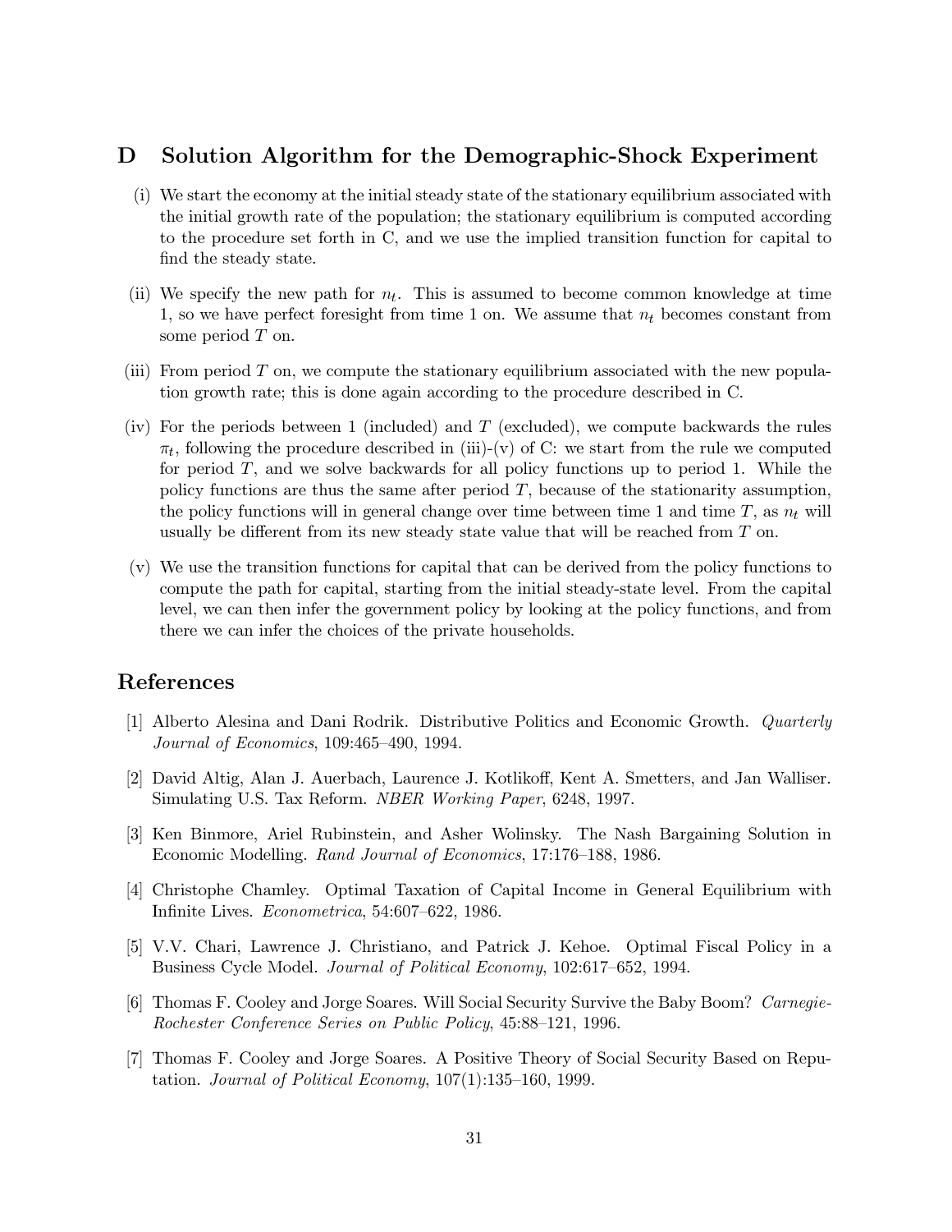## D Solution Algorithm for the Demographic-Shock Experiment

(i) We start the economy at the initial steady state of the stationary equilibrium associated with the initial growth rate of the population; the stationary equilibrium is computed according to the procedure set forth in C, and we use the implied transition function for capital to find the steady state.

(ii) We specify the new path for $n_t$. This is assumed to become common knowledge at time 1, so we have perfect foresight from time 1 on. We assume that $n_t$ becomes constant from some period $T$ on.

(iii) From period $T$ on, we compute the stationary equilibrium associated with the new population growth rate; this is done again according to the procedure described in C.

(iv) For the periods between 1 (included) and $T$ (excluded), we compute backwards the rules $\pi_t$, following the procedure described in (iii)-(v) of C: we start from the rule we computed for period $T$, and we solve backwards for all policy functions up to period 1. While the policy functions are thus the same after period $T$, because of the stationarity assumption, the policy functions will in general change over time between time 1 and time $T$, as $n_t$ will usually be different from its new steady state value that will be reached from $T$ on.

(v) We use the transition functions for capital that can be derived from the policy functions to compute the path for capital, starting from the initial steady-state level. From the capital level, we can then infer the government policy by looking at the policy functions, and from there we can infer the choices of the private households.

## References

[1] Alberto Alesina and Dani Rodrik. Distributive Politics and Economic Growth. *Quarterly Journal of Economics*, 109:465–490, 1994.

[2] David Altig, Alan J. Auerbach, Laurence J. Kotlikoff, Kent A. Smetters, and Jan Walliser. Simulating U.S. Tax Reform. *NBER Working Paper*, 6248, 1997.

[3] Ken Binmore, Ariel Rubinstein, and Asher Wolinsky. The Nash Bargaining Solution in Economic Modelling. *Rand Journal of Economics*, 17:176–188, 1986.

[4] Christophe Chamley. Optimal Taxation of Capital Income in General Equilibrium with Infinite Lives. *Econometrica*, 54:607–622, 1986.

[5] V.V. Chari, Lawrence J. Christiano, and Patrick J. Kehoe. Optimal Fiscal Policy in a Business Cycle Model. *Journal of Political Economy*, 102:617–652, 1994.

[6] Thomas F. Cooley and Jorge Soares. Will Social Security Survive the Baby Boom? *Carnegie-Rochester Conference Series on Public Policy*, 45:88–121, 1996.

[7] Thomas F. Cooley and Jorge Soares. A Positive Theory of Social Security Based on Reputation. *Journal of Political Economy*, 107(1):135–160, 1999.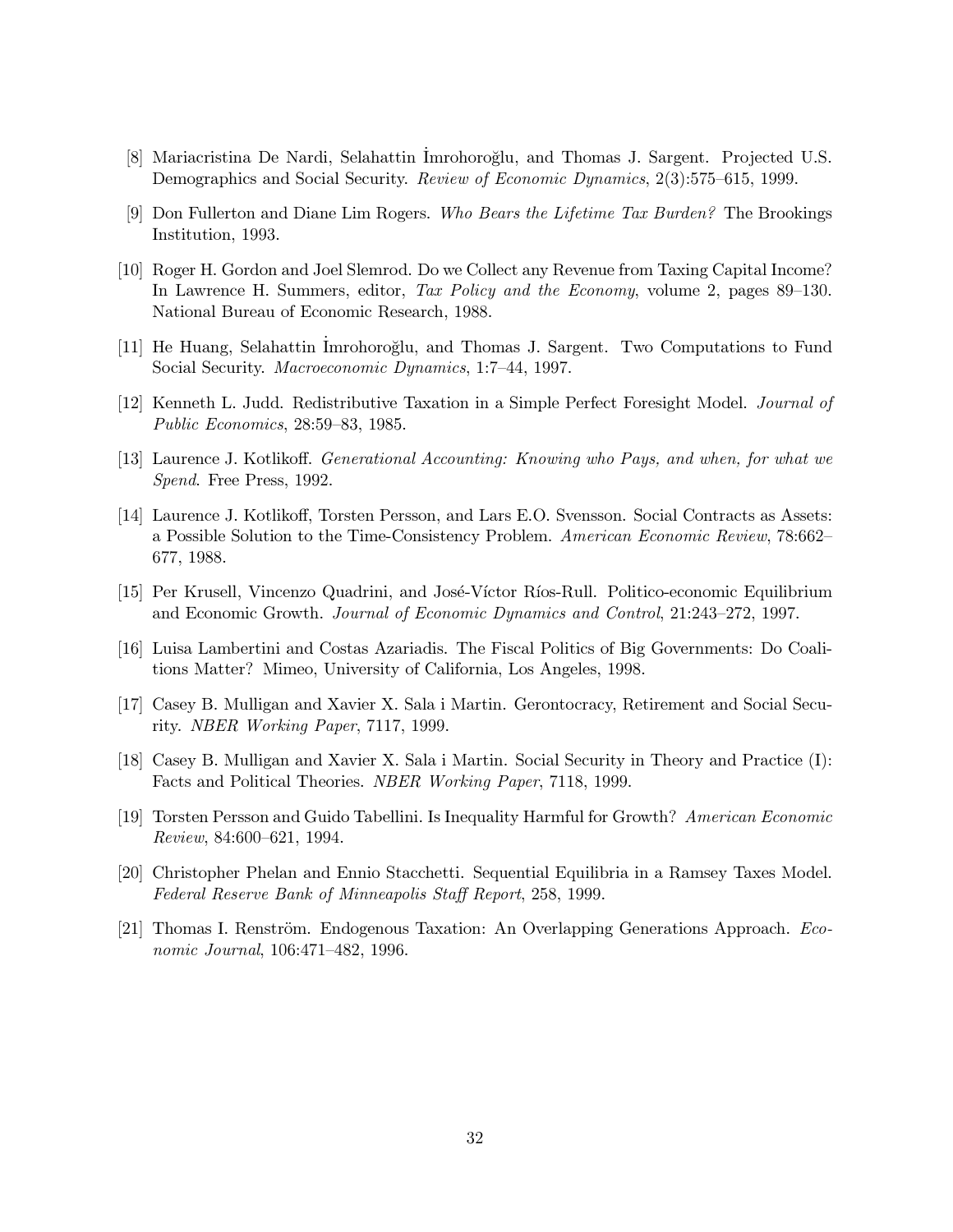[8] Mariacristina De Nardi, Selahattin İmrohoroğlu, and Thomas J. Sargent. Projected U.S. Demographics and Social Security. *Review of Economic Dynamics*, 2(3):575–615, 1999.

[9] Don Fullerton and Diane Lim Rogers. *Who Bears the Lifetime Tax Burden?* The Brookings Institution, 1993.

[10] Roger H. Gordon and Joel Slemrod. Do we Collect any Revenue from Taxing Capital Income? In Lawrence H. Summers, editor, *Tax Policy and the Economy*, volume 2, pages 89–130. National Bureau of Economic Research, 1988.

[11] He Huang, Selahattin İmrohoroğlu, and Thomas J. Sargent. Two Computations to Fund Social Security. *Macroeconomic Dynamics*, 1:7–44, 1997.

[12] Kenneth L. Judd. Redistributive Taxation in a Simple Perfect Foresight Model. *Journal of Public Economics*, 28:59–83, 1985.

[13] Laurence J. Kotlikoff. *Generational Accounting: Knowing who Pays, and when, for what we Spend*. Free Press, 1992.

[14] Laurence J. Kotlikoff, Torsten Persson, and Lars E.O. Svensson. Social Contracts as Assets: a Possible Solution to the Time-Consistency Problem. *American Economic Review*, 78:662–677, 1988.

[15] Per Krusell, Vincenzo Quadrini, and José-Víctor Ríos-Rull. Politico-economic Equilibrium and Economic Growth. *Journal of Economic Dynamics and Control*, 21:243–272, 1997.

[16] Luisa Lambertini and Costas Azariadis. The Fiscal Politics of Big Governments: Do Coalitions Matter? Mimeo, University of California, Los Angeles, 1998.

[17] Casey B. Mulligan and Xavier X. Sala i Martin. Gerontocracy, Retirement and Social Security. *NBER Working Paper*, 7117, 1999.

[18] Casey B. Mulligan and Xavier X. Sala i Martin. Social Security in Theory and Practice (I): Facts and Political Theories. *NBER Working Paper*, 7118, 1999.

[19] Torsten Persson and Guido Tabellini. Is Inequality Harmful for Growth? *American Economic Review*, 84:600–621, 1994.

[20] Christopher Phelan and Ennio Stacchetti. Sequential Equilibria in a Ramsey Taxes Model. *Federal Reserve Bank of Minneapolis Staff Report*, 258, 1999.

[21] Thomas I. Renström. Endogenous Taxation: An Overlapping Generations Approach. *Economic Journal*, 106:471–482, 1996.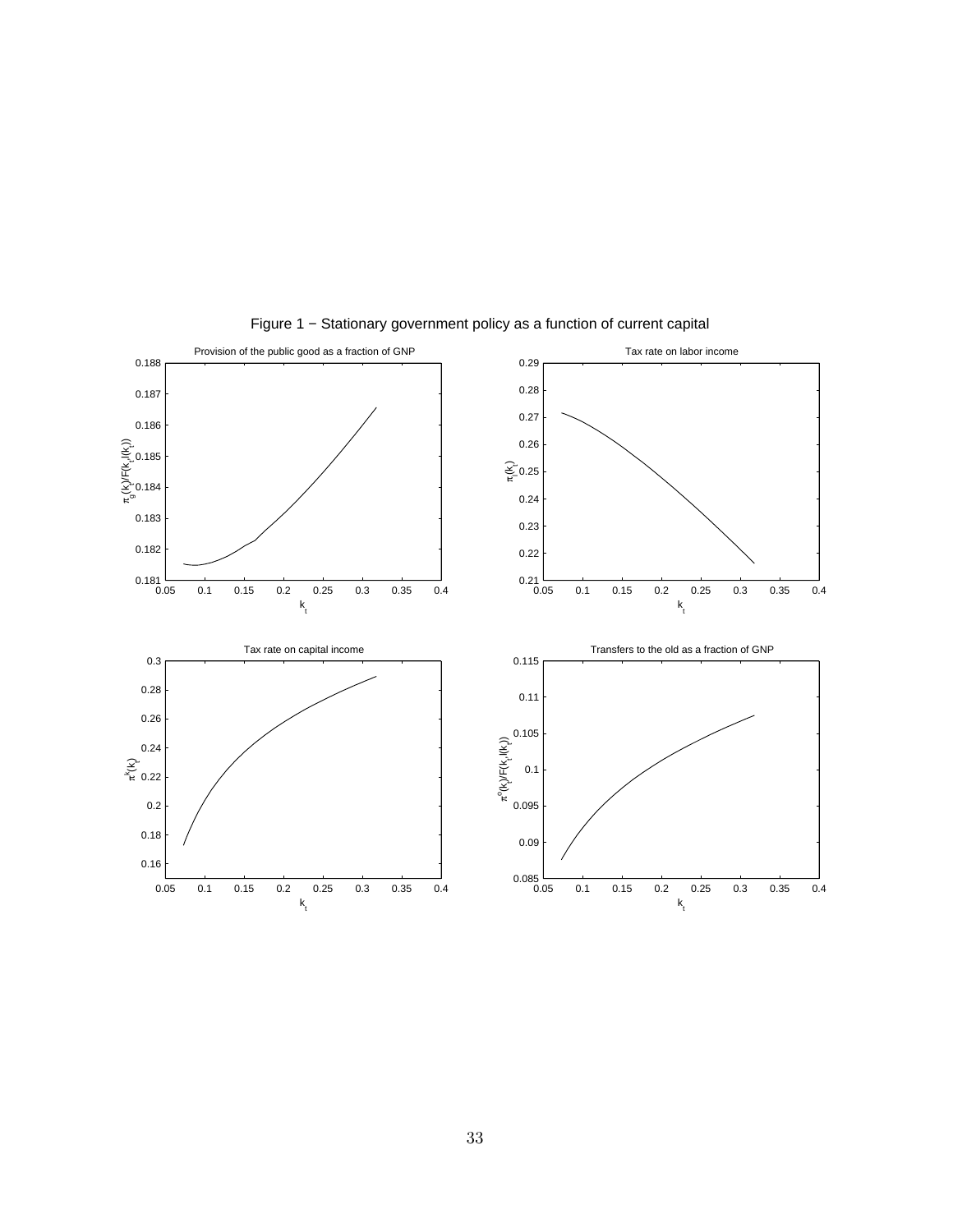Figure 1 − Stationary government policy as a function of current capital

Provision of the public good as a fraction of GNP

$\pi_g(k_t)/F(k_t,l(k_t))$

0.188
0.187
0.186
0.185
0.184
0.183
0.182
0.181

0.05 0.1 0.15 0.2 0.25 0.3 0.35 0.4

$k_t$

Tax rate on labor income

$\pi_l(k_t)$

0.29
0.28
0.27
0.26
0.25
0.24
0.23
0.22
0.21

0.05 0.1 0.15 0.2 0.25 0.3 0.35 0.4

$k_t$

Tax rate on capital income

$\pi^k(k_t)$

0.3
0.28
0.26
0.24
0.22
0.2
0.18
0.16

0.05 0.1 0.15 0.2 0.25 0.3 0.35 0.4

$k_t$

Transfers to the old as a fraction of GNP

$\pi^o(k_t)/F(k_t,l(k_t))$

0.115
0.11
0.105
0.1
0.095
0.09
0.085

0.05 0.1 0.15 0.2 0.25 0.3 0.35 0.4

$k_t$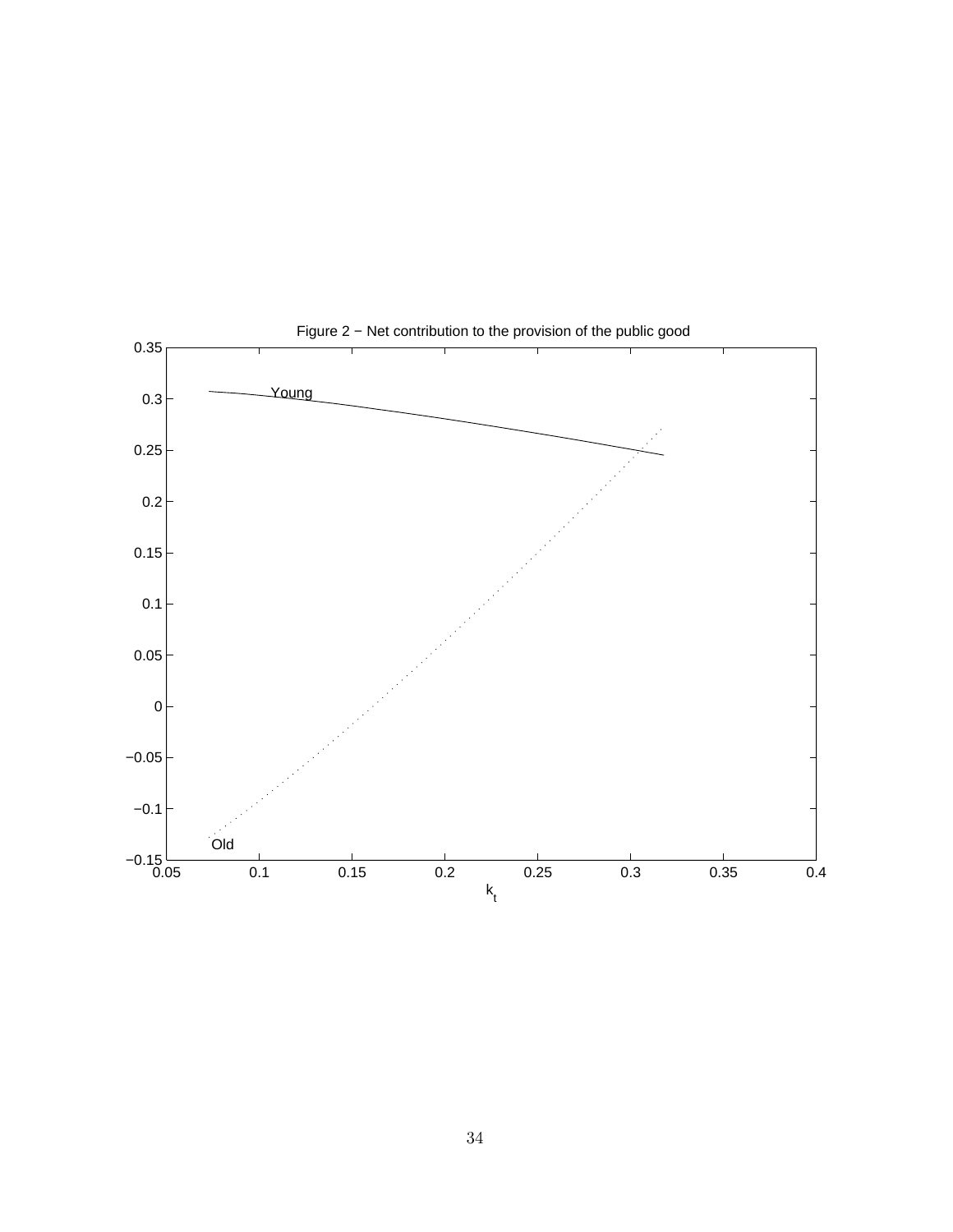Figure 2 − Net contribution to the provision of the public good

Young

Old

0.35
0.3
0.25
0.2
0.15
0.1
0.05
0
−0.05
−0.1
−0.15

0.05 0.1 0.15 0.2 0.25 0.3 0.35 0.4

$k_t$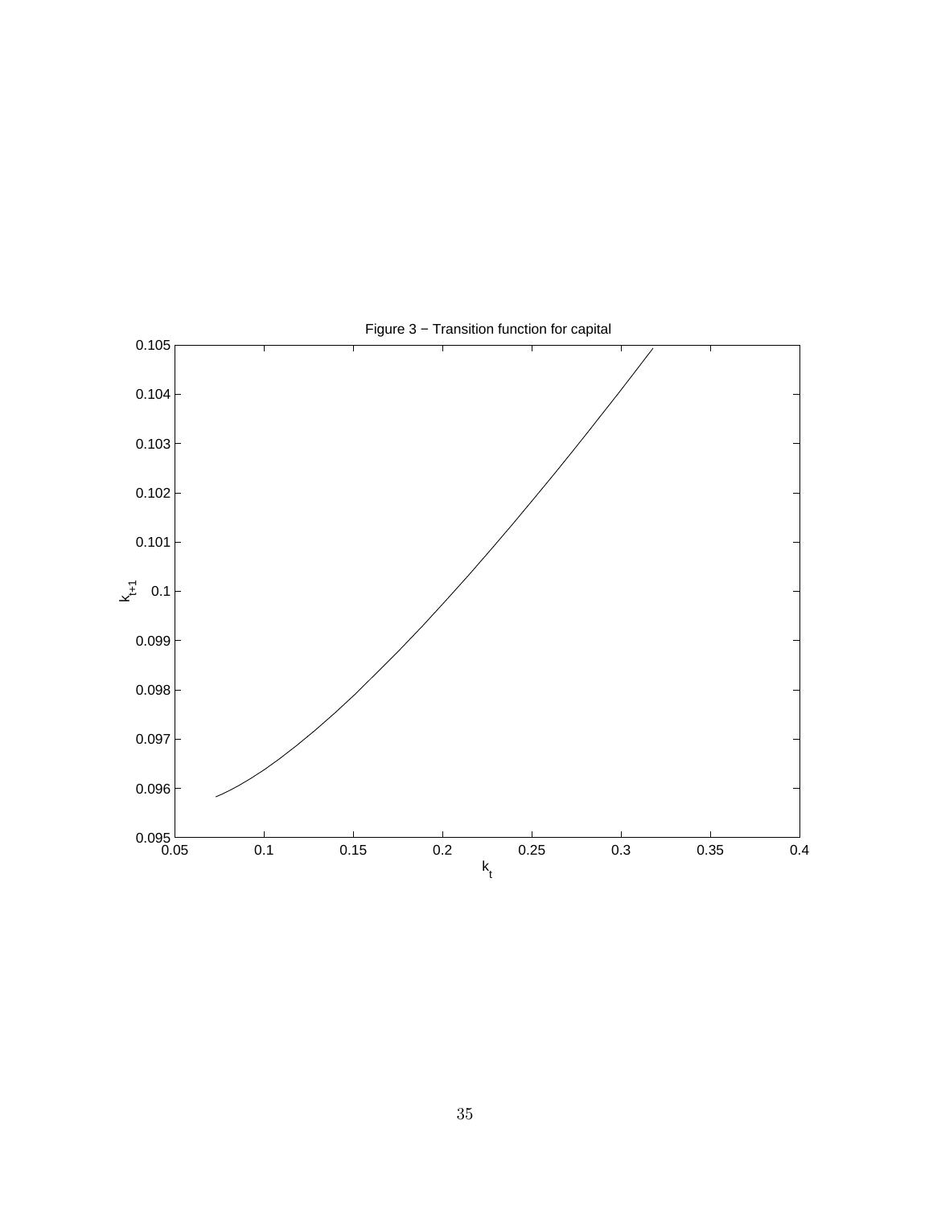Figure 3 − Transition function for capital

0.105
0.104
0.103
0.102
0.101
0.1
0.099
0.098
0.097
0.096
0.095

$k_{t+1}$

0.05 0.1 0.15 0.2 0.25 0.3 0.35 0.4

$k_t$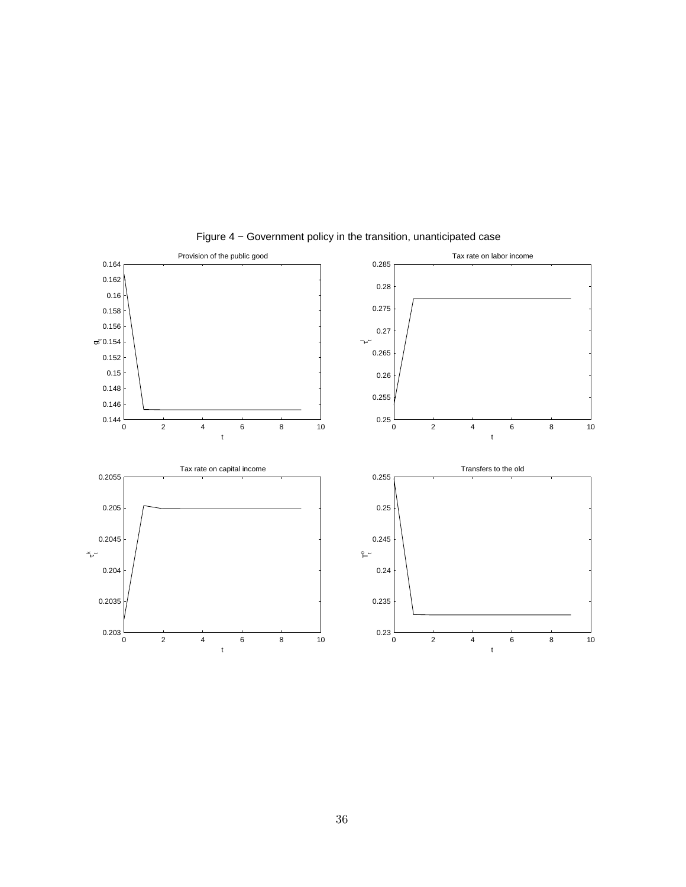Figure 4 − Government policy in the transition, unanticipated case

Provision of the public good

0.164
0.162
0.16
0.158
0.156
0.154
0.152
0.15
0.148
0.146
0.144

0 2 4 6 8 10

t

$g_t$

Tax rate on labor income

0.285
0.28
0.275
0.27
0.265
0.26
0.255
0.25

0 2 4 6 8 10

t

$\tau^l_t$

Tax rate on capital income

0.2055
0.205
0.2045
0.204
0.2035
0.203

0 2 4 6 8 10

t

$\tau^k_t$

Transfers to the old

0.255
0.25
0.245
0.24
0.235
0.23

0 2 4 6 8 10

t

$T^o_t$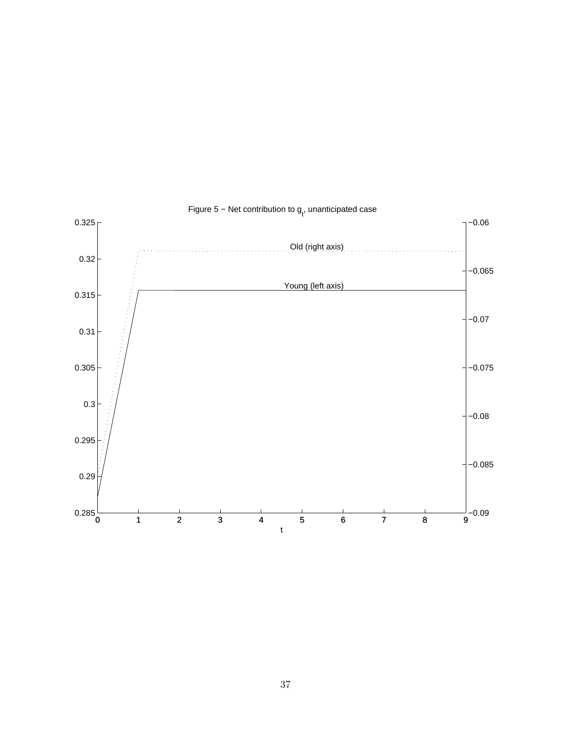Figure 5 − Net contribution to $g_t$, unanticipated case

Old (right axis)

Young (left axis)

0.325
0.32
0.315
0.31
0.305
0.3
0.295
0.29
0.285

−0.06
−0.065
−0.07
−0.075
−0.08
−0.085
−0.09

0 1 2 3 4 5 6 7 8 9

t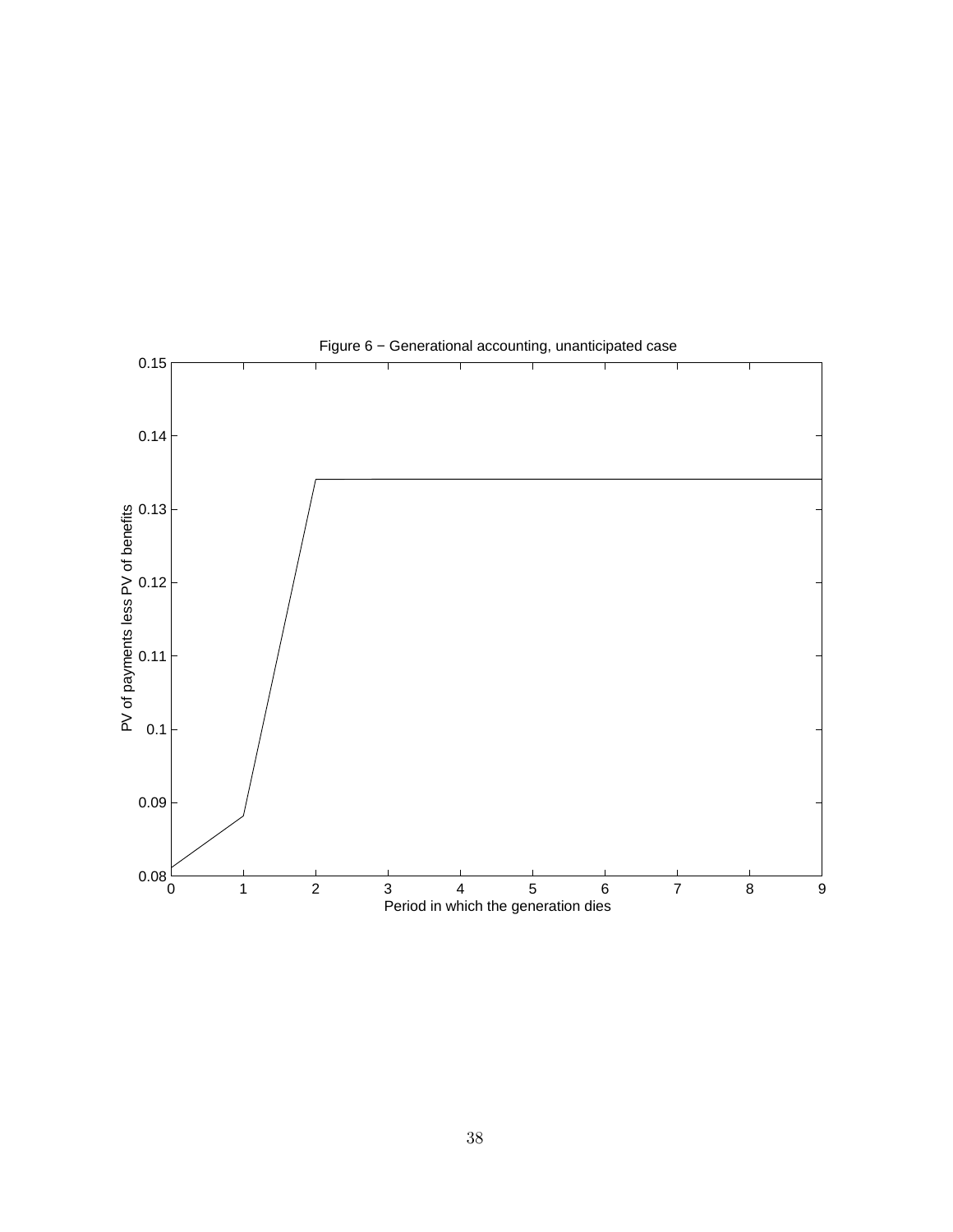Figure 6 − Generational accounting, unanticipated case

PV of payments less PV of benefits

0.15
0.14
0.13
0.12
0.11
0.1
0.09
0.08

0 1 2 3 4 5 6 7 8 9

Period in which the generation dies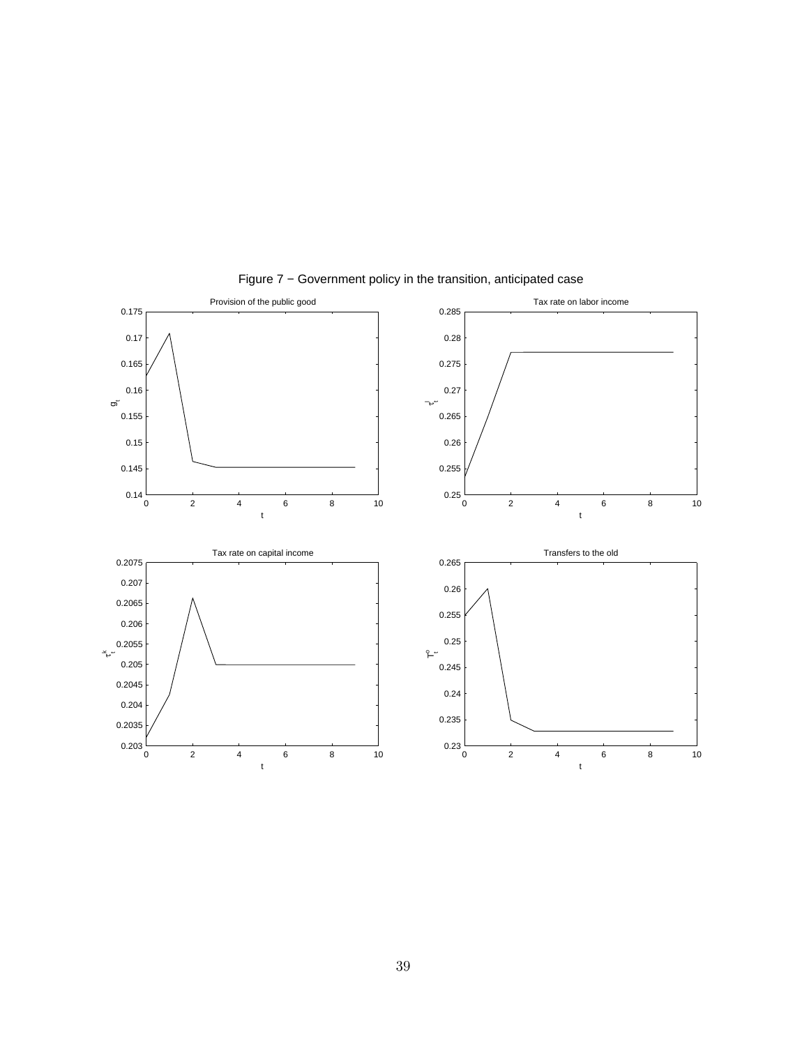Figure 7 − Government policy in the transition, anticipated case

Provision of the public good

0.175
0.17
0.165
0.16
0.155
0.15
0.145
0.14

$g_t$

0 2 4 6 8 10

t

Tax rate on labor income

0.285
0.28
0.275
0.27
0.265
0.26
0.255
0.25

$\tau^l_t$

0 2 4 6 8 10

t

Tax rate on capital income

0.2075
0.207
0.2065
0.206
0.2055
0.205
0.2045
0.204
0.2035
0.203

$\tau^k_t$

0 2 4 6 8 10

t

Transfers to the old

0.265
0.26
0.255
0.25
0.245
0.24
0.235
0.23

$T^o_t$

0 2 4 6 8 10

t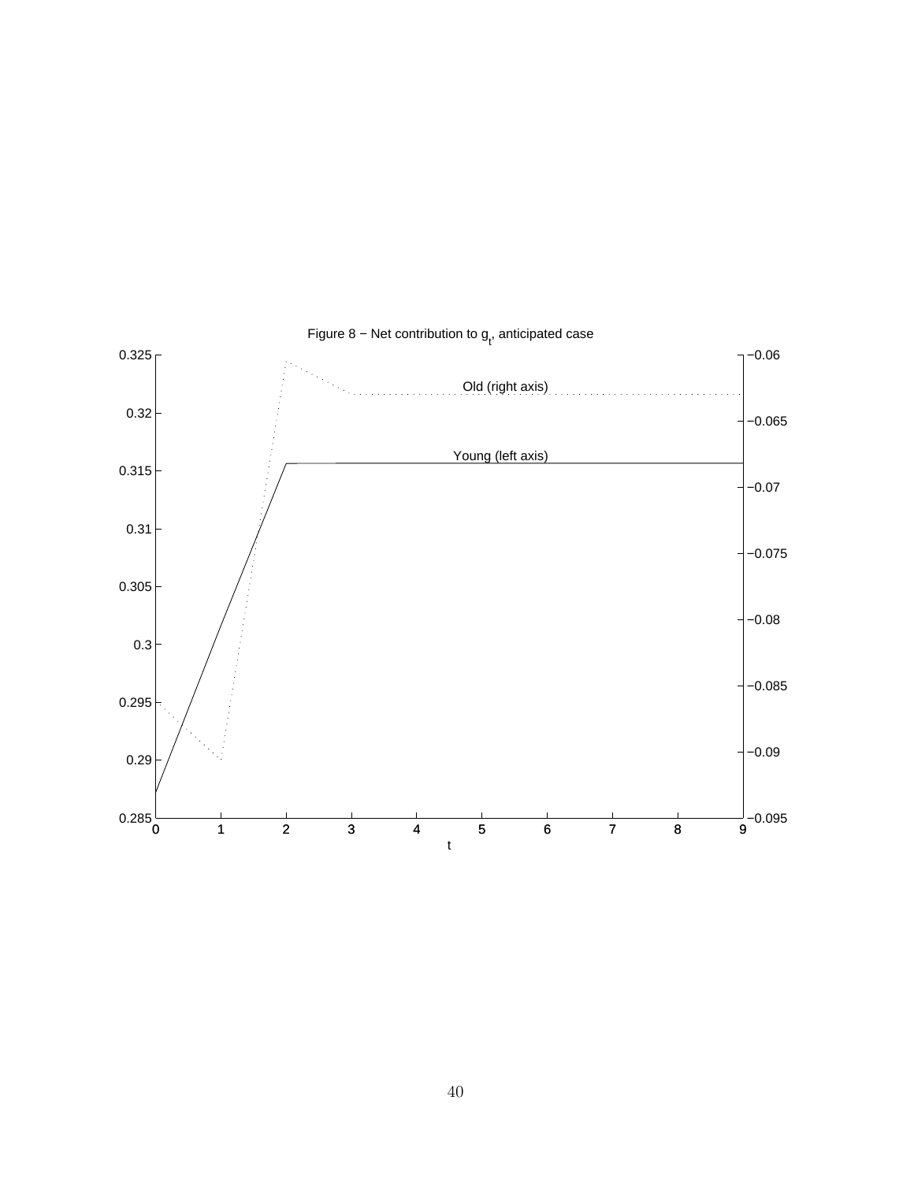Figure 8 − Net contribution to $g_t$, anticipated case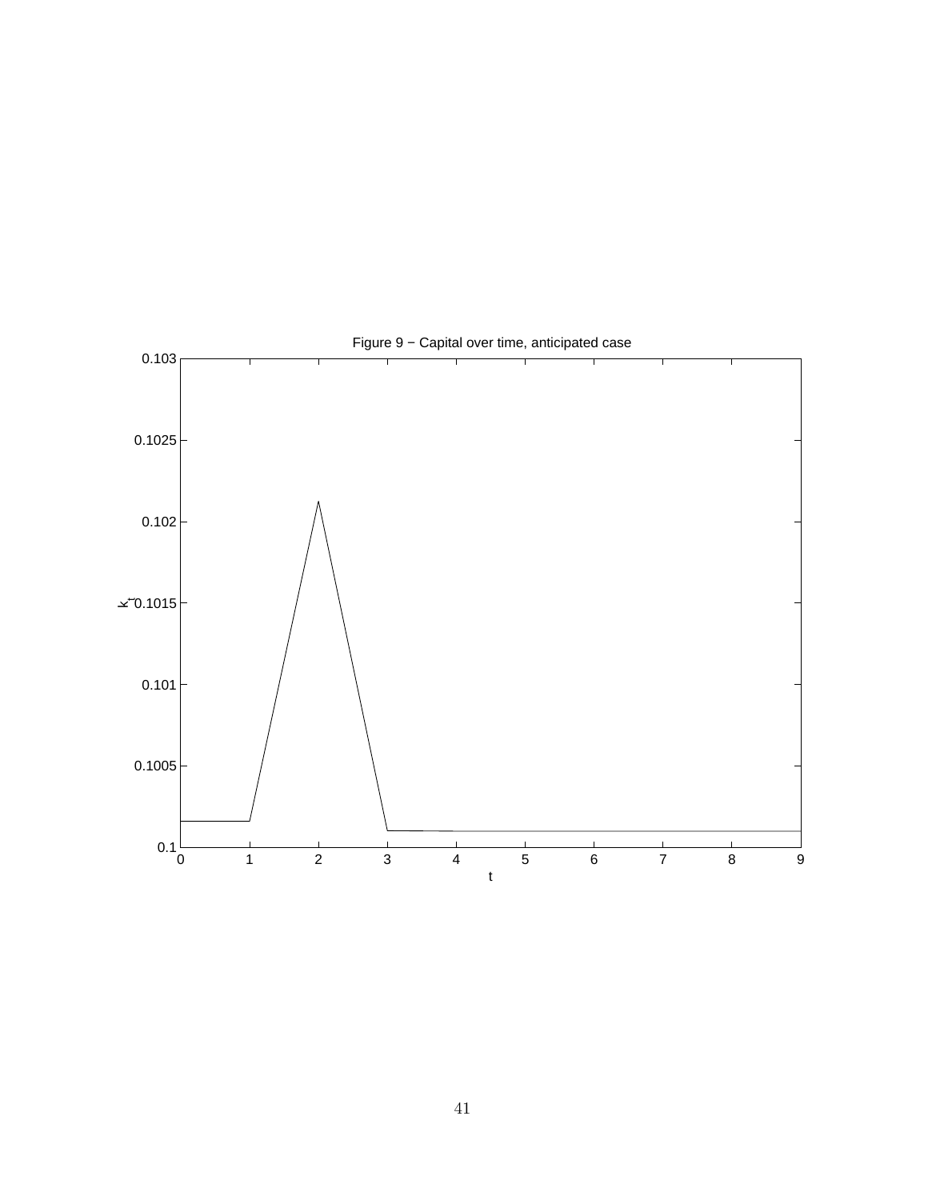Figure 9 − Capital over time, anticipated case

0.103

0.1025

0.102

0.1015

0.101

0.1005

0.1

$k_t$

0 1 2 3 4 5 6 7 8 9

t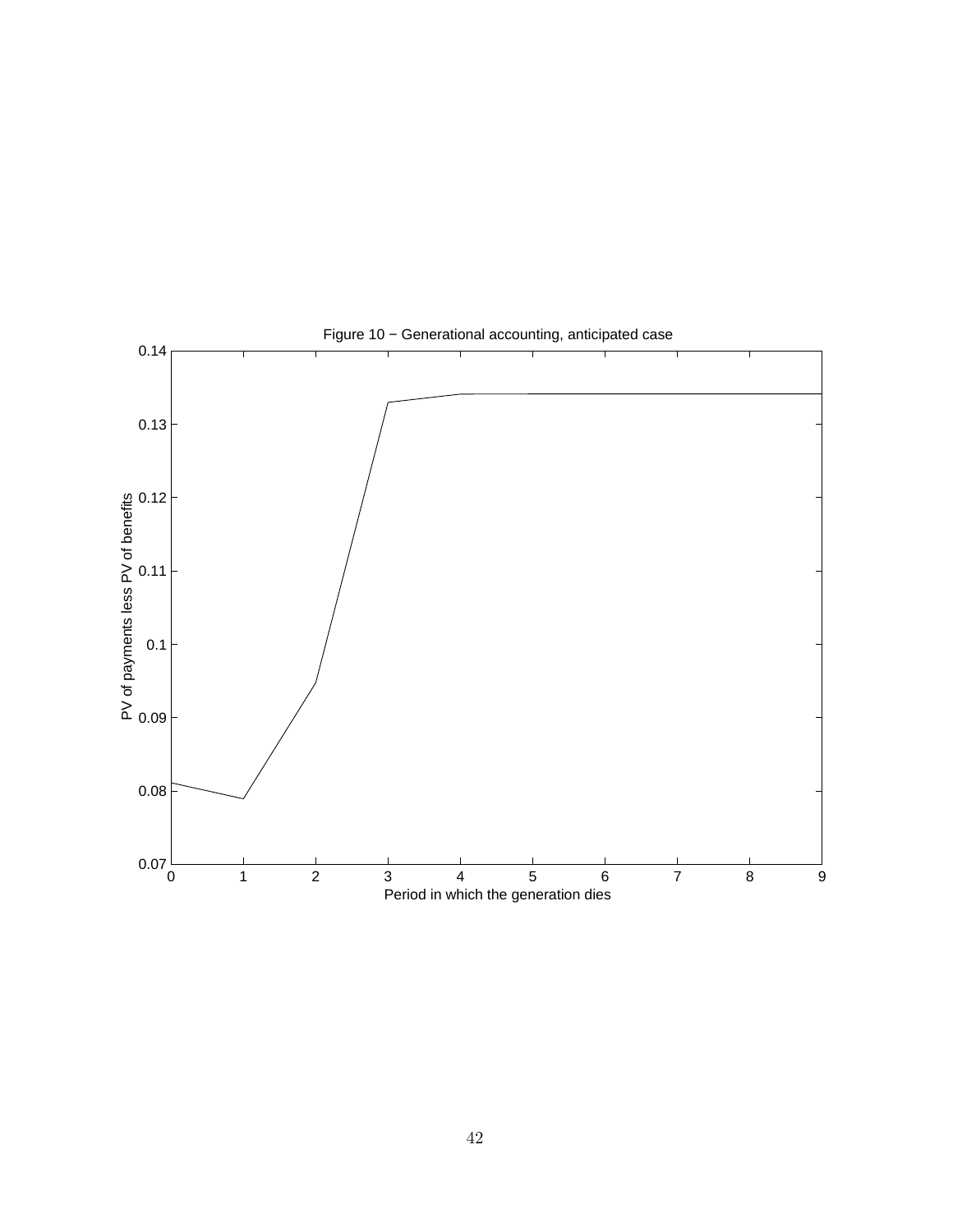Figure 10 − Generational accounting, anticipated case

PV of payments less PV of benefits

0.14
0.13
0.12
0.11
0.1
0.09
0.08
0.07

0 1 2 3 4 5 6 7 8 9

Period in which the generation dies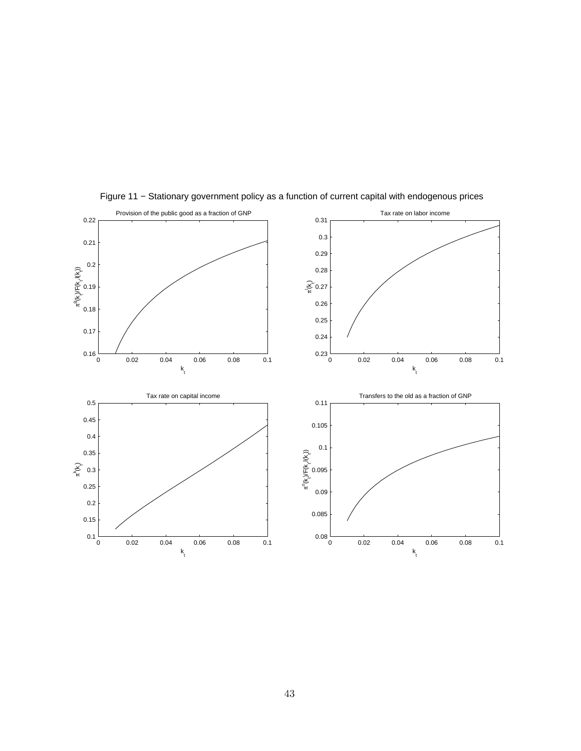Figure 11 − Stationary government policy as a function of current capital with endogenous prices

Provision of the public good as a fraction of GNP

0.22
0.21
0.2
0.19
0.18
0.17
0.16

$\pi^g(k_t)/F(k_t,l(k_t))$

0
0.02
0.04
0.06
0.08
0.1

$k_t$

Tax rate on labor income

0.31
0.3
0.29
0.28
0.27
0.26
0.25
0.24
0.23

$\pi^l(k_t)$

0
0.02
0.04
0.06
0.08
0.1

$k_t$

Tax rate on capital income

0.5
0.45
0.4
0.35
0.3
0.25
0.2
0.15
0.1

$\pi^k(k_t)$

0
0.02
0.04
0.06
0.08
0.1

$k_t$

Transfers to the old as a fraction of GNP

0.11
0.105
0.1
0.095
0.09
0.085
0.08

$\pi^o(k_t)/F(k_t,l(k_t))$

0
0.02
0.04
0.06
0.08
0.1

$k_t$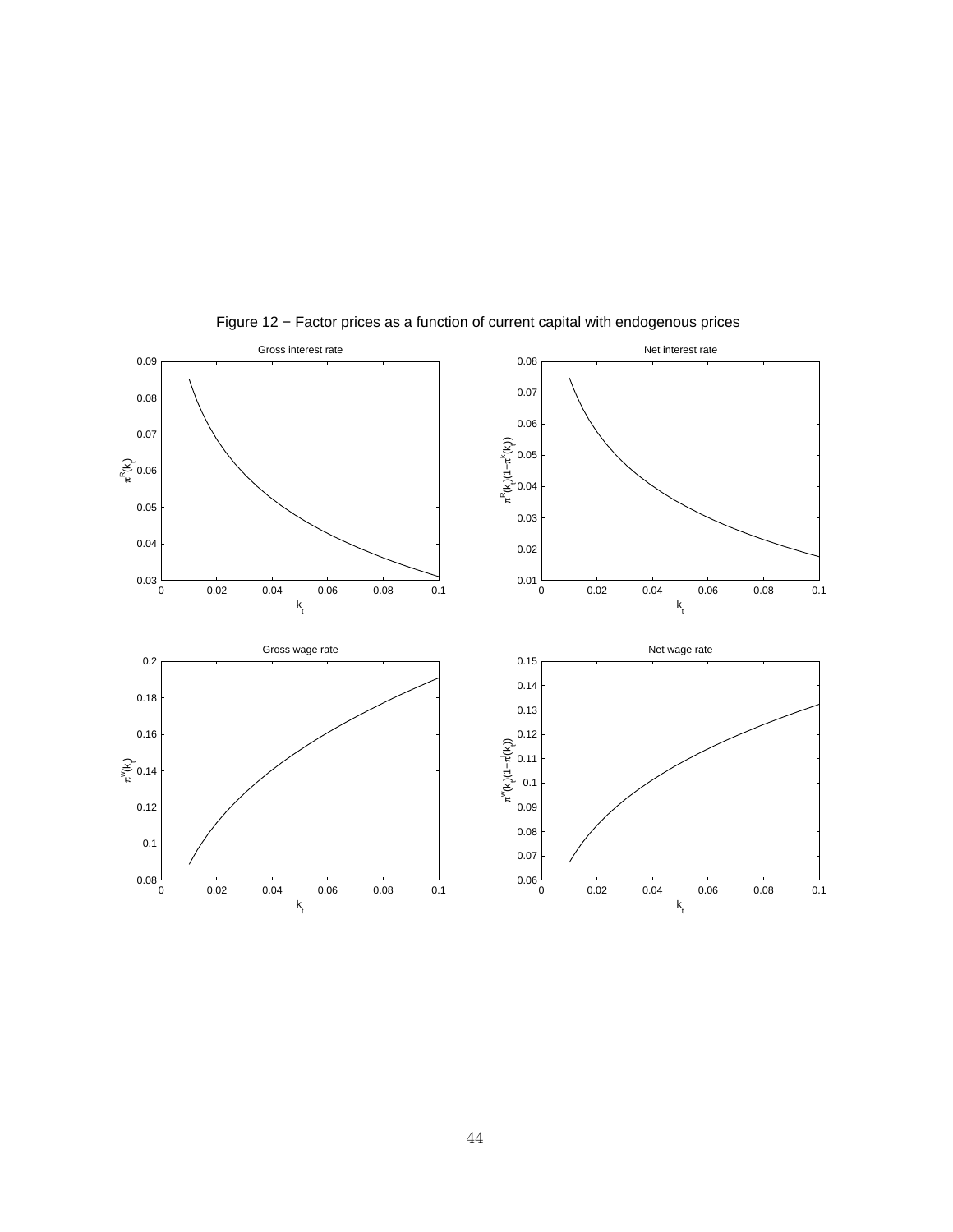Figure 12 − Factor prices as a function of current capital with endogenous prices

Gross interest rate

$\pi^R(k_t)$

0.09
0.08
0.07
0.06
0.05
0.04
0.03

0 0.02 0.04 0.06 0.08 0.1

$k_t$

Net interest rate

$\pi^R(k_t)(1-\pi^k(k_t))$

0.08
0.07
0.06
0.05
0.04
0.03
0.02
0.01

0 0.02 0.04 0.06 0.08 0.1

$k_t$

Gross wage rate

$\pi^w(k_t)$

0.2
0.18
0.16
0.14
0.12
0.1
0.08

0 0.02 0.04 0.06 0.08 0.1

$k_t$

Net wage rate

$\pi^w(k_t)(1-\pi^l(k_t))$

0.15
0.14
0.13
0.12
0.11
0.1
0.09
0.08
0.07
0.06

0 0.02 0.04 0.06 0.08 0.1

$k_t$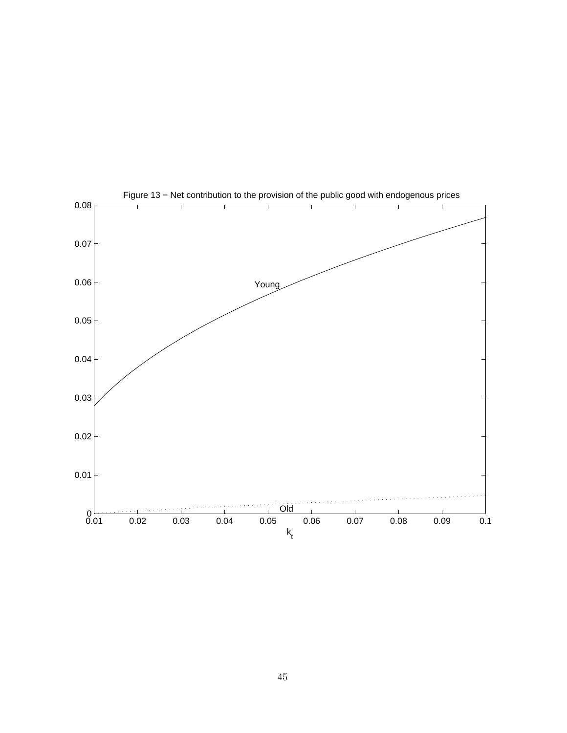Figure 13 − Net contribution to the provision of the public good with endogenous prices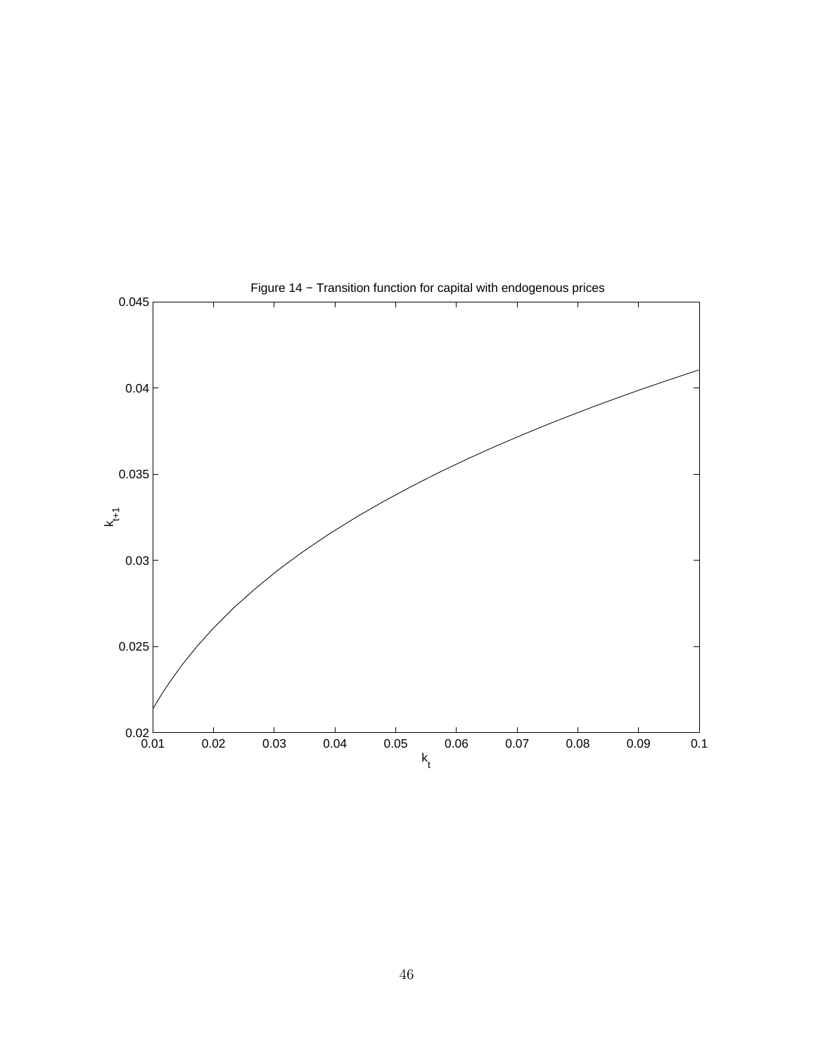Figure 14 − Transition function for capital with endogenous prices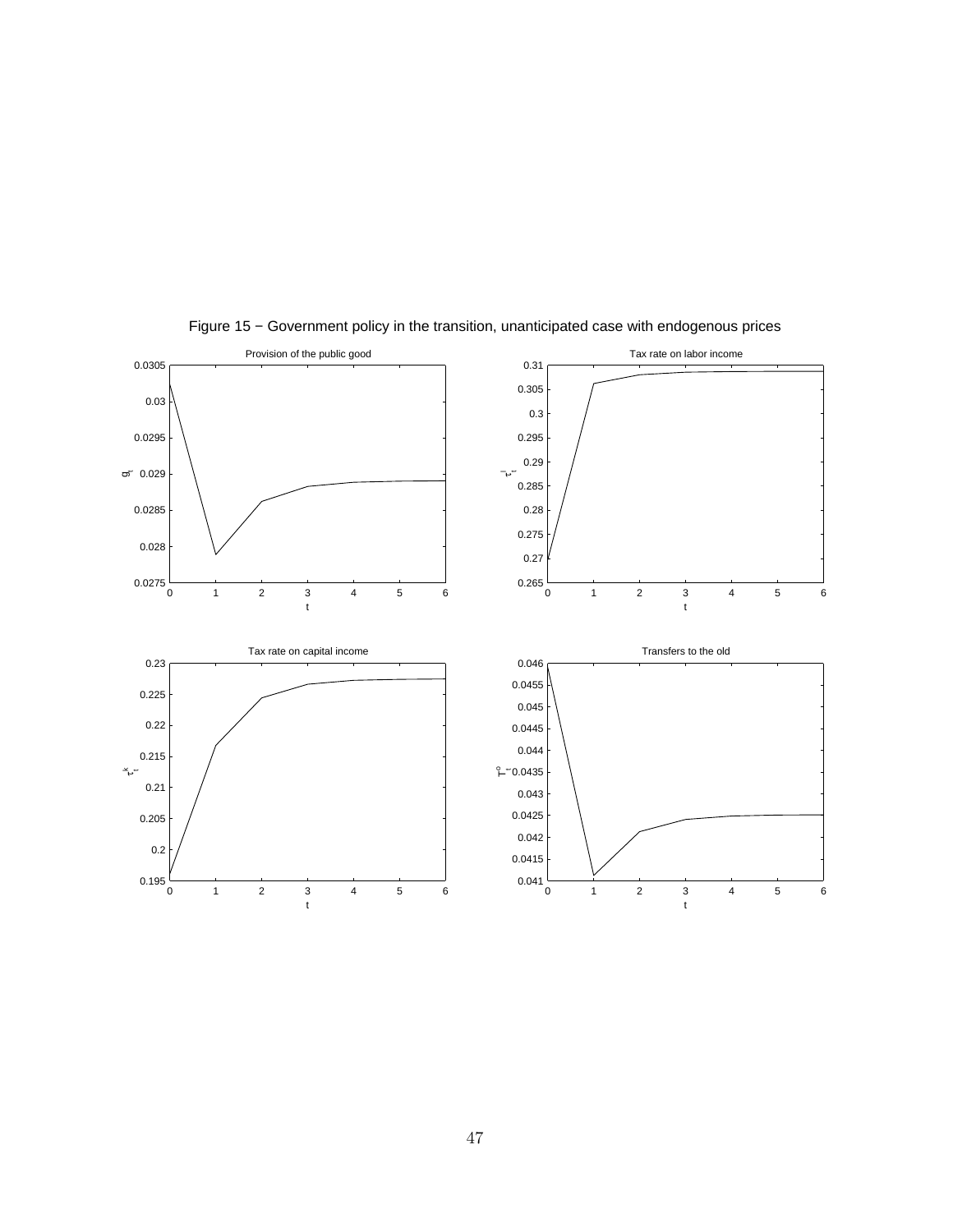Figure 15 − Government policy in the transition, unanticipated case with endogenous prices

Provision of the public good

0.0305
0.03
0.0295
0.029
0.0285
0.028
0.0275

$g_t$

0 1 2 3 4 5 6

t

Tax rate on labor income

0.31
0.305
0.3
0.295
0.29
0.285
0.28
0.275
0.27
0.265

$\tau^l_t$

0 1 2 3 4 5 6

t

Tax rate on capital income

0.23
0.225
0.22
0.215
0.21
0.205
0.2
0.195

$\tau^k_t$

0 1 2 3 4 5 6

t

Transfers to the old

0.046
0.0455
0.045
0.0445
0.044
0.0435
0.043
0.0425
0.042
0.0415
0.041

$T^o_t$

0 1 2 3 4 5 6

t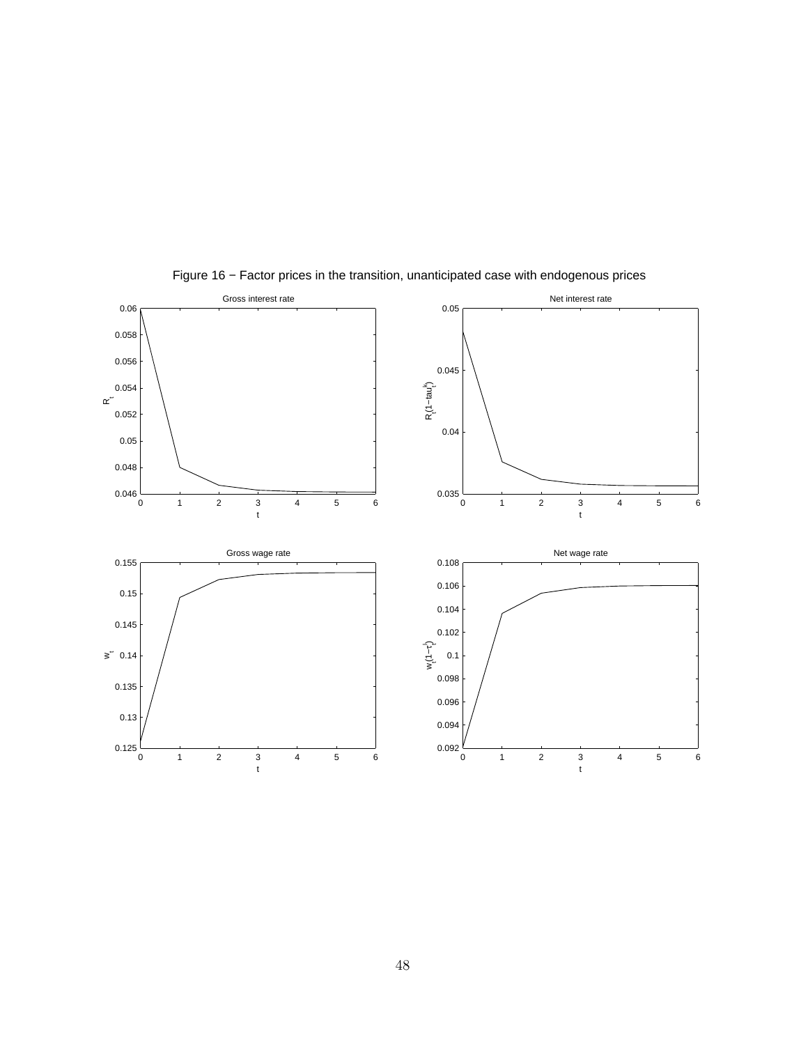Figure 16 − Factor prices in the transition, unanticipated case with endogenous prices

Gross interest rate

$R_t$

0.06
0.058
0.056
0.054
0.052
0.05
0.048
0.046

0 1 2 3 4 5 6

t

Net interest rate

$R_t(1-tau^k_t)$

0.05
0.045
0.04
0.035

0 1 2 3 4 5 6

t

Gross wage rate

$w_t$

0.155
0.15
0.145
0.14
0.135
0.13
0.125

0 1 2 3 4 5 6

t

Net wage rate

$w_t(1-\tau^l_t)$

0.108
0.106
0.104
0.102
0.1
0.098
0.096
0.094
0.092

0 1 2 3 4 5 6

t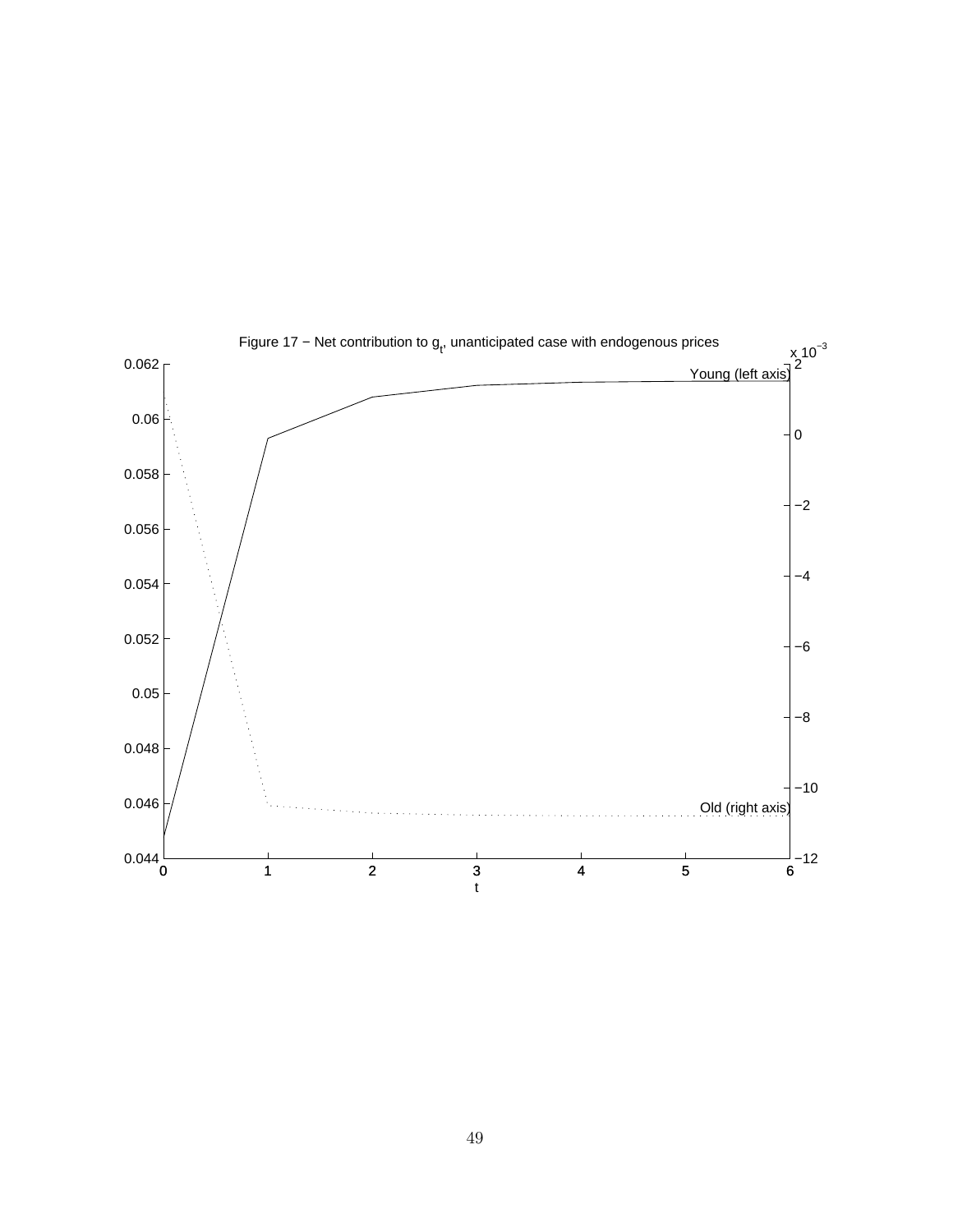Figure 17 − Net contribution to $g_t$, unanticipated case with endogenous prices

x $10^{-3}$

Young (left axis)

Old (right axis)

0.062
0.06
0.058
0.056
0.054
0.052
0.05
0.048
0.046
0.044

2
0
−2
−4
−6
−8
−10
−12

0 1 2 3 4 5 6

t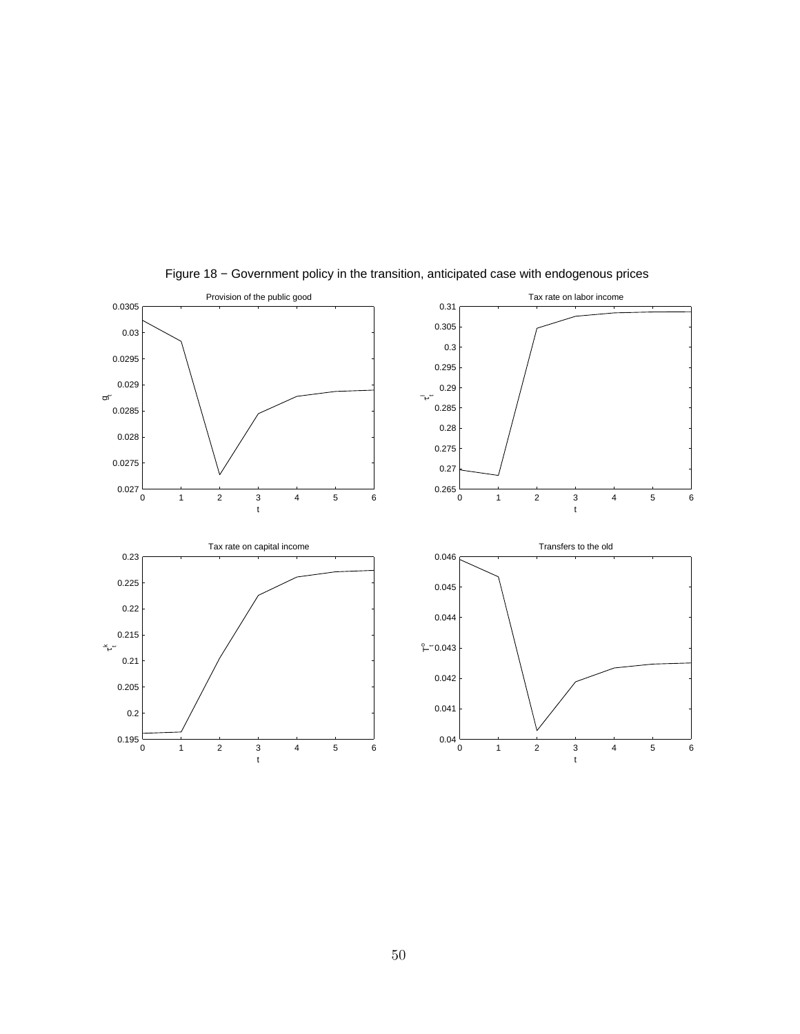Figure 18 − Government policy in the transition, anticipated case with endogenous prices

Provision of the public good

0.0305
0.03
0.0295
0.029
0.0285
0.028
0.0275
0.027

$g_t$

0 1 2 3 4 5 6

t

Tax rate on labor income

0.31
0.305
0.3
0.295
0.29
0.285
0.28
0.275
0.27
0.265

$\tau^l_t$

0 1 2 3 4 5 6

t

Tax rate on capital income

0.23
0.225
0.22
0.215
0.21
0.205
0.2
0.195

$\tau^k_t$

0 1 2 3 4 5 6

t

Transfers to the old

0.046
0.045
0.044
0.043
0.042
0.041
0.04

$T^o_t$

0 1 2 3 4 5 6

t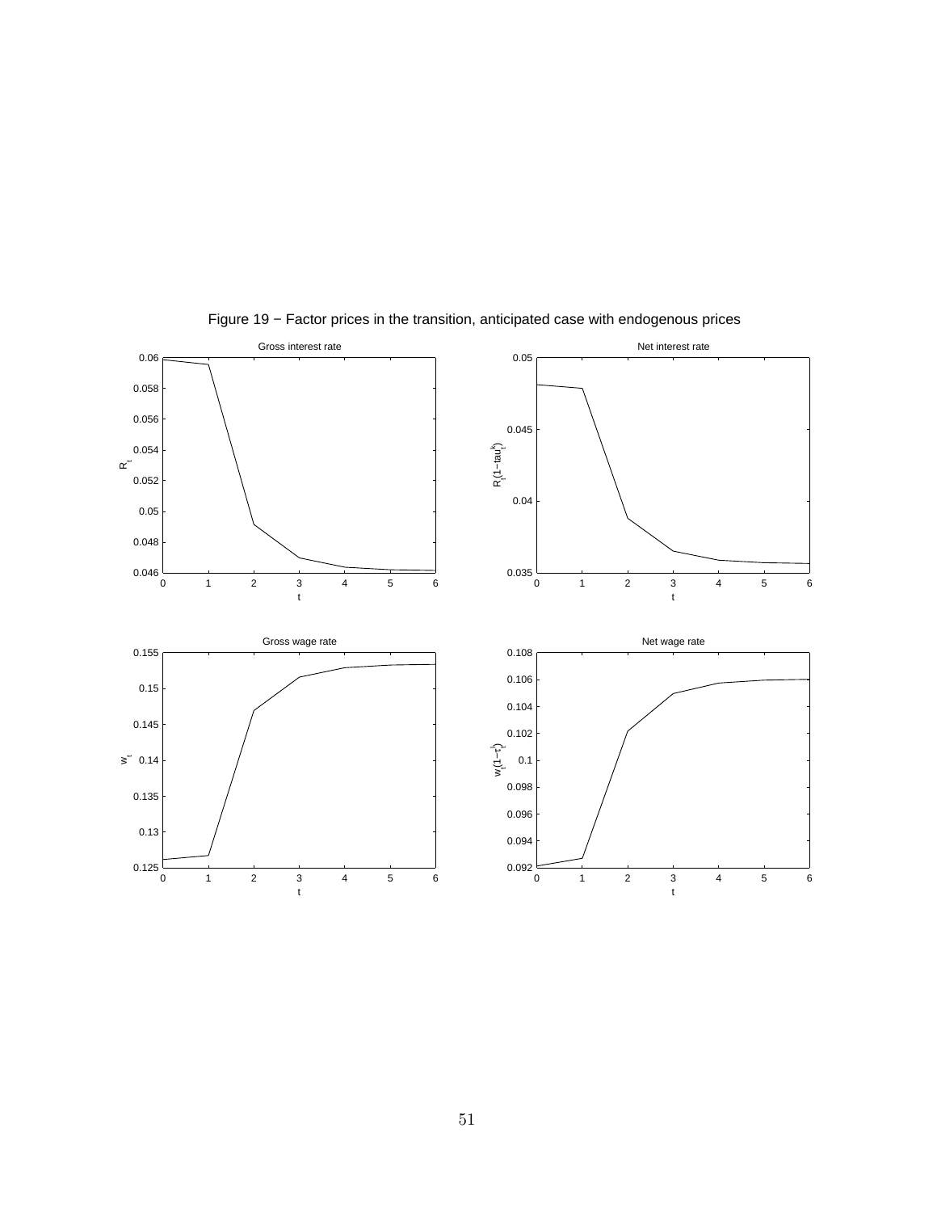Figure 19 − Factor prices in the transition, anticipated case with endogenous prices

Gross interest rate

$R_t$

0.06
0.058
0.056
0.054
0.052
0.05
0.048
0.046

0 1 2 3 4 5 6

t

Net interest rate

$R_t(1-tau_t^k)$

0.05
0.045
0.04
0.035

0 1 2 3 4 5 6

t

Gross wage rate

$w_t$

0.155
0.15
0.145
0.14
0.135
0.13
0.125

0 1 2 3 4 5 6

t

Net wage rate

$w_t(1-\tau_t^l)$

0.108
0.106
0.104
0.102
0.1
0.098
0.096
0.094
0.092

0 1 2 3 4 5 6

t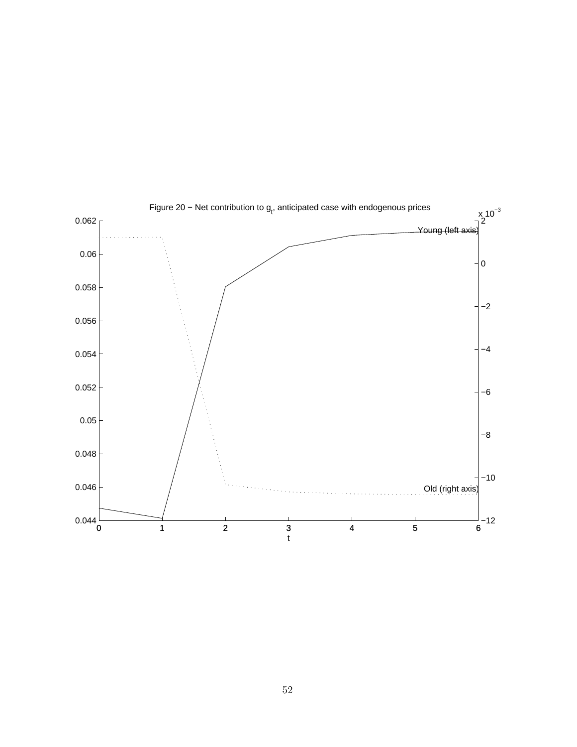Figure 20 − Net contribution to $g_t$, anticipated case with endogenous prices

x $10^{-3}$

0.062
0.06
0.058
0.056
0.054
0.052
0.05
0.048
0.046
0.044

2
0
−2
−4
−6
−8
−10
−12

Young (left axis)

Old (right axis)

0 1 2 3 4 5 6

t